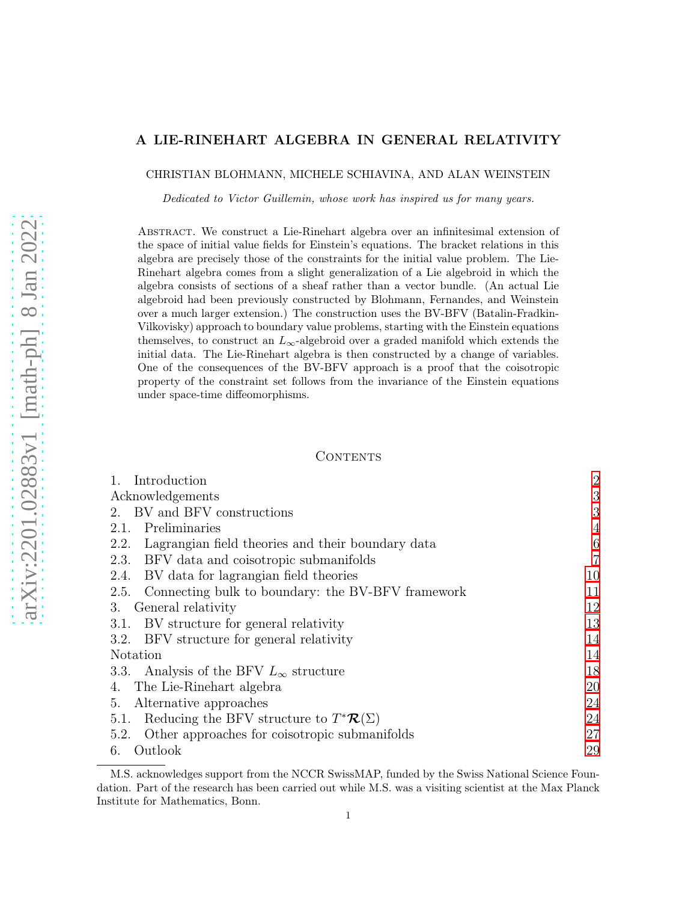# A LIE-RINEHART ALGEBRA IN GENERAL RELATIVITY

CHRISTIAN BLOHMANN, MICHELE SCHIAVINA, AND ALAN WEINSTEIN

*Dedicated to Victor Guillemin, whose work has inspired us for many years.*

Abstract. We construct a Lie-Rinehart algebra over an infinitesimal extension of the space of initial value fields for Einstein's equations. The bracket relations in this algebra are precisely those of the constraints for the initial value problem. The Lie-Rinehart algebra comes from a slight generalization of a Lie algebroid in which the algebra consists of sections of a sheaf rather than a vector bundle. (An actual Lie algebroid had been previously constructed by Blohmann, Fernandes, and Weinstein over a much larger extension.) The construction uses the BV-BFV (Batalin-Fradkin-Vilkovisky) approach to boundary value problems, starting with the Einstein equations themselves, to construct an $L_\infty$-algebroid over a graded manifold which extends the initial data. The Lie-Rinehart algebra is then constructed by a change of variables. One of the consequences of the BV-BFV approach is a proof that the coisotropic property of the constraint set follows from the invariance of the Einstein equations under space-time diffeomorphisms.

## Contents

1. Introduction — 2
Acknowledgements — 3
2. BV and BFV constructions — 3
2.1. Preliminaries — 4
2.2. Lagrangian field theories and their boundary data — 6
2.3. BFV data and coisotropic submanifolds — 7
2.4. BV data for lagrangian field theories — 10
2.5. Connecting bulk to boundary: the BV-BFV framework — 11
3. General relativity — 12
3.1. BV structure for general relativity — 13
3.2. BFV structure for general relativity — 14
Notation — 14
3.3. Analysis of the BFV $L_\infty$ structure — 18
4. The Lie-Rinehart algebra — 20
5. Alternative approaches — 24
5.1. Reducing the BFV structure to $T^*\boldsymbol{\mathcal{R}}(\Sigma)$ — 24
5.2. Other approaches for coisotropic submanifolds — 27
6. Outlook — 29

M.S. acknowledges support from the NCCR SwissMAP, funded by the Swiss National Science Foundation. Part of the research has been carried out while M.S. was a visiting scientist at the Max Planck Institute for Mathematics, Bonn.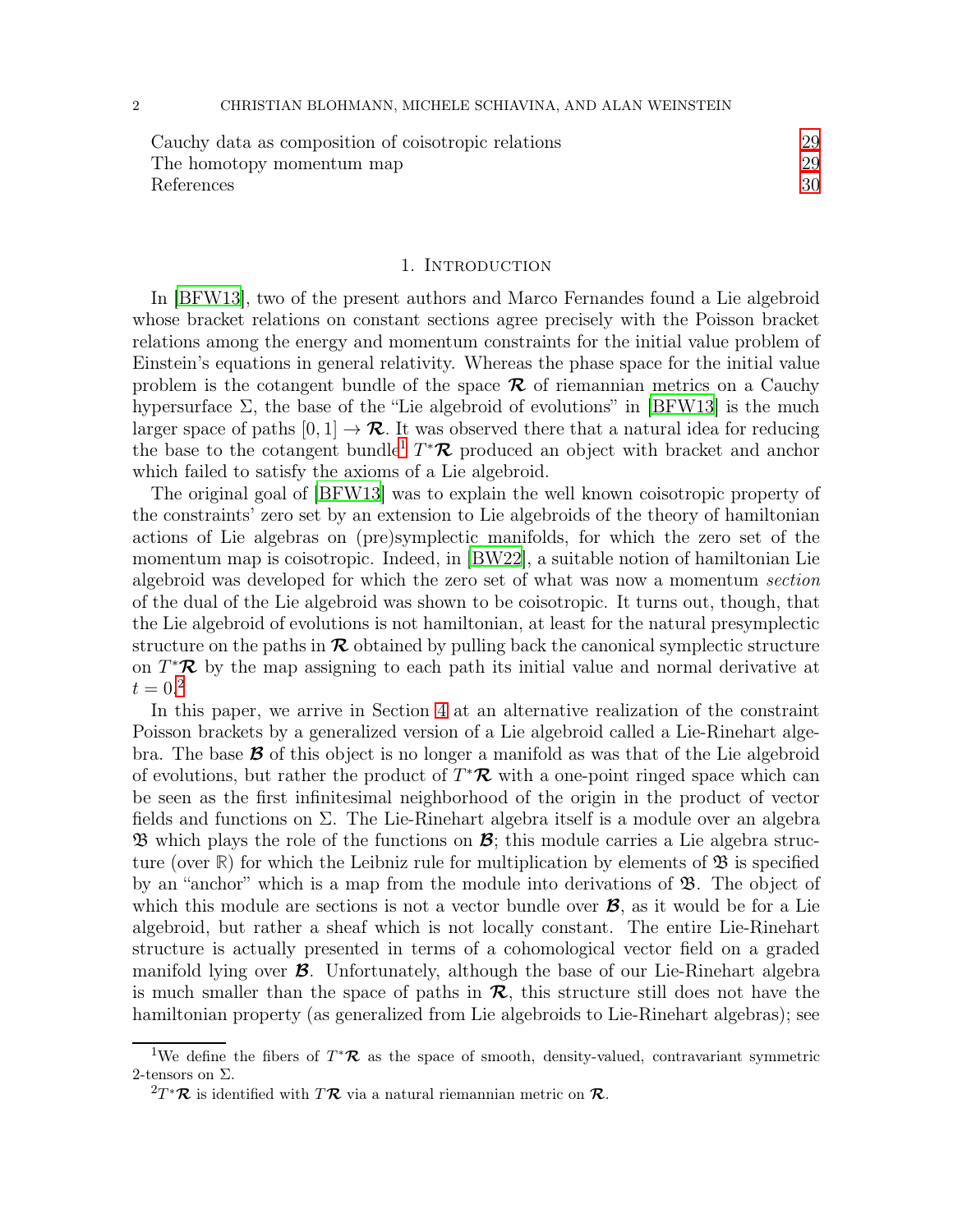Cauchy data as composition of coisotropic relations 29
The homotopy momentum map 29
References 30

## 1. Introduction

In [BFW13], two of the present authors and Marco Fernandes found a Lie algebroid whose bracket relations on constant sections agree precisely with the Poisson bracket relations among the energy and momentum constraints for the initial value problem of Einstein's equations in general relativity. Whereas the phase space for the initial value problem is the cotangent bundle of the space $\boldsymbol{\mathcal{R}}$ of riemannian metrics on a Cauchy hypersurface $\Sigma$, the base of the "Lie algebroid of evolutions" in [BFW13] is the much larger space of paths $[0,1] \to \boldsymbol{\mathcal{R}}$. It was observed there that a natural idea for reducing the base to the cotangent bundle[1] $T^*\boldsymbol{\mathcal{R}}$ produced an object with bracket and anchor which failed to satisfy the axioms of a Lie algebroid.

The original goal of [BFW13] was to explain the well known coisotropic property of the constraints' zero set by an extension to Lie algebroids of the theory of hamiltonian actions of Lie algebras on (pre)symplectic manifolds, for which the zero set of the momentum map is coisotropic. Indeed, in [BW22], a suitable notion of hamiltonian Lie algebroid was developed for which the zero set of what was now a momentum *section* of the dual of the Lie algebroid was shown to be coisotropic. It turns out, though, that the Lie algebroid of evolutions is not hamiltonian, at least for the natural presymplectic structure on the paths in $\boldsymbol{\mathcal{R}}$ obtained by pulling back the canonical symplectic structure on $T^*\boldsymbol{\mathcal{R}}$ by the map assigning to each path its initial value and normal derivative at $t = 0$.[2]

In this paper, we arrive in Section 4 at an alternative realization of the constraint Poisson brackets by a generalized version of a Lie algebroid called a Lie-Rinehart algebra. The base $\boldsymbol{\mathcal{B}}$ of this object is no longer a manifold as was that of the Lie algebroid of evolutions, but rather the product of $T^*\boldsymbol{\mathcal{R}}$ with a one-point ringed space which can be seen as the first infinitesimal neighborhood of the origin in the product of vector fields and functions on $\Sigma$. The Lie-Rinehart algebra itself is a module over an algebra $\mathfrak{B}$ which plays the role of the functions on $\boldsymbol{\mathcal{B}}$; this module carries a Lie algebra structure (over $\mathbb{R}$) for which the Leibniz rule for multiplication by elements of $\mathfrak{B}$ is specified by an "anchor" which is a map from the module into derivations of $\mathfrak{B}$. The object of which this module are sections is not a vector bundle over $\boldsymbol{\mathcal{B}}$, as it would be for a Lie algebroid, but rather a sheaf which is not locally constant. The entire Lie-Rinehart structure is actually presented in terms of a cohomological vector field on a graded manifold lying over $\boldsymbol{\mathcal{B}}$. Unfortunately, although the base of our Lie-Rinehart algebra is much smaller than the space of paths in $\boldsymbol{\mathcal{R}}$, this structure still does not have the hamiltonian property (as generalized from Lie algebroids to Lie-Rinehart algebras); see

[1] We define the fibers of $T^*\boldsymbol{\mathcal{R}}$ as the space of smooth, density-valued, contravariant symmetric 2-tensors on $\Sigma$.

[2] $T^*\boldsymbol{\mathcal{R}}$ is identified with $T\boldsymbol{\mathcal{R}}$ via a natural riemannian metric on $\boldsymbol{\mathcal{R}}$.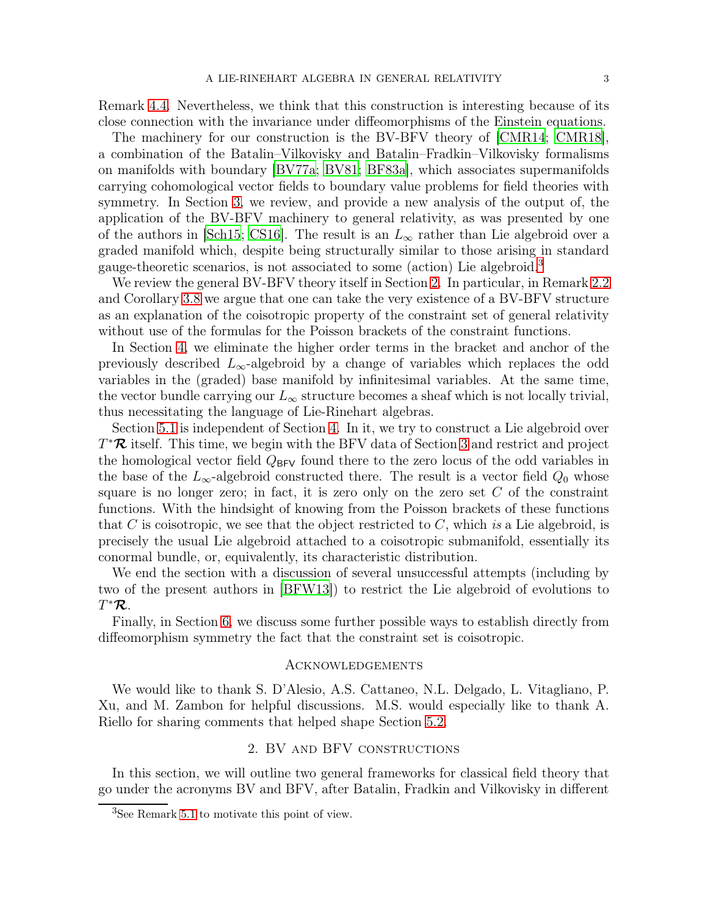Remark 4.4. Nevertheless, we think that this construction is interesting because of its close connection with the invariance under diffeomorphisms of the Einstein equations.

The machinery for our construction is the BV-BFV theory of [CMR14; CMR18], a combination of the Batalin–Vilkovisky and Batalin–Fradkin–Vilkovisky formalisms on manifolds with boundary [BV77a; BV81; BF83a], which associates supermanifolds carrying cohomological vector fields to boundary value problems for field theories with symmetry. In Section 3, we review, and provide a new analysis of the output of, the application of the BV-BFV machinery to general relativity, as was presented by one of the authors in [Sch15; CS16]. The result is an $L_\infty$ rather than Lie algebroid over a graded manifold which, despite being structurally similar to those arising in standard gauge-theoretic scenarios, is not associated to some (action) Lie algebroid.[3]

We review the general BV-BFV theory itself in Section 2. In particular, in Remark 2.2 and Corollary 3.8 we argue that one can take the very existence of a BV-BFV structure as an explanation of the coisotropic property of the constraint set of general relativity without use of the formulas for the Poisson brackets of the constraint functions.

In Section 4, we eliminate the higher order terms in the bracket and anchor of the previously described $L_\infty$-algebroid by a change of variables which replaces the odd variables in the (graded) base manifold by infinitesimal variables. At the same time, the vector bundle carrying our $L_\infty$ structure becomes a sheaf which is not locally trivial, thus necessitating the language of Lie-Rinehart algebras.

Section 5.1 is independent of Section 4. In it, we try to construct a Lie algebroid over $T^*\boldsymbol{\mathcal{R}}$ itself. This time, we begin with the BFV data of Section 3 and restrict and project the homological vector field $Q_{\mathsf{BFV}}$ found there to the zero locus of the odd variables in the base of the $L_\infty$-algebroid constructed there. The result is a vector field $Q_0$ whose square is no longer zero; in fact, it is zero only on the zero set $C$ of the constraint functions. With the hindsight of knowing from the Poisson brackets of these functions that $C$ is coisotropic, we see that the object restricted to $C$, which *is* a Lie algebroid, is precisely the usual Lie algebroid attached to a coisotropic submanifold, essentially its conormal bundle, or, equivalently, its characteristic distribution.

We end the section with a discussion of several unsuccessful attempts (including by two of the present authors in [BFW13]) to restrict the Lie algebroid of evolutions to $T^*\boldsymbol{\mathcal{R}}$.

Finally, in Section 6, we discuss some further possible ways to establish directly from diffeomorphism symmetry the fact that the constraint set is coisotropic.

## Acknowledgements

We would like to thank S. D'Alesio, A.S. Cattaneo, N.L. Delgado, L. Vitagliano, P. Xu, and M. Zambon for helpful discussions. M.S. would especially like to thank A. Riello for sharing comments that helped shape Section 5.2.

## 2. BV and BFV constructions

In this section, we will outline two general frameworks for classical field theory that go under the acronyms BV and BFV, after Batalin, Fradkin and Vilkovisky in different

[3] See Remark 5.1 to motivate this point of view.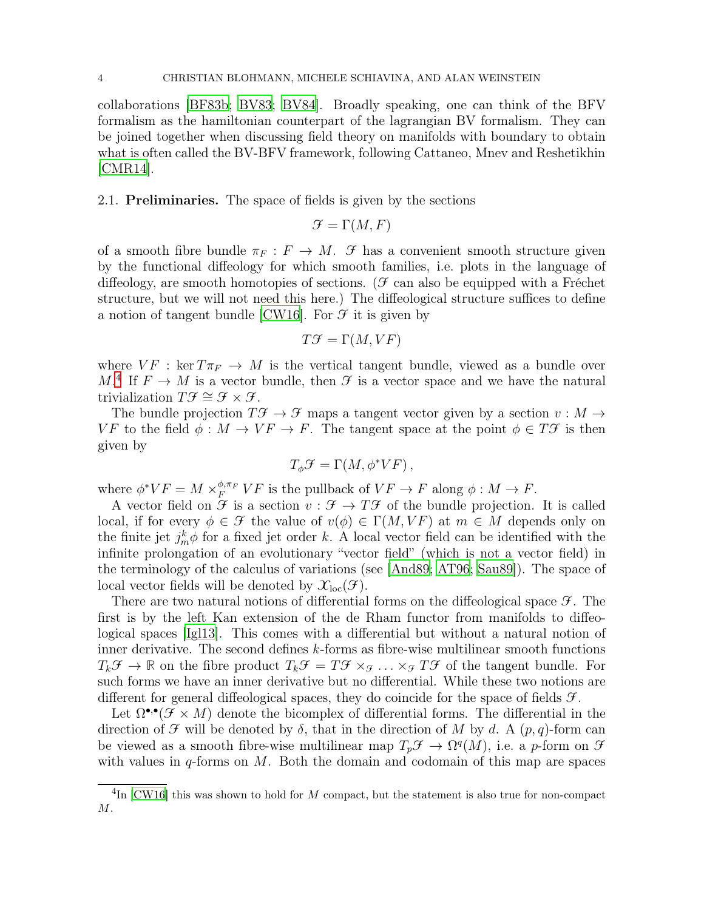collaborations [BF83b; BV83; BV84]. Broadly speaking, one can think of the BFV formalism as the hamiltonian counterpart of the lagrangian BV formalism. They can be joined together when discussing field theory on manifolds with boundary to obtain what is often called the BV-BFV framework, following Cattaneo, Mnev and Reshetikhin [CMR14].

### 2.1. Preliminaries.

The space of fields is given by the sections

$$\mathcal{F} = \Gamma(M, F)$$

of a smooth fibre bundle $\pi_F : F \to M$. $\mathcal{F}$ has a convenient smooth structure given by the functional diffeology for which smooth families, i.e. plots in the language of diffeology, are smooth homotopies of sections. ($\mathcal{F}$ can also be equipped with a Fréchet structure, but we will not need this here.) The diffeological structure suffices to define a notion of tangent bundle [CW16]. For $\mathcal{F}$ it is given by

$$T\mathcal{F} = \Gamma(M, VF)$$

where $VF : \ker T\pi_F \to M$ is the vertical tangent bundle, viewed as a bundle over $M$.[4] If $F \to M$ is a vector bundle, then $\mathcal{F}$ is a vector space and we have the natural trivialization $T\mathcal{F} \cong \mathcal{F} \times \mathcal{F}$.

The bundle projection $T\mathcal{F} \to \mathcal{F}$ maps a tangent vector given by a section $v : M \to VF$ to the field $\phi : M \to VF \to F$. The tangent space at the point $\phi \in T\mathcal{F}$ is then given by

$$T_\phi \mathcal{F} = \Gamma(M, \phi^* VF)\,,$$

where $\phi^* VF = M \times_F^{\phi, \pi_F} VF$ is the pullback of $VF \to F$ along $\phi : M \to F$.

A vector field on $\mathcal{F}$ is a section $v : \mathcal{F} \to T\mathcal{F}$ of the bundle projection. It is called local, if for every $\phi \in \mathcal{F}$ the value of $v(\phi) \in \Gamma(M, VF)$ at $m \in M$ depends only on the finite jet $j^k_m \phi$ for a fixed jet order $k$. A local vector field can be identified with the infinite prolongation of an evolutionary "vector field" (which is not a vector field) in the terminology of the calculus of variations (see [And89; AT96; Sau89]). The space of local vector fields will be denoted by $\mathcal{X}_{\mathrm{loc}}(\mathcal{F})$.

There are two natural notions of differential forms on the diffeological space $\mathcal{F}$. The first is by the left Kan extension of the de Rham functor from manifolds to diffeological spaces [Igl13]. This comes with a differential but without a natural notion of inner derivative. The second defines $k$-forms as fibre-wise multilinear smooth functions $T_k\mathcal{F} \to \mathbb{R}$ on the fibre product $T_k\mathcal{F} = T\mathcal{F} \times_{\mathcal{F}} \ldots \times_{\mathcal{F}} T\mathcal{F}$ of the tangent bundle. For such forms we have an inner derivative but no differential. While these two notions are different for general diffeological spaces, they do coincide for the space of fields $\mathcal{F}$.

Let $\Omega^{\bullet,\bullet}(\mathcal{F} \times M)$ denote the bicomplex of differential forms. The differential in the direction of $\mathcal{F}$ will be denoted by $\delta$, that in the direction of $M$ by $d$. A $(p,q)$-form can be viewed as a smooth fibre-wise multilinear map $T_p\mathcal{F} \to \Omega^q(M)$, i.e. a $p$-form on $\mathcal{F}$ with values in $q$-forms on $M$. Both the domain and codomain of this map are spaces

[4] In [CW16] this was shown to hold for $M$ compact, but the statement is also true for non-compact $M$.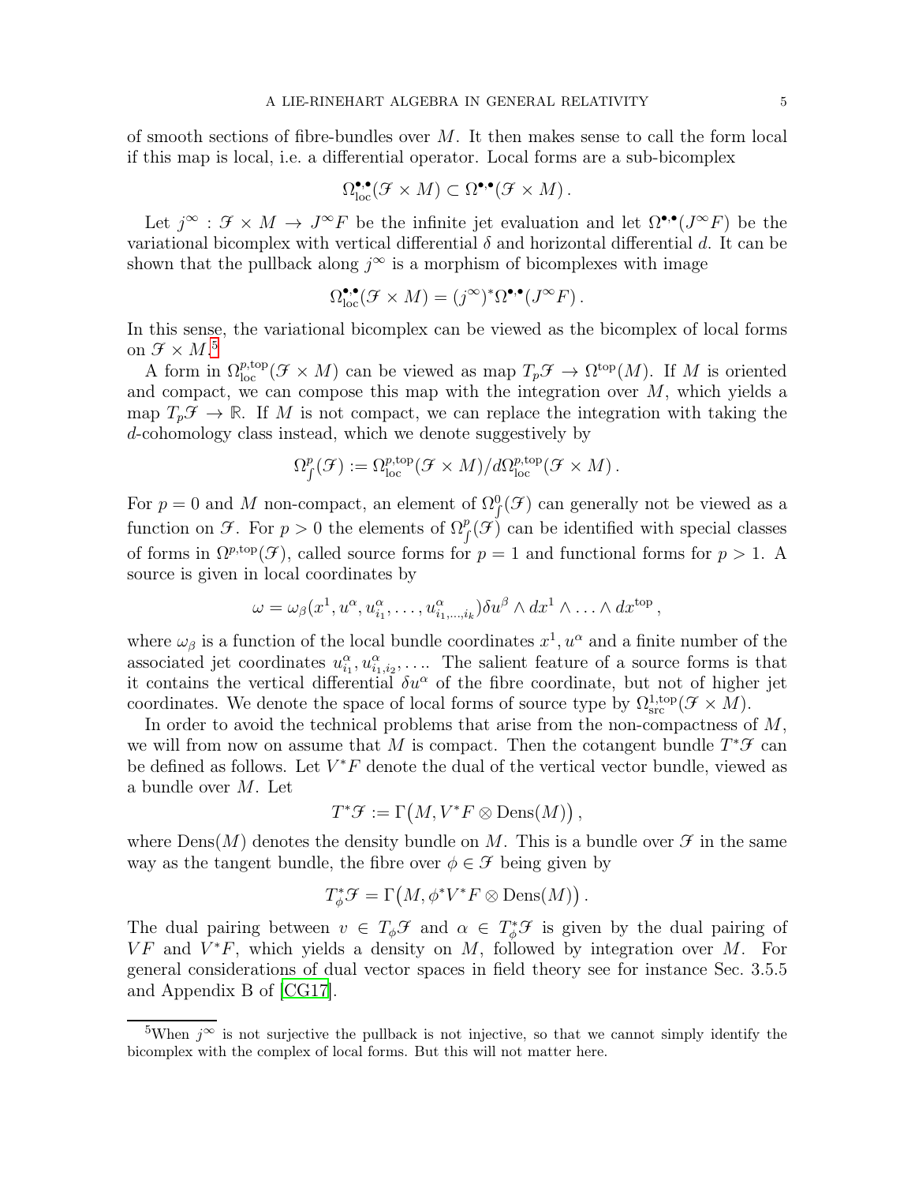of smooth sections of fibre-bundles over $M$. It then makes sense to call the form local if this map is local, i.e. a differential operator. Local forms are a sub-bicomplex

$$\Omega^{\bullet,\bullet}_{\rm loc}(\mathscr{F} \times M) \subset \Omega^{\bullet,\bullet}(\mathscr{F} \times M)\,.$$

Let $j^\infty : \mathscr{F} \times M \to J^\infty F$ be the infinite jet evaluation and let $\Omega^{\bullet,\bullet}(J^\infty F)$ be the variational bicomplex with vertical differential $\delta$ and horizontal differential $d$. It can be shown that the pullback along $j^\infty$ is a morphism of bicomplexes with image

$$\Omega^{\bullet,\bullet}_{\rm loc}(\mathscr{F} \times M) = (j^\infty)^* \Omega^{\bullet,\bullet}(J^\infty F)\,.$$

In this sense, the variational bicomplex can be viewed as the bicomplex of local forms on $\mathscr{F} \times M$.[5]

A form in $\Omega^{p,\rm top}_{\rm loc}(\mathscr{F} \times M)$ can be viewed as map $T_p\mathscr{F} \to \Omega^{\rm top}(M)$. If $M$ is oriented and compact, we can compose this map with the integration over $M$, which yields a map $T_p\mathscr{F} \to \mathbb{R}$. If $M$ is not compact, we can replace the integration with taking the $d$-cohomology class instead, which we denote suggestively by

$$\Omega^p_\int(\mathscr{F}) := \Omega^{p,\rm top}_{\rm loc}(\mathscr{F} \times M)/d\Omega^{p,\rm top}_{\rm loc}(\mathscr{F} \times M)\,.$$

For $p = 0$ and $M$ non-compact, an element of $\Omega^0_\int(\mathscr{F})$ can generally not be viewed as a function on $\mathscr{F}$. For $p > 0$ the elements of $\Omega^p_\int(\mathscr{F})$ can be identified with special classes of forms in $\Omega^{p,\rm top}(\mathscr{F})$, called source forms for $p = 1$ and functional forms for $p > 1$. A source is given in local coordinates by

$$\omega = \omega_\beta(x^1, u^\alpha, u^\alpha_{i_1}, \ldots, u^\alpha_{i_1,\ldots,i_k})\delta u^\beta \wedge dx^1 \wedge \ldots \wedge dx^{\rm top}\,,$$

where $\omega_\beta$ is a function of the local bundle coordinates $x^1, u^\alpha$ and a finite number of the associated jet coordinates $u^\alpha_{i_1}, u^\alpha_{i_1,i_2}, \ldots$. The salient feature of a source forms is that it contains the vertical differential $\delta u^\alpha$ of the fibre coordinate, but not of higher jet coordinates. We denote the space of local forms of source type by $\Omega^{1,\rm top}_{\rm src}(\mathscr{F} \times M)$.

In order to avoid the technical problems that arise from the non-compactness of $M$, we will from now on assume that $M$ is compact. Then the cotangent bundle $T^*\mathscr{F}$ can be defined as follows. Let $V^*F$ denote the dual of the vertical vector bundle, viewed as a bundle over $M$. Let

$$T^*\mathscr{F} := \Gamma\big(M, V^*F \otimes \mathrm{Dens}(M)\big)\,,$$

where $\mathrm{Dens}(M)$ denotes the density bundle on $M$. This is a bundle over $\mathscr{F}$ in the same way as the tangent bundle, the fibre over $\phi \in \mathscr{F}$ being given by

$$T^*_\phi\mathscr{F} = \Gamma\big(M, \phi^* V^*F \otimes \mathrm{Dens}(M)\big)\,.$$

The dual pairing between $v \in T_\phi\mathscr{F}$ and $\alpha \in T^*_\phi\mathscr{F}$ is given by the dual pairing of $VF$ and $V^*F$, which yields a density on $M$, followed by integration over $M$. For general considerations of dual vector spaces in field theory see for instance Sec. 3.5.5 and Appendix B of [CG17].

[5]When $j^\infty$ is not surjective the pullback is not injective, so that we cannot simply identify the bicomplex with the complex of local forms. But this will not matter here.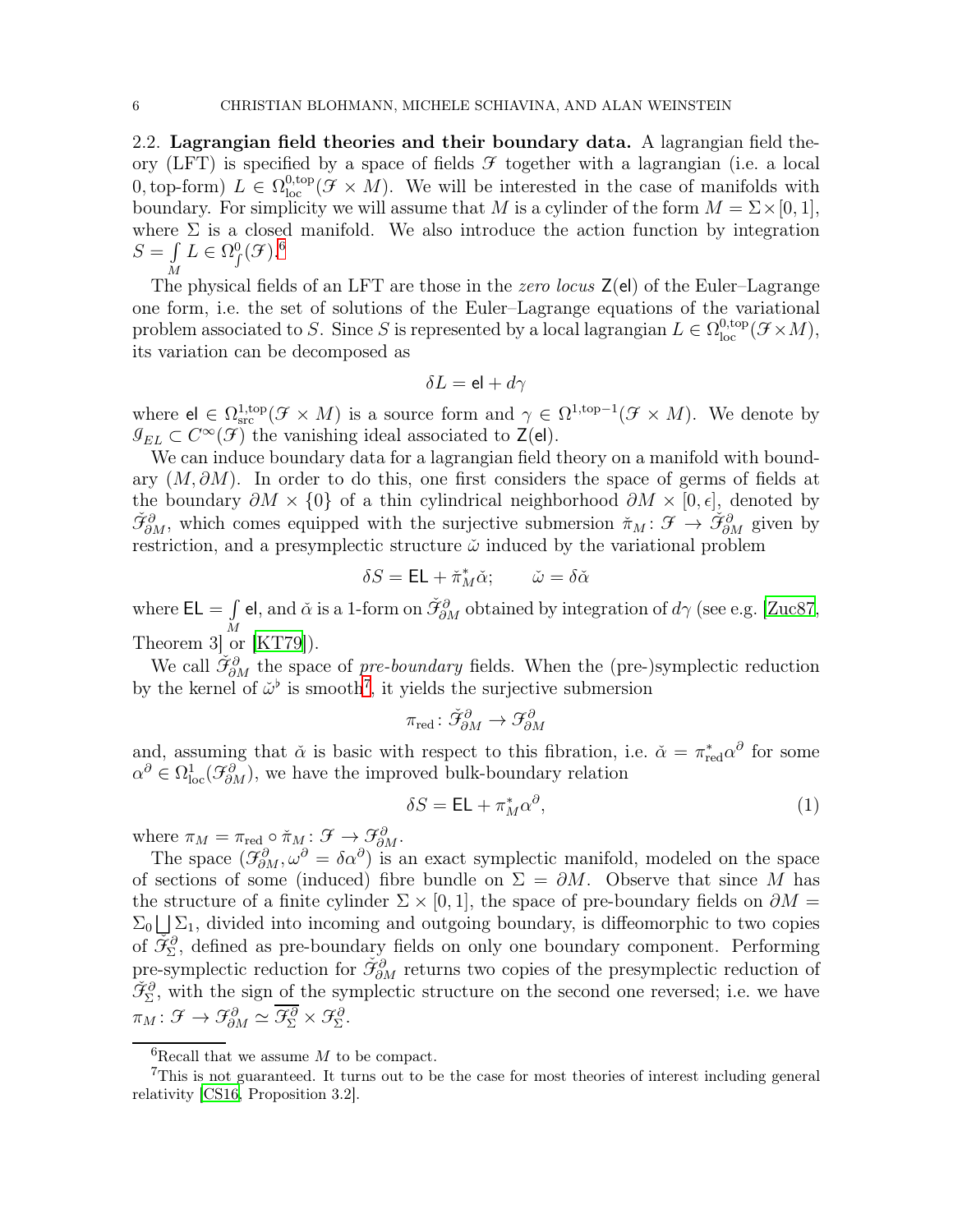### 2.2. Lagrangian field theories and their boundary data.

A lagrangian field theory (LFT) is specified by a space of fields $\mathcal{F}$ together with a lagrangian (i.e. a local $0,\mathrm{top}$-form) $L \in \Omega^{0,\mathrm{top}}_{\mathrm{loc}}(\mathcal{F} \times M)$. We will be interested in the case of manifolds with boundary. For simplicity we will assume that $M$ is a cylinder of the form $M = \Sigma \times [0,1]$, where $\Sigma$ is a closed manifold. We also introduce the action function by integration $S = \int\limits_M L \in \Omega^0_{\int}(\mathcal{F})$.[6]

The physical fields of an LFT are those in the *zero locus* $\mathsf{Z}(\mathsf{el})$ of the Euler–Lagrange one form, i.e. the set of solutions of the Euler–Lagrange equations of the variational problem associated to $S$. Since $S$ is represented by a local lagrangian $L \in \Omega^{0,\mathrm{top}}_{\mathrm{loc}}(\mathcal{F} \times M)$, its variation can be decomposed as

$$\delta L = \mathsf{el} + d\gamma$$

where $\mathsf{el} \in \Omega^{1,\mathrm{top}}_{\mathrm{src}}(\mathcal{F} \times M)$ is a source form and $\gamma \in \Omega^{1,\mathrm{top}-1}(\mathcal{F} \times M)$. We denote by $\mathcal{I}_{EL} \subset C^\infty(\mathcal{F})$ the vanishing ideal associated to $\mathsf{Z}(\mathsf{el})$.

We can induce boundary data for a lagrangian field theory on a manifold with boundary $(M, \partial M)$. In order to do this, one first considers the space of germs of fields at the boundary $\partial M \times \{0\}$ of a thin cylindrical neighborhood $\partial M \times [0,\epsilon]$, denoted by $\check{\mathcal{F}}^\partial_{\partial M}$, which comes equipped with the surjective submersion $\check{\pi}_M \colon \mathcal{F} \to \check{\mathcal{F}}^\partial_{\partial M}$ given by restriction, and a presymplectic structure $\check{\omega}$ induced by the variational problem

$$\delta S = \mathsf{EL} + \check{\pi}_M^* \check{\alpha}; \qquad \check{\omega} = \delta \check{\alpha}$$

where $\mathsf{EL} = \int\limits_M \mathsf{el}$, and $\check{\alpha}$ is a 1-form on $\check{\mathcal{F}}^\partial_{\partial M}$ obtained by integration of $d\gamma$ (see e.g. [Zuc87, Theorem 3] or [KT79]).

We call $\check{\mathcal{F}}^\partial_{\partial M}$ the space of *pre-boundary* fields. When the (pre-)symplectic reduction by the kernel of $\check{\omega}^\flat$ is smooth[7], it yields the surjective submersion

$$\pi_{\mathrm{red}} \colon \check{\mathcal{F}}^\partial_{\partial M} \to \mathcal{F}^\partial_{\partial M}$$

and, assuming that $\check{\alpha}$ is basic with respect to this fibration, i.e. $\check{\alpha} = \pi_{\mathrm{red}}^* \alpha^\partial$ for some $\alpha^\partial \in \Omega^1_{\mathrm{loc}}(\mathcal{F}^\partial_{\partial M})$, we have the improved bulk-boundary relation

$$\delta S = \mathsf{EL} + \pi_M^* \alpha^\partial, \tag{1}$$

where $\pi_M = \pi_{\mathrm{red}} \circ \check{\pi}_M \colon \mathcal{F} \to \mathcal{F}^\partial_{\partial M}$.

The space $(\mathcal{F}^\partial_{\partial M}, \omega^\partial = \delta\alpha^\partial)$ is an exact symplectic manifold, modeled on the space of sections of some (induced) fibre bundle on $\Sigma = \partial M$. Observe that since $M$ has the structure of a finite cylinder $\Sigma \times [0,1]$, the space of pre-boundary fields on $\partial M = \Sigma_0 \bigsqcup \Sigma_1$, divided into incoming and outgoing boundary, is diffeomorphic to two copies of $\check{\mathcal{F}}^\partial_\Sigma$, defined as pre-boundary fields on only one boundary component. Performing pre-symplectic reduction for $\check{\mathcal{F}}^\partial_{\partial M}$ returns two copies of the presymplectic reduction of $\check{\mathcal{F}}^\partial_\Sigma$, with the sign of the symplectic structure on the second one reversed; i.e. we have $\pi_M \colon \mathcal{F} \to \mathcal{F}^\partial_{\partial M} \simeq \overline{\mathcal{F}^\partial_\Sigma} \times \mathcal{F}^\partial_\Sigma$.

---

[6] Recall that we assume $M$ to be compact.

[7] This is not guaranteed. It turns out to be the case for most theories of interest including general relativity [CS16, Proposition 3.2].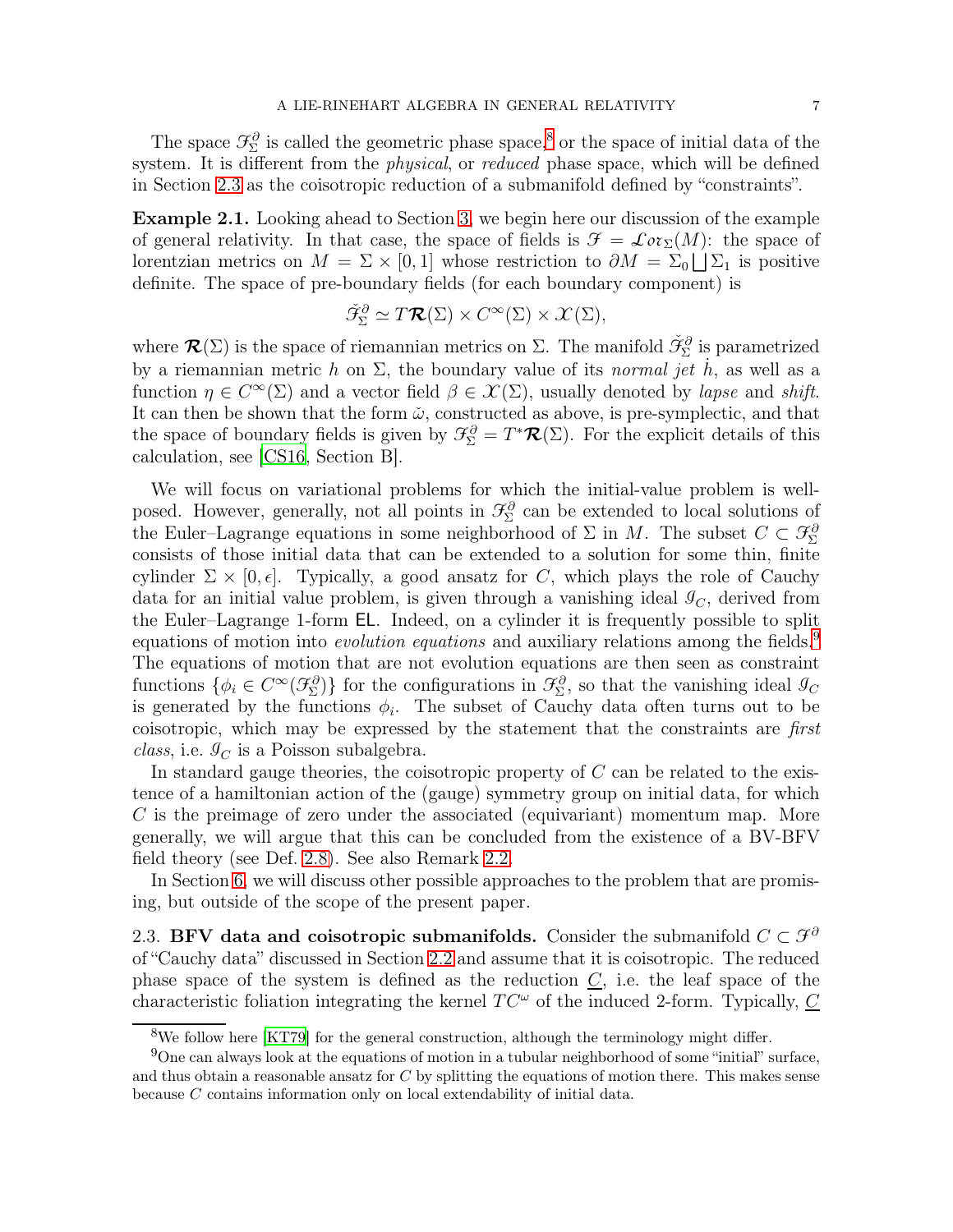The space $\mathcal{F}^\partial_\Sigma$ is called the geometric phase space,[8] or the space of initial data of the system. It is different from the *physical*, or *reduced* phase space, which will be defined in Section 2.3 as the coisotropic reduction of a submanifold defined by "constraints".

**Example 2.1.** Looking ahead to Section 3, we begin here our discussion of the example of general relativity. In that case, the space of fields is $\mathcal{F} = \mathcal{L}or_\Sigma(M)$: the space of lorentzian metrics on $M = \Sigma \times [0,1]$ whose restriction to $\partial M = \Sigma_0 \bigsqcup \Sigma_1$ is positive definite. The space of pre-boundary fields (for each boundary component) is

$$\check{\mathcal{F}}^\partial_\Sigma \simeq T\boldsymbol{\mathcal{R}}(\Sigma) \times C^\infty(\Sigma) \times \mathcal{X}(\Sigma),$$

where $\boldsymbol{\mathcal{R}}(\Sigma)$ is the space of riemannian metrics on $\Sigma$. The manifold $\check{\mathcal{F}}^\partial_\Sigma$ is parametrized by a riemannian metric $h$ on $\Sigma$, the boundary value of its *normal jet* $\dot{h}$, as well as a function $\eta \in C^\infty(\Sigma)$ and a vector field $\beta \in \mathcal{X}(\Sigma)$, usually denoted by *lapse* and *shift*. It can then be shown that the form $\check{\omega}$, constructed as above, is pre-symplectic, and that the space of boundary fields is given by $\mathcal{F}^\partial_\Sigma = T^*\boldsymbol{\mathcal{R}}(\Sigma)$. For the explicit details of this calculation, see [CS16, Section B].

We will focus on variational problems for which the initial-value problem is well-posed. However, generally, not all points in $\mathcal{F}^\partial_\Sigma$ can be extended to local solutions of the Euler–Lagrange equations in some neighborhood of $\Sigma$ in $M$. The subset $C \subset \mathcal{F}^\partial_\Sigma$ consists of those initial data that can be extended to a solution for some thin, finite cylinder $\Sigma \times [0, \epsilon]$. Typically, a good ansatz for $C$, which plays the role of Cauchy data for an initial value problem, is given through a vanishing ideal $\mathcal{I}_C$, derived from the Euler–Lagrange 1-form $\mathsf{EL}$. Indeed, on a cylinder it is frequently possible to split equations of motion into *evolution equations* and auxiliary relations among the fields.[9] The equations of motion that are not evolution equations are then seen as constraint functions $\{\phi_i \in C^\infty(\mathcal{F}^\partial_\Sigma)\}$ for the configurations in $\mathcal{F}^\partial_\Sigma$, so that the vanishing ideal $\mathcal{I}_C$ is generated by the functions $\phi_i$. The subset of Cauchy data often turns out to be coisotropic, which may be expressed by the statement that the constraints are *first class*, i.e. $\mathcal{I}_C$ is a Poisson subalgebra.

In standard gauge theories, the coisotropic property of $C$ can be related to the existence of a hamiltonian action of the (gauge) symmetry group on initial data, for which $C$ is the preimage of zero under the associated (equivariant) momentum map. More generally, we will argue that this can be concluded from the existence of a BV-BFV field theory (see Def. 2.8). See also Remark 2.2.

In Section 6, we will discuss other possible approaches to the problem that are promising, but outside of the scope of the present paper.

2.3. **BFV data and coisotropic submanifolds.** Consider the submanifold $C \subset \mathcal{F}^\partial$ of "Cauchy data" discussed in Section 2.2 and assume that it is coisotropic. The reduced phase space of the system is defined as the reduction $\underline{C}$, i.e. the leaf space of the characteristic foliation integrating the kernel $TC^\omega$ of the induced 2-form. Typically, $\underline{C}$

[8] We follow here [KT79] for the general construction, although the terminology might differ.

[9] One can always look at the equations of motion in a tubular neighborhood of some "initial" surface, and thus obtain a reasonable ansatz for $C$ by splitting the equations of motion there. This makes sense because $C$ contains information only on local extendability of initial data.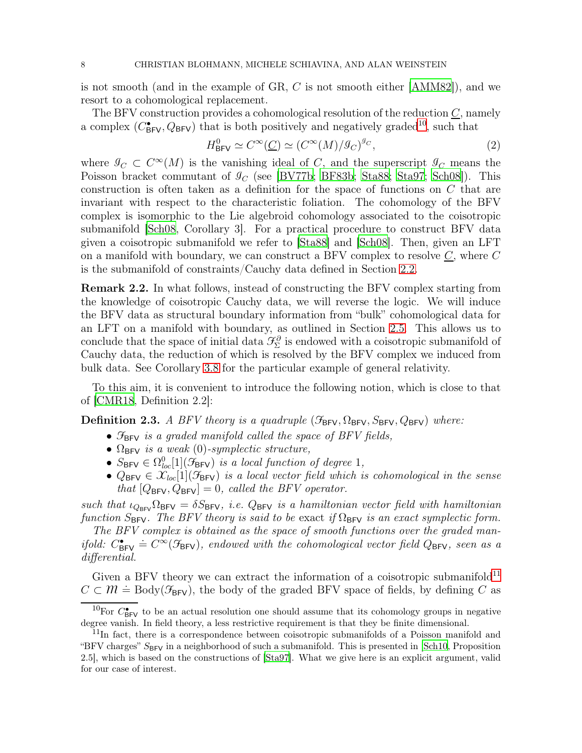is not smooth (and in the example of GR, $C$ is not smooth either [AMM82]), and we resort to a cohomological replacement.

The BFV construction provides a cohomological resolution of the reduction $\underline{C}$, namely a complex $(C^\bullet_{\mathsf{BFV}}, Q_{\mathsf{BFV}})$ that is both positively and negatively graded[10], such that

$$H^0_{\mathsf{BFV}} \simeq C^\infty(\underline{C}) \simeq (C^\infty(M)/\mathcal{I}_C)^{\mathcal{I}_C}, \tag{2}$$

where $\mathcal{I}_C \subset C^\infty(M)$ is the vanishing ideal of $C$, and the superscript $\mathcal{I}_C$ means the Poisson bracket commutant of $\mathcal{I}_C$ (see [BV77b; BF83b; Sta88; Sta97; Sch08]). This construction is often taken as a definition for the space of functions on $C$ that are invariant with respect to the characteristic foliation. The cohomology of the BFV complex is isomorphic to the Lie algebroid cohomology associated to the coisotropic submanifold [Sch08, Corollary 3]. For a practical procedure to construct BFV data given a coisotropic submanifold we refer to [Sta88] and [Sch08]. Then, given an LFT on a manifold with boundary, we can construct a BFV complex to resolve $\underline{C}$, where $C$ is the submanifold of constraints/Cauchy data defined in Section 2.2.

**Remark 2.2.** In what follows, instead of constructing the BFV complex starting from the knowledge of coisotropic Cauchy data, we will reverse the logic. We will induce the BFV data as structural boundary information from "bulk" cohomological data for an LFT on a manifold with boundary, as outlined in Section 2.5. This allows us to conclude that the space of initial data $\mathcal{F}^\partial_\Sigma$ is endowed with a coisotropic submanifold of Cauchy data, the reduction of which is resolved by the BFV complex we induced from bulk data. See Corollary 3.8 for the particular example of general relativity.

To this aim, it is convenient to introduce the following notion, which is close to that of [CMR18, Definition 2.2]:

**Definition 2.3.** *A BFV theory is a quadruple $(\mathcal{F}_{\mathsf{BFV}}, \Omega_{\mathsf{BFV}}, S_{\mathsf{BFV}}, Q_{\mathsf{BFV}})$ where:*

- *$\mathcal{F}_{\mathsf{BFV}}$ is a graded manifold called the space of BFV fields,*
- *$\Omega_{\mathsf{BFV}}$ is a weak $(0)$-symplectic structure,*
- *$S_{\mathsf{BFV}} \in \Omega^0_{loc}[1](\mathcal{F}_{\mathsf{BFV}})$ is a local function of degree $1$,*
- *$Q_{\mathsf{BFV}} \in \mathcal{X}_{loc}[1](\mathcal{F}_{\mathsf{BFV}})$ is a local vector field which is cohomological in the sense that $[Q_{\mathsf{BFV}}, Q_{\mathsf{BFV}}] = 0$, called the BFV operator.*

*such that $\iota_{Q_{\mathsf{BFV}}}\Omega_{\mathsf{BFV}} = \delta S_{\mathsf{BFV}}$, i.e. $Q_{\mathsf{BFV}}$ is a hamiltonian vector field with hamiltonian function $S_{\mathsf{BFV}}$. The BFV theory is said to be* exact *if $\Omega_{\mathsf{BFV}}$ is an exact symplectic form.*

*The BFV complex is obtained as the space of smooth functions over the graded manifold: $C^\bullet_{\mathsf{BFV}} \doteq C^\infty(\mathcal{F}_{\mathsf{BFV}})$, endowed with the cohomological vector field $Q_{\mathsf{BFV}}$, seen as a differential.*

Given a BFV theory we can extract the information of a coisotropic submanifold[11] $C \subset \mathcal{M} \doteq \mathrm{Body}(\mathcal{F}_{\mathsf{BFV}})$, the body of the graded BFV space of fields, by defining $C$ as

---

[10] For $C^\bullet_{\mathsf{BFV}}$ to be an actual resolution one should assume that its cohomology groups in negative degree vanish. In field theory, a less restrictive requirement is that they be finite dimensional.

[11] In fact, there is a correspondence between coisotropic submanifolds of a Poisson manifold and "BFV charges" $S_{\mathsf{BFV}}$ in a neighborhood of such a submanifold. This is presented in [Sch10, Proposition 2.5], which is based on the constructions of [Sta97]. What we give here is an explicit argument, valid for our case of interest.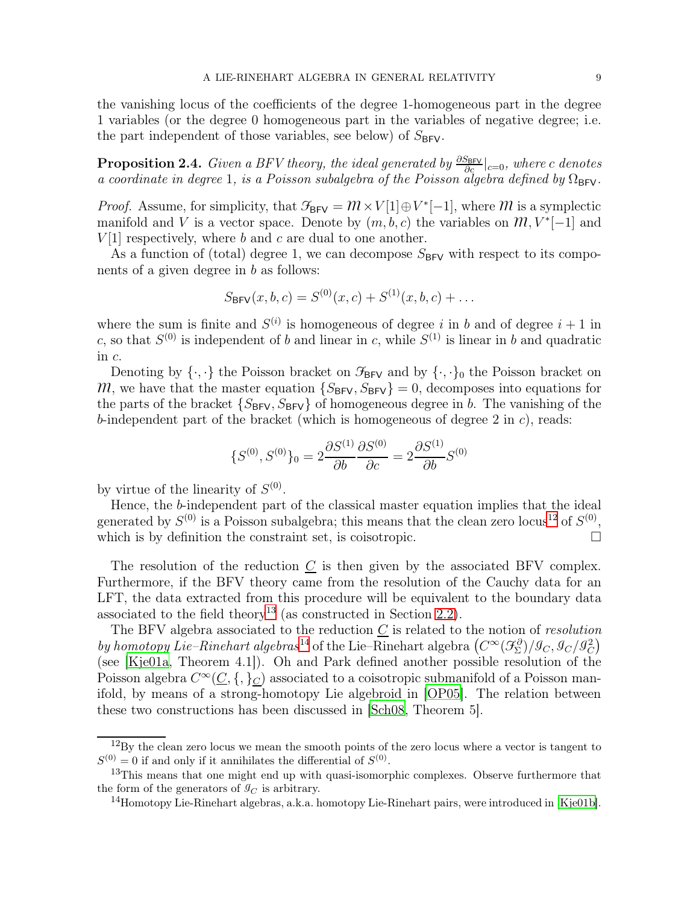the vanishing locus of the coefficients of the degree 1-homogeneous part in the degree 1 variables (or the degree 0 homogeneous part in the variables of negative degree; i.e. the part independent of those variables, see below) of $S_{\mathsf{BFV}}$.

**Proposition 2.4.** *Given a BFV theory, the ideal generated by* $\frac{\partial S_{\mathsf{BFV}}}{\partial c}|_{c=0}$*, where* $c$ *denotes a coordinate in degree* 1*, is a Poisson subalgebra of the Poisson algebra defined by* $\Omega_{\mathsf{BFV}}$*.*

*Proof.* Assume, for simplicity, that $\mathcal{F}_{\mathsf{BFV}} = \mathcal{M} \times V[1] \oplus V^*[-1]$, where $\mathcal{M}$ is a symplectic manifold and $V$ is a vector space. Denote by $(m, b, c)$ the variables on $\mathcal{M}, V^*[-1]$ and $V[1]$ respectively, where $b$ and $c$ are dual to one another.

As a function of (total) degree 1, we can decompose $S_{\mathsf{BFV}}$ with respect to its components of a given degree in $b$ as follows:

$$S_{\mathsf{BFV}}(x, b, c) = S^{(0)}(x, c) + S^{(1)}(x, b, c) + \dots$$

where the sum is finite and $S^{(i)}$ is homogeneous of degree $i$ in $b$ and of degree $i+1$ in $c$, so that $S^{(0)}$ is independent of $b$ and linear in $c$, while $S^{(1)}$ is linear in $b$ and quadratic in $c$.

Denoting by $\{\cdot,\cdot\}$ the Poisson bracket on $\mathcal{F}_{\mathsf{BFV}}$ and by $\{\cdot,\cdot\}_0$ the Poisson bracket on $\mathcal{M}$, we have that the master equation $\{S_{\mathsf{BFV}}, S_{\mathsf{BFV}}\} = 0$, decomposes into equations for the parts of the bracket $\{S_{\mathsf{BFV}}, S_{\mathsf{BFV}}\}$ of homogeneous degree in $b$. The vanishing of the $b$-independent part of the bracket (which is homogeneous of degree 2 in $c$), reads:

$$\{S^{(0)}, S^{(0)}\}_0 = 2\frac{\partial S^{(1)}}{\partial b}\frac{\partial S^{(0)}}{\partial c} = 2\frac{\partial S^{(1)}}{\partial b}S^{(0)}$$

by virtue of the linearity of $S^{(0)}$.

Hence, the $b$-independent part of the classical master equation implies that the ideal generated by $S^{(0)}$ is a Poisson subalgebra; this means that the clean zero locus[12] of $S^{(0)}$, which is by definition the constraint set, is coisotropic. □

The resolution of the reduction $\underline{C}$ is then given by the associated BFV complex. Furthermore, if the BFV theory came from the resolution of the Cauchy data for an LFT, the data extracted from this procedure will be equivalent to the boundary data associated to the field theory[13] (as constructed in Section 2.2).

The BFV algebra associated to the reduction $\underline{C}$ is related to the notion of *resolution by homotopy Lie–Rinehart algebras*[14] of the Lie–Rinehart algebra $\left(C^\infty(\mathcal{F}_\Sigma^\partial)/\mathcal{I}_C, \mathcal{I}_C/\mathcal{I}_C^2\right)$ (see [Kje01a, Theorem 4.1]). Oh and Park defined another possible resolution of the Poisson algebra $C^\infty(\underline{C}, \{,\}_{\underline{C}})$ associated to a coisotropic submanifold of a Poisson manifold, by means of a strong-homotopy Lie algebroid in [OP05]. The relation between these two constructions has been discussed in [Sch08, Theorem 5].

---

[12] By the clean zero locus we mean the smooth points of the zero locus where a vector is tangent to $S^{(0)} = 0$ if and only if it annihilates the differential of $S^{(0)}$.

[13] This means that one might end up with quasi-isomorphic complexes. Observe furthermore that the form of the generators of $\mathcal{I}_C$ is arbitrary.

[14] Homotopy Lie-Rinehart algebras, a.k.a. homotopy Lie-Rinehart pairs, were introduced in [Kje01b].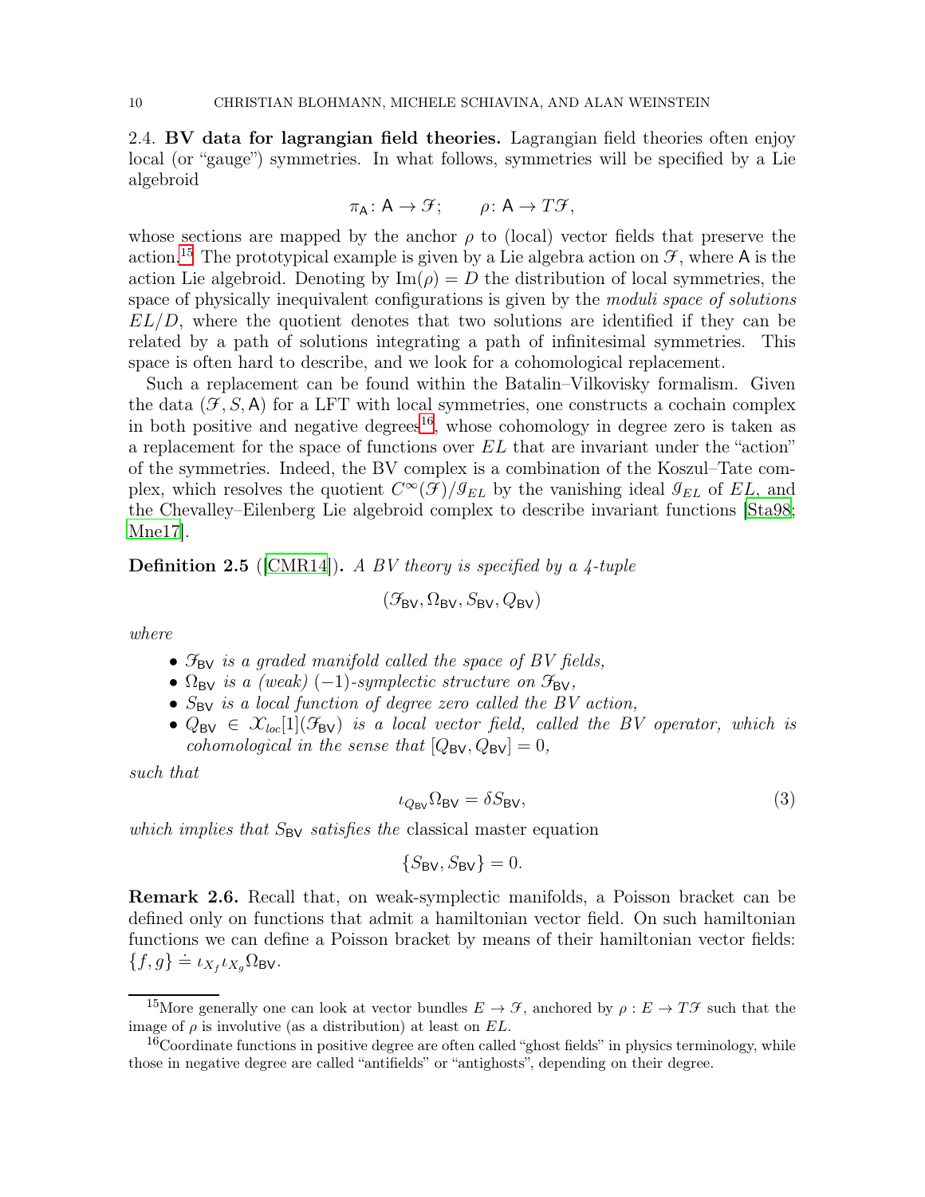### 2.4. BV data for lagrangian field theories.

Lagrangian field theories often enjoy local (or "gauge") symmetries. In what follows, symmetries will be specified by a Lie algebroid

$$\pi_{\mathsf{A}}\colon \mathsf{A} \to \mathscr{F}; \qquad \rho\colon \mathsf{A} \to T\mathscr{F},$$

whose sections are mapped by the anchor $\rho$ to (local) vector fields that preserve the action.[15] The prototypical example is given by a Lie algebra action on $\mathscr{F}$, where $\mathsf{A}$ is the action Lie algebroid. Denoting by $\mathrm{Im}(\rho) = D$ the distribution of local symmetries, the space of physically inequivalent configurations is given by the *moduli space of solutions* $EL/D$, where the quotient denotes that two solutions are identified if they can be related by a path of solutions integrating a path of infinitesimal symmetries. This space is often hard to describe, and we look for a cohomological replacement.

Such a replacement can be found within the Batalin–Vilkovisky formalism. Given the data $(\mathscr{F}, S, \mathsf{A})$ for a LFT with local symmetries, one constructs a cochain complex in both positive and negative degrees[16], whose cohomology in degree zero is taken as a replacement for the space of functions over $EL$ that are invariant under the "action" of the symmetries. Indeed, the BV complex is a combination of the Koszul–Tate complex, which resolves the quotient $C^\infty(\mathscr{F})/\mathscr{I}_{EL}$ by the vanishing ideal $\mathscr{I}_{EL}$ of $EL$, and the Chevalley–Eilenberg Lie algebroid complex to describe invariant functions [Sta98; Mne17].

**Definition 2.5** ([CMR14]). *A BV theory is specified by a 4-tuple*

$$(\mathscr{F}_{\mathsf{BV}}, \Omega_{\mathsf{BV}}, S_{\mathsf{BV}}, Q_{\mathsf{BV}})$$

*where*

- $\mathscr{F}_{\mathsf{BV}}$ *is a graded manifold called the space of BV fields,*
- $\Omega_{\mathsf{BV}}$ *is a (weak) $(-1)$-symplectic structure on $\mathscr{F}_{\mathsf{BV}}$,*
- $S_{\mathsf{BV}}$ *is a local function of degree zero called the BV action,*
- $Q_{\mathsf{BV}} \in \mathfrak{X}_{loc}[1](\mathscr{F}_{\mathsf{BV}})$ *is a local vector field, called the BV operator, which is cohomological in the sense that $[Q_{\mathsf{BV}}, Q_{\mathsf{BV}}] = 0$,*

*such that*

$$\iota_{Q_{\mathsf{BV}}}\Omega_{\mathsf{BV}} = \delta S_{\mathsf{BV}}, \tag{3}$$

*which implies that $S_{\mathsf{BV}}$ satisfies the* classical master equation

$$\{S_{\mathsf{BV}}, S_{\mathsf{BV}}\} = 0.$$

**Remark 2.6.** Recall that, on weak-symplectic manifolds, a Poisson bracket can be defined only on functions that admit a hamiltonian vector field. On such hamiltonian functions we can define a Poisson bracket by means of their hamiltonian vector fields: $\{f, g\} \doteq \iota_{X_f}\iota_{X_g}\Omega_{\mathsf{BV}}$.

---

[15] More generally one can look at vector bundles $E \to \mathscr{F}$, anchored by $\rho : E \to T\mathscr{F}$ such that the image of $\rho$ is involutive (as a distribution) at least on $EL$.

[16] Coordinate functions in positive degree are often called "ghost fields" in physics terminology, while those in negative degree are called "antifields" or "antighosts", depending on their degree.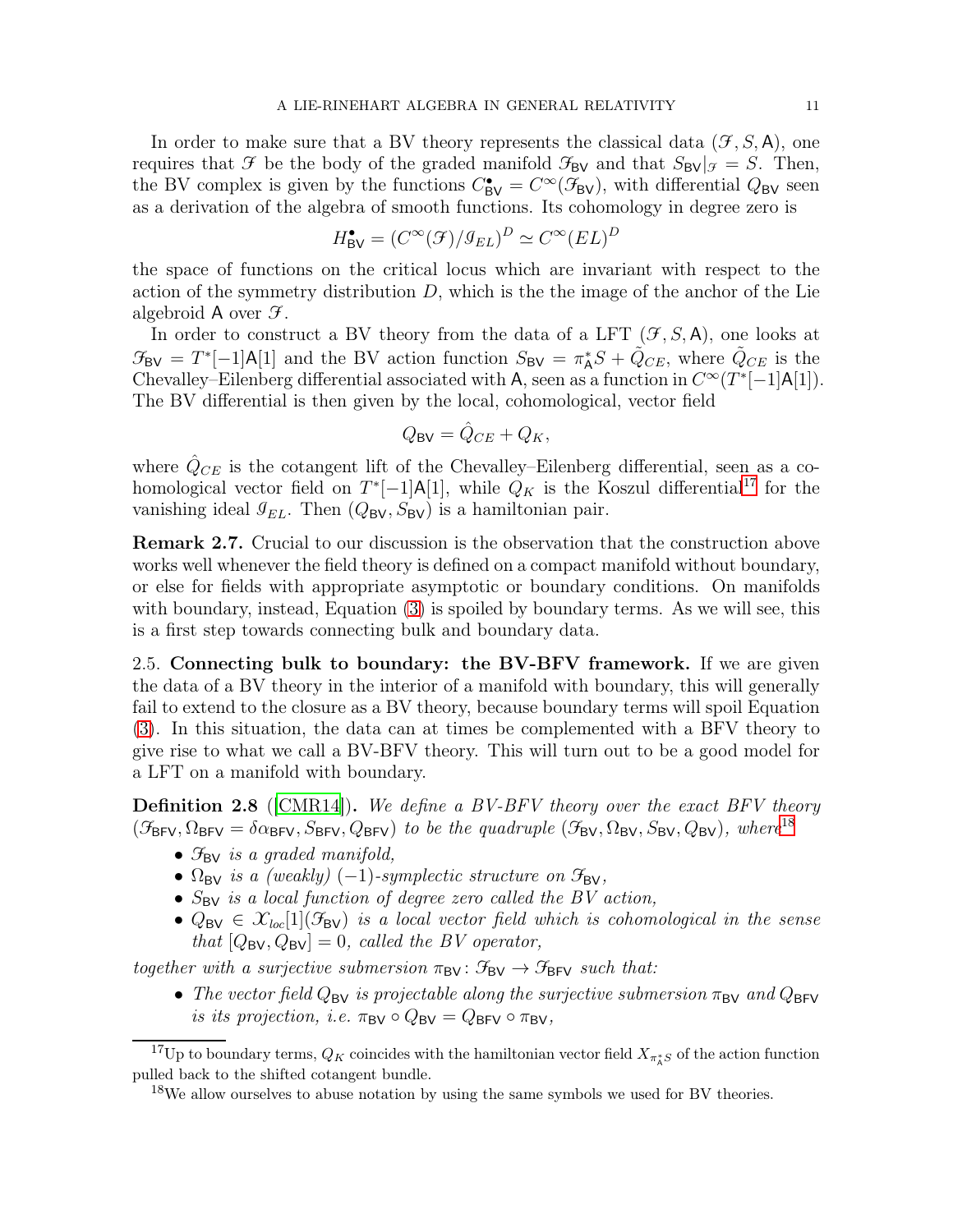In order to make sure that a BV theory represents the classical data $(\mathscr{F}, S, \mathsf{A})$, one requires that $\mathscr{F}$ be the body of the graded manifold $\mathscr{F}_{\mathsf{BV}}$ and that $S_{\mathsf{BV}}|_{\mathscr{F}} = S$. Then, the BV complex is given by the functions $C^\bullet_{\mathsf{BV}} = C^\infty(\mathscr{F}_{\mathsf{BV}})$, with differential $Q_{\mathsf{BV}}$ seen as a derivation of the algebra of smooth functions. Its cohomology in degree zero is

$$H^\bullet_{\mathsf{BV}} = (C^\infty(\mathscr{F})/\mathscr{I}_{EL})^D \simeq C^\infty(EL)^D$$

the space of functions on the critical locus which are invariant with respect to the action of the symmetry distribution $D$, which is the the image of the anchor of the Lie algebroid $\mathsf{A}$ over $\mathscr{F}$.

In order to construct a BV theory from the data of a LFT $(\mathscr{F}, S, \mathsf{A})$, one looks at $\mathscr{F}_{\mathsf{BV}} = T^*[-1]\mathsf{A}[1]$ and the BV action function $S_{\mathsf{BV}} = \pi^*_{\mathsf{A}} S + \tilde{Q}_{CE}$, where $\tilde{Q}_{CE}$ is the Chevalley–Eilenberg differential associated with $\mathsf{A}$, seen as a function in $C^\infty(T^*[-1]\mathsf{A}[1])$. The BV differential is then given by the local, cohomological, vector field

$$Q_{\mathsf{BV}} = \hat{Q}_{CE} + Q_K,$$

where $\hat{Q}_{CE}$ is the cotangent lift of the Chevalley–Eilenberg differential, seen as a cohomological vector field on $T^*[-1]\mathsf{A}[1]$, while $Q_K$ is the Koszul differential[17] for the vanishing ideal $\mathscr{I}_{EL}$. Then $(Q_{\mathsf{BV}}, S_{\mathsf{BV}})$ is a hamiltonian pair.

**Remark 2.7.** Crucial to our discussion is the observation that the construction above works well whenever the field theory is defined on a compact manifold without boundary, or else for fields with appropriate asymptotic or boundary conditions. On manifolds with boundary, instead, Equation (3) is spoiled by boundary terms. As we will see, this is a first step towards connecting bulk and boundary data.

## 2.5. Connecting bulk to boundary: the BV-BFV framework.

If we are given the data of a BV theory in the interior of a manifold with boundary, this will generally fail to extend to the closure as a BV theory, because boundary terms will spoil Equation (3). In this situation, the data can at times be complemented with a BFV theory to give rise to what we call a BV-BFV theory. This will turn out to be a good model for a LFT on a manifold with boundary.

**Definition 2.8** ([CMR14]). *We define a BV-BFV theory over the exact BFV theory $(\mathscr{F}_{\mathsf{BFV}}, \Omega_{\mathsf{BFV}} = \delta\alpha_{\mathsf{BFV}}, S_{\mathsf{BFV}}, Q_{\mathsf{BFV}})$ to be the quadruple $(\mathscr{F}_{\mathsf{BV}}, \Omega_{\mathsf{BV}}, S_{\mathsf{BV}}, Q_{\mathsf{BV}})$, where*[18]

- *$\mathscr{F}_{\mathsf{BV}}$ is a graded manifold,*
- *$\Omega_{\mathsf{BV}}$ is a (weakly) $(-1)$-symplectic structure on $\mathscr{F}_{\mathsf{BV}}$,*
- *$S_{\mathsf{BV}}$ is a local function of degree zero called the BV action,*
- *$Q_{\mathsf{BV}} \in \mathcal{X}_{loc}[1](\mathscr{F}_{\mathsf{BV}})$ is a local vector field which is cohomological in the sense that $[Q_{\mathsf{BV}}, Q_{\mathsf{BV}}] = 0$, called the BV operator,*

*together with a surjective submersion $\pi_{\mathsf{BV}} \colon \mathscr{F}_{\mathsf{BV}} \to \mathscr{F}_{\mathsf{BFV}}$ such that:*

- *The vector field $Q_{\mathsf{BV}}$ is projectable along the surjective submersion $\pi_{\mathsf{BV}}$ and $Q_{\mathsf{BFV}}$ is its projection, i.e. $\pi_{\mathsf{BV}} \circ Q_{\mathsf{BV}} = Q_{\mathsf{BFV}} \circ \pi_{\mathsf{BV}}$,*

---

[17] Up to boundary terms, $Q_K$ coincides with the hamiltonian vector field $X_{\pi^*_{\mathsf{A}} S}$ of the action function pulled back to the shifted cotangent bundle.

[18] We allow ourselves to abuse notation by using the same symbols we used for BV theories.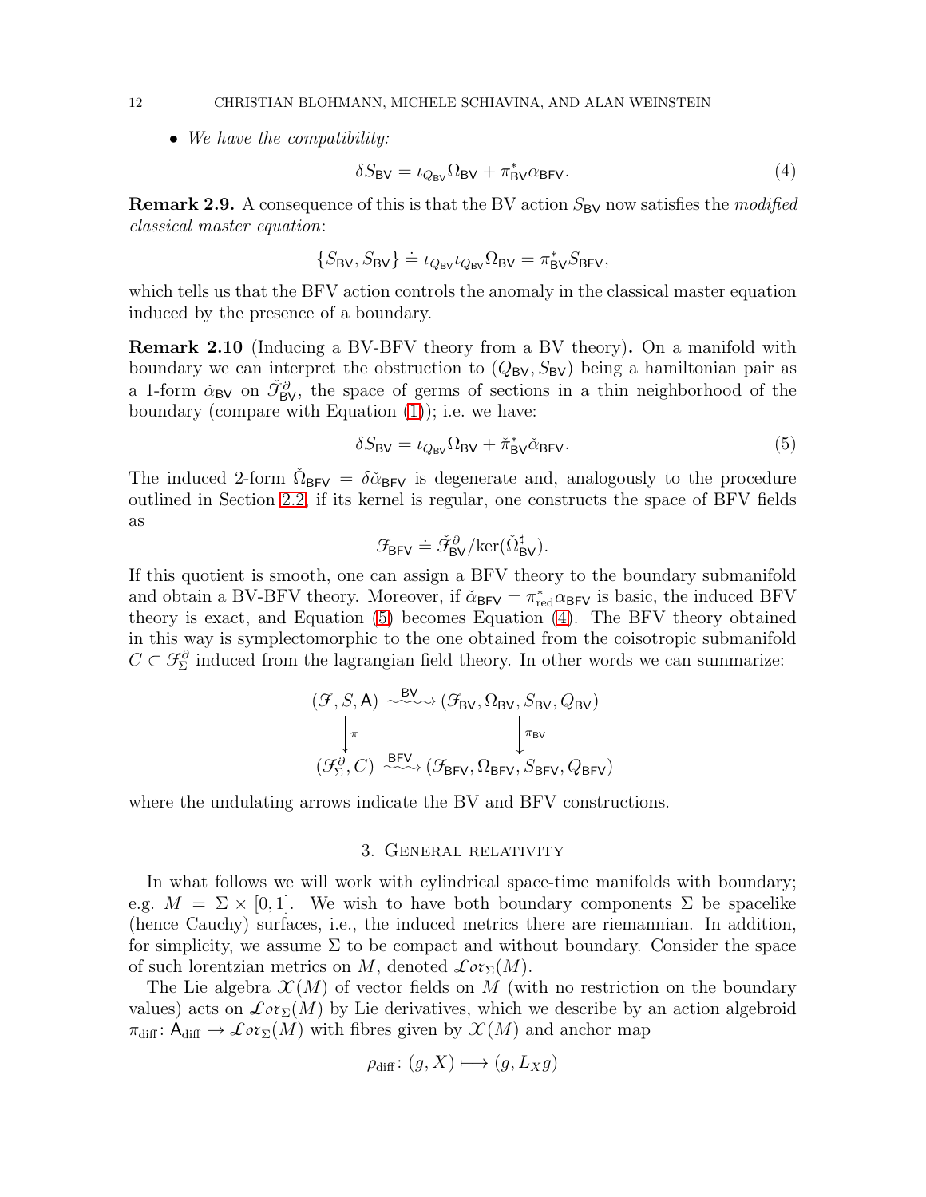- *We have the compatibility:*

$$\delta S_{\mathsf{BV}} = \iota_{Q_{\mathsf{BV}}}\Omega_{\mathsf{BV}} + \pi_{\mathsf{BV}}^*\alpha_{\mathsf{BFV}}. \tag{4}$$

**Remark 2.9.** A consequence of this is that the BV action $S_{\mathsf{BV}}$ now satisfies the *modified classical master equation*:

$$\{S_{\mathsf{BV}}, S_{\mathsf{BV}}\} \doteq \iota_{Q_{\mathsf{BV}}}\iota_{Q_{\mathsf{BV}}}\Omega_{\mathsf{BV}} = \pi_{\mathsf{BV}}^* S_{\mathsf{BFV}},$$

which tells us that the BFV action controls the anomaly in the classical master equation induced by the presence of a boundary.

**Remark 2.10** (Inducing a BV-BFV theory from a BV theory)**.** On a manifold with boundary we can interpret the obstruction to $(Q_{\mathsf{BV}}, S_{\mathsf{BV}})$ being a hamiltonian pair as a 1-form $\check{\alpha}_{\mathsf{BV}}$ on $\check{\mathcal{F}}_{\mathsf{BV}}^{\partial}$, the space of germs of sections in a thin neighborhood of the boundary (compare with Equation (1)); i.e. we have:

$$\delta S_{\mathsf{BV}} = \iota_{Q_{\mathsf{BV}}}\Omega_{\mathsf{BV}} + \check{\pi}_{\mathsf{BV}}^*\check{\alpha}_{\mathsf{BFV}}. \tag{5}$$

The induced 2-form $\check{\Omega}_{\mathsf{BFV}} = \delta\check{\alpha}_{\mathsf{BFV}}$ is degenerate and, analogously to the procedure outlined in Section 2.2, if its kernel is regular, one constructs the space of BFV fields as

$$\mathcal{F}_{\mathsf{BFV}} \doteq \check{\mathcal{F}}_{\mathsf{BV}}^{\partial}/\ker(\check{\Omega}_{\mathsf{BV}}^{\sharp}).$$

If this quotient is smooth, one can assign a BFV theory to the boundary submanifold and obtain a BV-BFV theory. Moreover, if $\check{\alpha}_{\mathsf{BFV}} = \pi_{\mathrm{red}}^*\alpha_{\mathsf{BFV}}$ is basic, the induced BFV theory is exact, and Equation (5) becomes Equation (4). The BFV theory obtained in this way is symplectomorphic to the one obtained from the coisotropic submanifold $C \subset \mathcal{F}_{\Sigma}^{\partial}$ induced from the lagrangian field theory. In other words we can summarize:

$$\begin{array}{ccc}
(\mathcal{F}, S, \mathsf{A}) & \overset{\mathsf{BV}}{\rightsquigarrow} & (\mathcal{F}_{\mathsf{BV}}, \Omega_{\mathsf{BV}}, S_{\mathsf{BV}}, Q_{\mathsf{BV}}) \\
\downarrow{\scriptstyle \pi} & & \downarrow{\scriptstyle \pi_{\mathsf{BV}}} \\
(\mathcal{F}_{\Sigma}^{\partial}, C) & \overset{\mathsf{BFV}}{\rightsquigarrow} & (\mathcal{F}_{\mathsf{BFV}}, \Omega_{\mathsf{BFV}}, S_{\mathsf{BFV}}, Q_{\mathsf{BFV}})
\end{array}$$

where the undulating arrows indicate the BV and BFV constructions.

## 3. General relativity

In what follows we will work with cylindrical space-time manifolds with boundary; e.g. $M = \Sigma \times [0, 1]$. We wish to have both boundary components $\Sigma$ be spacelike (hence Cauchy) surfaces, i.e., the induced metrics there are riemannian. In addition, for simplicity, we assume $\Sigma$ to be compact and without boundary. Consider the space of such lorentzian metrics on $M$, denoted $\mathcal{Lor}_{\Sigma}(M)$.

The Lie algebra $\mathcal{X}(M)$ of vector fields on $M$ (with no restriction on the boundary values) acts on $\mathcal{Lor}_{\Sigma}(M)$ by Lie derivatives, which we describe by an action algebroid $\pi_{\mathrm{diff}}\colon \mathsf{A}_{\mathrm{diff}} \to \mathcal{Lor}_{\Sigma}(M)$ with fibres given by $\mathcal{X}(M)$ and anchor map

$$\rho_{\mathrm{diff}}\colon (g, X) \longmapsto (g, L_X g)$$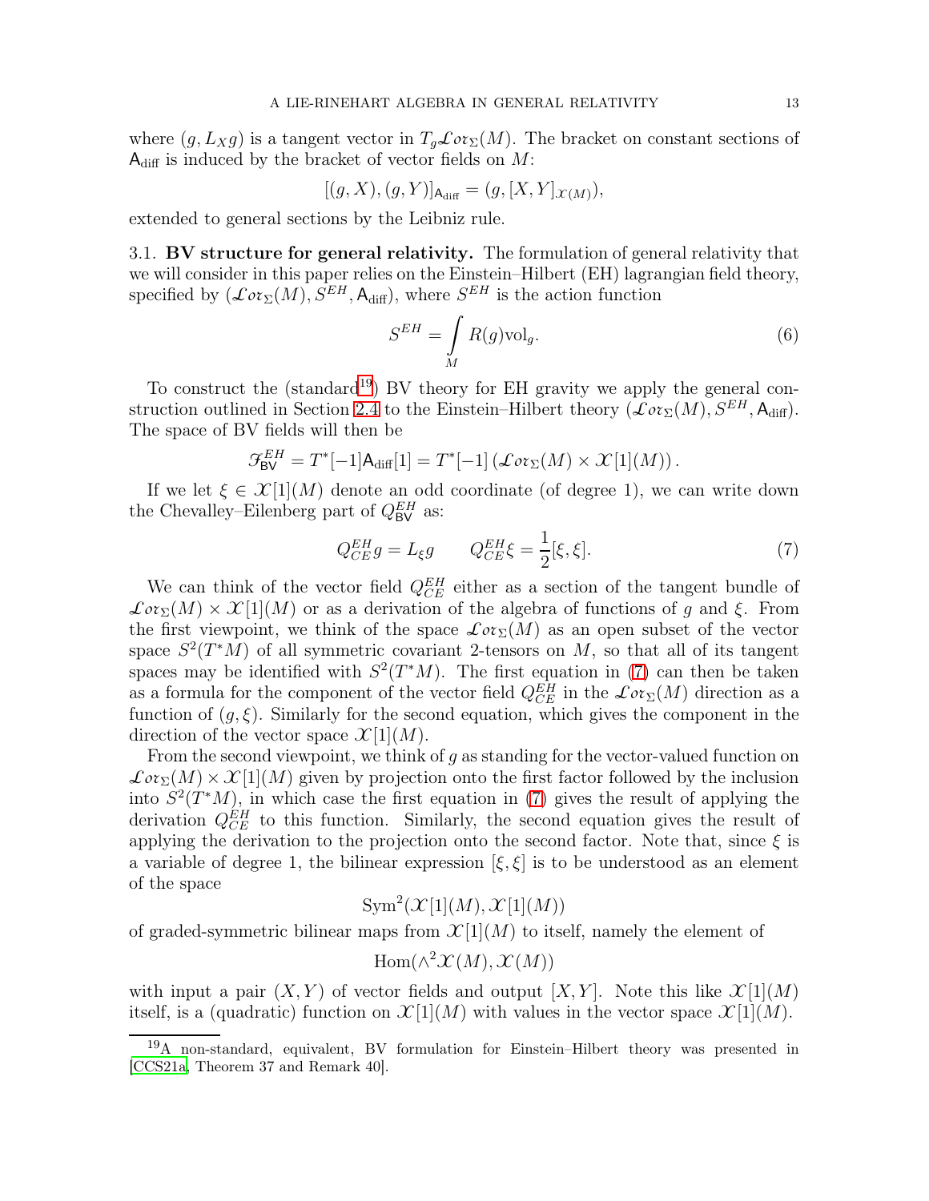where $(g, L_X g)$ is a tangent vector in $T_g\mathcal{L}or_\Sigma(M)$. The bracket on constant sections of $\mathsf{A}_{\text{diff}}$ is induced by the bracket of vector fields on $M$:

$$[(g, X), (g, Y)]_{\mathsf{A}_{\text{diff}}} = (g, [X, Y]_{\mathcal{X}(M)}),$$

extended to general sections by the Leibniz rule.

**3.1. BV structure for general relativity.** The formulation of general relativity that we will consider in this paper relies on the Einstein–Hilbert (EH) lagrangian field theory, specified by $(\mathcal{L}or_\Sigma(M), S^{EH}, \mathsf{A}_{\text{diff}})$, where $S^{EH}$ is the action function

$$S^{EH} = \int\limits_M R(g)\text{vol}_g. \tag{6}$$

To construct the (standard[19]) BV theory for EH gravity we apply the general construction outlined in Section 2.4 to the Einstein–Hilbert theory $(\mathcal{L}or_\Sigma(M), S^{EH}, \mathsf{A}_{\text{diff}})$. The space of BV fields will then be

$$\mathcal{F}^{EH}_{\mathsf{BV}} = T^*[-1]\mathsf{A}_{\text{diff}}[1] = T^*[-1]\left(\mathcal{L}or_\Sigma(M) \times \mathcal{X}[1](M)\right).$$

If we let $\xi \in \mathcal{X}[1](M)$ denote an odd coordinate (of degree 1), we can write down the Chevalley–Eilenberg part of $Q^{EH}_{\mathsf{BV}}$ as:

$$Q^{EH}_{CE} g = L_\xi g \qquad Q^{EH}_{CE}\xi = \frac{1}{2}[\xi, \xi]. \tag{7}$$

We can think of the vector field $Q^{EH}_{CE}$ either as a section of the tangent bundle of $\mathcal{L}or_\Sigma(M) \times \mathcal{X}[1](M)$ or as a derivation of the algebra of functions of $g$ and $\xi$. From the first viewpoint, we think of the space $\mathcal{L}or_\Sigma(M)$ as an open subset of the vector space $S^2(T^*M)$ of all symmetric covariant 2-tensors on $M$, so that all of its tangent spaces may be identified with $S^2(T^*M)$. The first equation in (7) can then be taken as a formula for the component of the vector field $Q^{EH}_{CE}$ in the $\mathcal{L}or_\Sigma(M)$ direction as a function of $(g, \xi)$. Similarly for the second equation, which gives the component in the direction of the vector space $\mathcal{X}[1](M)$.

From the second viewpoint, we think of $g$ as standing for the vector-valued function on $\mathcal{L}or_\Sigma(M) \times \mathcal{X}[1](M)$ given by projection onto the first factor followed by the inclusion into $S^2(T^*M)$, in which case the first equation in (7) gives the result of applying the derivation $Q^{EH}_{CE}$ to this function. Similarly, the second equation gives the result of applying the derivation to the projection onto the second factor. Note that, since $\xi$ is a variable of degree 1, the bilinear expression $[\xi, \xi]$ is to be understood as an element of the space

$$\text{Sym}^2(\mathcal{X}[1](M), \mathcal{X}[1](M))$$

of graded-symmetric bilinear maps from $\mathcal{X}[1](M)$ to itself, namely the element of

$$\text{Hom}(\wedge^2\mathcal{X}(M), \mathcal{X}(M))$$

with input a pair $(X, Y)$ of vector fields and output $[X, Y]$. Note this like $\mathcal{X}[1](M)$ itself, is a (quadratic) function on $\mathcal{X}[1](M)$ with values in the vector space $\mathcal{X}[1](M)$.

[19] A non-standard, equivalent, BV formulation for Einstein–Hilbert theory was presented in [CCS21a, Theorem 37 and Remark 40].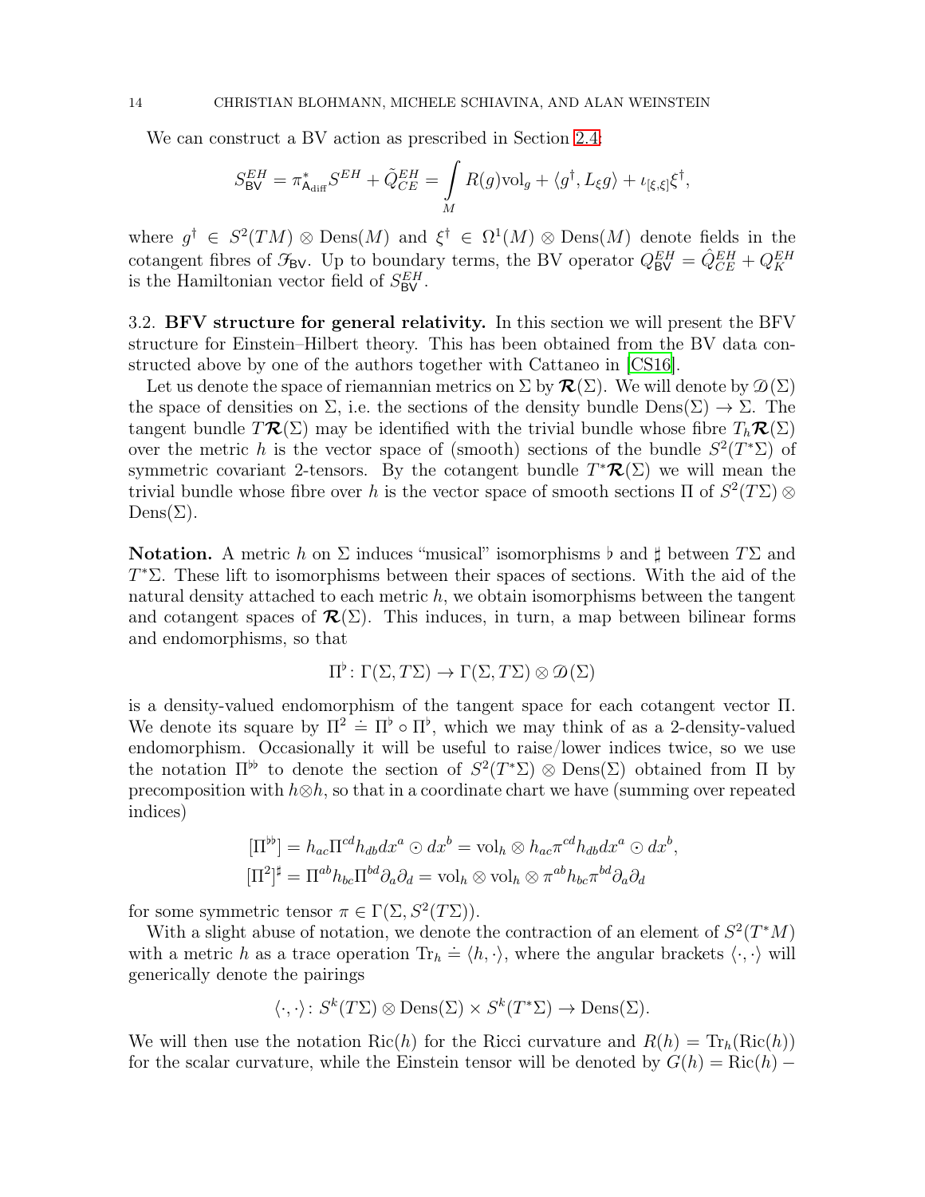We can construct a BV action as prescribed in Section 2.4:

$$S^{EH}_{\mathsf{BV}} = \pi^*_{\mathsf{A}_{\mathrm{diff}}} S^{EH} + \tilde{Q}^{EH}_{CE} = \int\limits_M R(g)\mathrm{vol}_g + \langle g^\dagger, L_\xi g\rangle + \iota_{[\xi,\xi]}\xi^\dagger,$$

where $g^\dagger \in S^2(TM)\otimes \mathrm{Dens}(M)$ and $\xi^\dagger \in \Omega^1(M)\otimes \mathrm{Dens}(M)$ denote fields in the cotangent fibres of $\mathscr{F}_{\mathsf{BV}}$. Up to boundary terms, the BV operator $Q^{EH}_{\mathsf{BV}} = \hat{Q}^{EH}_{CE} + Q^{EH}_K$ is the Hamiltonian vector field of $S^{EH}_{\mathsf{BV}}$.

**3.2. BFV structure for general relativity.** In this section we will present the BFV structure for Einstein–Hilbert theory. This has been obtained from the BV data constructed above by one of the authors together with Cattaneo in [CS16].

Let us denote the space of riemannian metrics on $\Sigma$ by $\boldsymbol{\mathcal{R}}(\Sigma)$. We will denote by $\mathscr{D}(\Sigma)$ the space of densities on $\Sigma$, i.e. the sections of the density bundle $\mathrm{Dens}(\Sigma)\to\Sigma$. The tangent bundle $T\boldsymbol{\mathcal{R}}(\Sigma)$ may be identified with the trivial bundle whose fibre $T_h\boldsymbol{\mathcal{R}}(\Sigma)$ over the metric $h$ is the vector space of (smooth) sections of the bundle $S^2(T^*\Sigma)$ of symmetric covariant 2-tensors. By the cotangent bundle $T^*\boldsymbol{\mathcal{R}}(\Sigma)$ we will mean the trivial bundle whose fibre over $h$ is the vector space of smooth sections $\Pi$ of $S^2(T\Sigma)\otimes \mathrm{Dens}(\Sigma)$.

**Notation.** A metric $h$ on $\Sigma$ induces "musical" isomorphisms $\flat$ and $\sharp$ between $T\Sigma$ and $T^*\Sigma$. These lift to isomorphisms between their spaces of sections. With the aid of the natural density attached to each metric $h$, we obtain isomorphisms between the tangent and cotangent spaces of $\boldsymbol{\mathcal{R}}(\Sigma)$. This induces, in turn, a map between bilinear forms and endomorphisms, so that

$$\Pi^\flat \colon \Gamma(\Sigma, T\Sigma) \to \Gamma(\Sigma, T\Sigma)\otimes \mathscr{D}(\Sigma)$$

is a density-valued endomorphism of the tangent space for each cotangent vector $\Pi$. We denote its square by $\Pi^2 \doteq \Pi^\flat \circ \Pi^\flat$, which we may think of as a 2-density-valued endomorphism. Occasionally it will be useful to raise/lower indices twice, so we use the notation $\Pi^{\flat\flat}$ to denote the section of $S^2(T^*\Sigma)\otimes \mathrm{Dens}(\Sigma)$ obtained from $\Pi$ by precomposition with $h\otimes h$, so that in a coordinate chart we have (summing over repeated indices)

$$\begin{aligned}
[\Pi^{\flat\flat}] &= h_{ac}\Pi^{cd}h_{db}dx^a\odot dx^b = \mathrm{vol}_h \otimes h_{ac}\pi^{cd}h_{db}dx^a\odot dx^b,\\
[\Pi^2]^\sharp &= \Pi^{ab}h_{bc}\Pi^{bd}\partial_a\partial_d = \mathrm{vol}_h\otimes \mathrm{vol}_h \otimes \pi^{ab}h_{bc}\pi^{bd}\partial_a\partial_d
\end{aligned}$$

for some symmetric tensor $\pi \in \Gamma(\Sigma, S^2(T\Sigma))$.

With a slight abuse of notation, we denote the contraction of an element of $S^2(T^*M)$ with a metric $h$ as a trace operation $\mathrm{Tr}_h \doteq \langle h, \cdot\rangle$, where the angular brackets $\langle\cdot,\cdot\rangle$ will generically denote the pairings

$$\langle\cdot,\cdot\rangle\colon S^k(T\Sigma)\otimes \mathrm{Dens}(\Sigma)\times S^k(T^*\Sigma)\to \mathrm{Dens}(\Sigma).$$

We will then use the notation $\mathrm{Ric}(h)$ for the Ricci curvature and $R(h) = \mathrm{Tr}_h(\mathrm{Ric}(h))$ for the scalar curvature, while the Einstein tensor will be denoted by $G(h) = \mathrm{Ric}(h) -$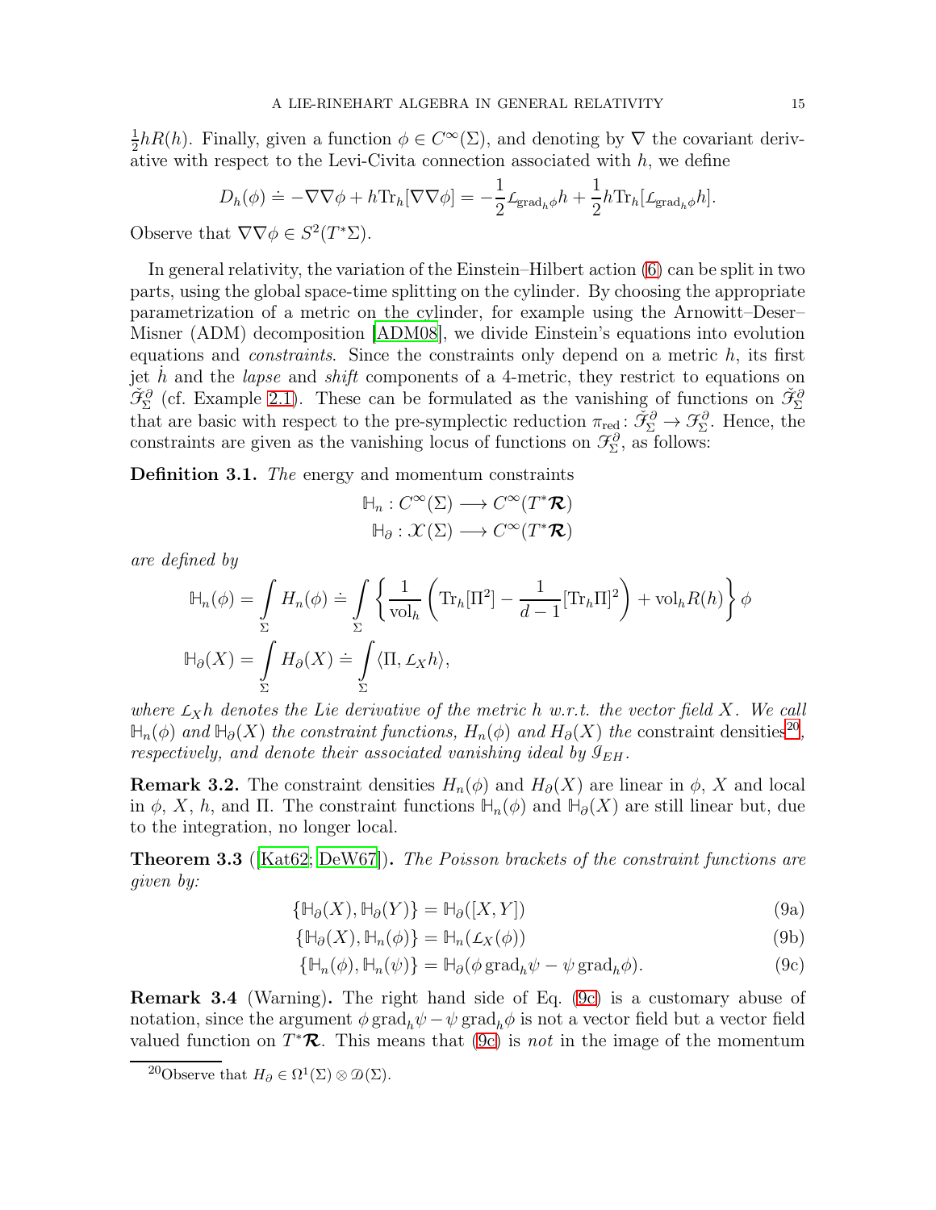$\frac{1}{2}hR(h)$. Finally, given a function $\phi \in C^\infty(\Sigma)$, and denoting by $\nabla$ the covariant derivative with respect to the Levi-Civita connection associated with $h$, we define

$$D_h(\phi) \doteq -\nabla\nabla\phi + h\mathrm{Tr}_h[\nabla\nabla\phi] = -\frac{1}{2}\mathcal{L}_{\mathrm{grad}_h\phi}h + \frac{1}{2}h\mathrm{Tr}_h[\mathcal{L}_{\mathrm{grad}_h\phi}h].$$

Observe that $\nabla\nabla\phi \in S^2(T^*\Sigma)$.

In general relativity, the variation of the Einstein–Hilbert action (6) can be split in two parts, using the global space-time splitting on the cylinder. By choosing the appropriate parametrization of a metric on the cylinder, for example using the Arnowitt–Deser–Misner (ADM) decomposition [ADM08], we divide Einstein's equations into evolution equations and *constraints*. Since the constraints only depend on a metric $h$, its first jet $\dot{h}$ and the *lapse* and *shift* components of a 4-metric, they restrict to equations on $\check{\mathcal{F}}^\partial_\Sigma$ (cf. Example 2.1). These can be formulated as the vanishing of functions on $\check{\mathcal{F}}^\partial_\Sigma$ that are basic with respect to the pre-symplectic reduction $\pi_{\mathrm{red}}\colon \check{\mathcal{F}}^\partial_\Sigma \to \mathcal{F}^\partial_\Sigma$. Hence, the constraints are given as the vanishing locus of functions on $\mathcal{F}^\partial_\Sigma$, as follows:

**Definition 3.1.** *The* energy and momentum constraints

$$\mathbb{H}_n : C^\infty(\Sigma) \longrightarrow C^\infty(T^*\boldsymbol{\mathcal{R}})$$
$$\mathbb{H}_\partial : \mathcal{X}(\Sigma) \longrightarrow C^\infty(T^*\boldsymbol{\mathcal{R}})$$

*are defined by*

$$\mathbb{H}_n(\phi) = \int_\Sigma H_n(\phi) \doteq \int_\Sigma \left\{ \frac{1}{\mathrm{vol}_h}\left(\mathrm{Tr}_h[\Pi^2] - \frac{1}{d-1}[\mathrm{Tr}_h\Pi]^2\right) + \mathrm{vol}_h R(h) \right\}\phi$$

$$\mathbb{H}_\partial(X) = \int_\Sigma H_\partial(X) \doteq \int_\Sigma \langle \Pi, \mathcal{L}_X h\rangle,$$

*where $\mathcal{L}_X h$ denotes the Lie derivative of the metric $h$ w.r.t. the vector field $X$. We call $\mathbb{H}_n(\phi)$ and $\mathbb{H}_\partial(X)$ the constraint functions, $H_n(\phi)$ and $H_\partial(X)$ the* constraint densities[20]*, respectively, and denote their associated vanishing ideal by $\mathcal{I}_{EH}$.*

**Remark 3.2.** The constraint densities $H_n(\phi)$ and $H_\partial(X)$ are linear in $\phi$, $X$ and local in $\phi$, $X$, $h$, and $\Pi$. The constraint functions $\mathbb{H}_n(\phi)$ and $\mathbb{H}_\partial(X)$ are still linear but, due to the integration, no longer local.

**Theorem 3.3** ([Kat62; DeW67])**.** *The Poisson brackets of the constraint functions are given by:*

$$\{\mathbb{H}_\partial(X), \mathbb{H}_\partial(Y)\} = \mathbb{H}_\partial([X,Y]) \tag{9a}$$

$$\{\mathbb{H}_\partial(X), \mathbb{H}_n(\phi)\} = \mathbb{H}_n(\mathcal{L}_X(\phi)) \tag{9b}$$

$$\{\mathbb{H}_n(\phi), \mathbb{H}_n(\psi)\} = \mathbb{H}_\partial(\phi\,\mathrm{grad}_h\psi - \psi\,\mathrm{grad}_h\phi). \tag{9c}$$

**Remark 3.4** (Warning)**.** The right hand side of Eq. (9c) is a customary abuse of notation, since the argument $\phi\,\mathrm{grad}_h\psi - \psi\,\mathrm{grad}_h\phi$ is not a vector field but a vector field valued function on $T^*\boldsymbol{\mathcal{R}}$. This means that (9c) is *not* in the image of the momentum

[20] Observe that $H_\partial \in \Omega^1(\Sigma) \otimes \mathcal{D}(\Sigma)$.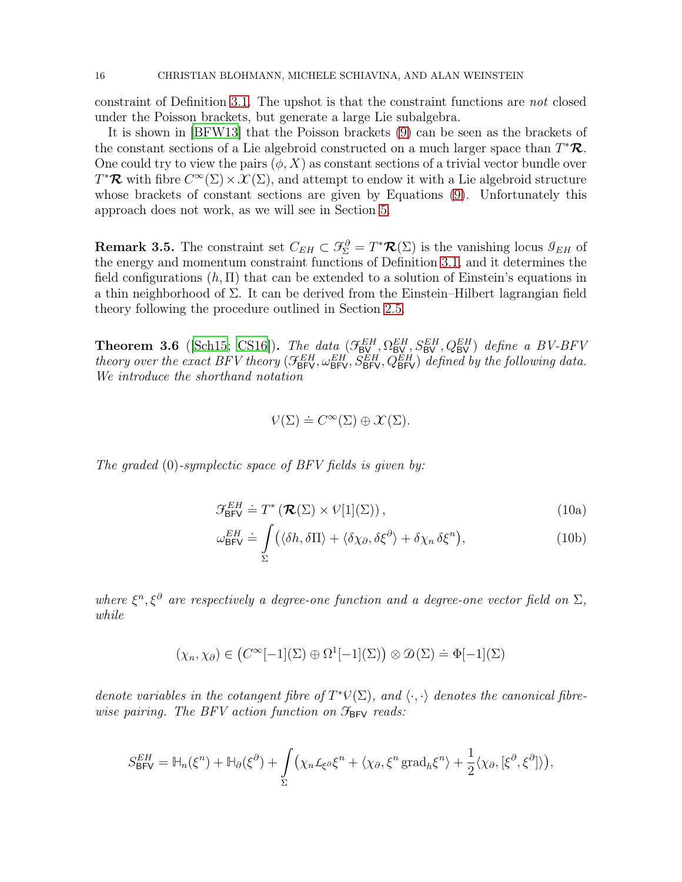constraint of Definition 3.1. The upshot is that the constraint functions are *not* closed under the Poisson brackets, but generate a large Lie subalgebra.

It is shown in [BFW13] that the Poisson brackets (9) can be seen as the brackets of the constant sections of a Lie algebroid constructed on a much larger space than $T^*\boldsymbol{\mathcal{R}}$. One could try to view the pairs $(\phi, X)$ as constant sections of a trivial vector bundle over $T^*\boldsymbol{\mathcal{R}}$ with fibre $C^\infty(\Sigma)\times\mathcal{X}(\Sigma)$, and attempt to endow it with a Lie algebroid structure whose brackets of constant sections are given by Equations (9). Unfortunately this approach does not work, as we will see in Section 5.

**Remark 3.5.** The constraint set $C_{EH}\subset\mathcal{F}^\partial_\Sigma = T^*\boldsymbol{\mathcal{R}}(\Sigma)$ is the vanishing locus $\mathcal{I}_{EH}$ of the energy and momentum constraint functions of Definition 3.1, and it determines the field configurations $(h,\Pi)$ that can be extended to a solution of Einstein's equations in a thin neighborhood of $\Sigma$. It can be derived from the Einstein–Hilbert lagrangian field theory following the procedure outlined in Section 2.5.

**Theorem 3.6** ([Sch15; CS16])**.** *The data $(\mathcal{F}^{EH}_{\mathsf{BV}},\Omega^{EH}_{\mathsf{BV}},S^{EH}_{\mathsf{BV}},Q^{EH}_{\mathsf{BV}})$ define a BV-BFV theory over the exact BFV theory $(\mathcal{F}^{EH}_{\mathsf{BFV}},\omega^{EH}_{\mathsf{BFV}},S^{EH}_{\mathsf{BFV}},Q^{EH}_{\mathsf{BFV}})$ defined by the following data. We introduce the shorthand notation*

$$\mathcal{V}(\Sigma)\doteq C^\infty(\Sigma)\oplus\mathcal{X}(\Sigma).$$

*The graded $(0)$-symplectic space of BFV fields is given by:*

$$\mathcal{F}^{EH}_{\mathsf{BFV}}\doteq T^*\left(\boldsymbol{\mathcal{R}}(\Sigma)\times\mathcal{V}[1](\Sigma)\right), \tag{10a}$$

$$\omega^{EH}_{\mathsf{BFV}}\doteq\int_\Sigma\left(\langle\delta h,\delta\Pi\rangle+\langle\delta\chi_\partial,\delta\xi^\partial\rangle+\delta\chi_n\,\delta\xi^n\right), \tag{10b}$$

*where $\xi^n,\xi^\partial$ are respectively a degree-one function and a degree-one vector field on $\Sigma$, while*

$$(\chi_n,\chi_\partial)\in\left(C^\infty[-1](\Sigma)\oplus\Omega^1[-1](\Sigma)\right)\otimes\mathcal{D}(\Sigma)\doteq\Phi[-1](\Sigma)$$

*denote variables in the cotangent fibre of $T^*\mathcal{V}(\Sigma)$, and $\langle\cdot,\cdot\rangle$ denotes the canonical fibre-wise pairing. The BFV action function on $\mathcal{F}_{\mathsf{BFV}}$ reads:*

$$S^{EH}_{\mathsf{BFV}}=\mathbb{H}_n(\xi^n)+\mathbb{H}_\partial(\xi^\partial)+\int_\Sigma\left(\chi_n\mathcal{L}_{\xi^\partial}\xi^n+\langle\chi_\partial,\xi^n\,\mathrm{grad}_h\xi^n\rangle+\frac{1}{2}\langle\chi_\partial,[\xi^\partial,\xi^\partial]\rangle\right),$$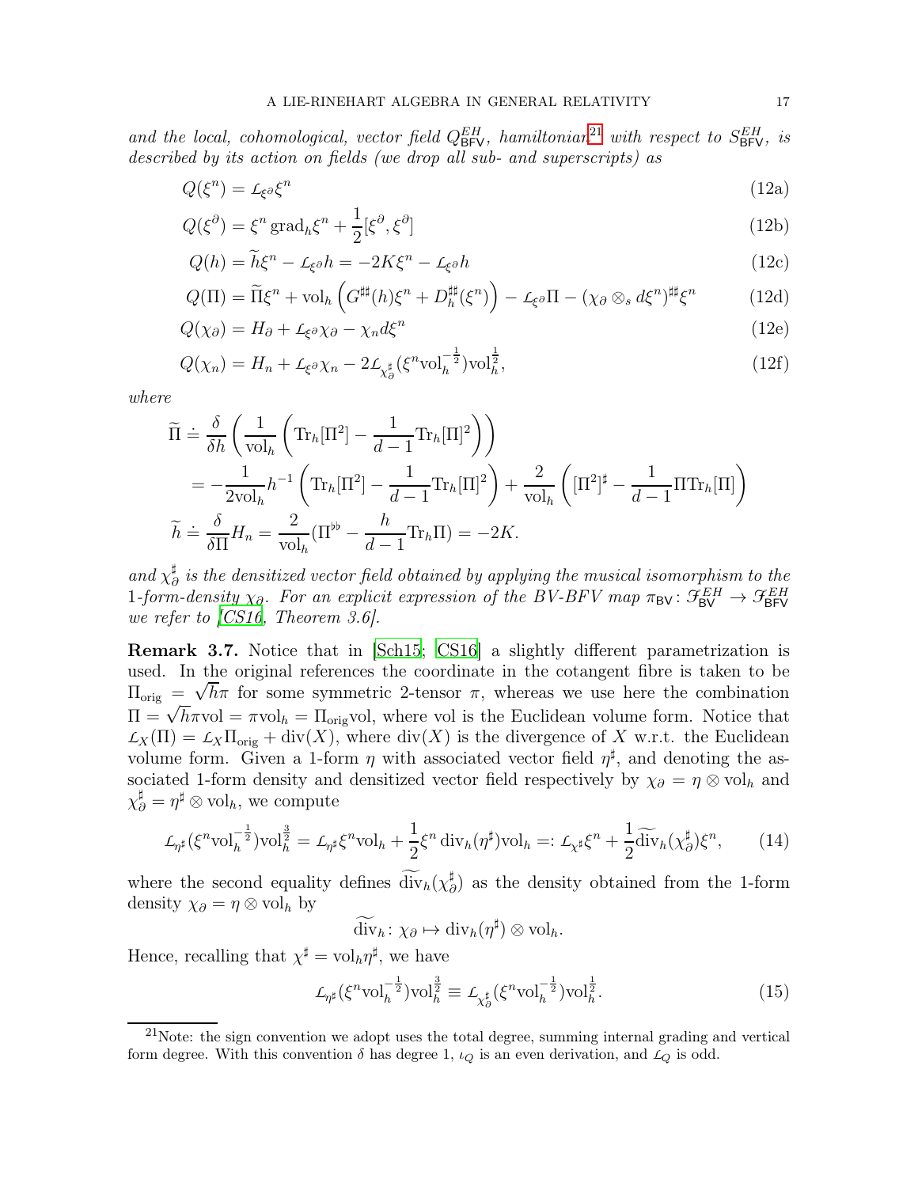*and the local, cohomological, vector field $Q^{EH}_{\mathsf{BFV}}$, hamiltonian*[21] *with respect to $S^{EH}_{\mathsf{BFV}}$, is described by its action on fields (we drop all sub- and superscripts) as*

$$Q(\xi^n) = L_{\xi^\partial}\xi^n \tag{12a}$$

$$Q(\xi^\partial) = \xi^n \,\mathrm{grad}_h \xi^n + \frac{1}{2}[\xi^\partial, \xi^\partial] \tag{12b}$$

$$Q(h) = \widetilde{h}\xi^n - L_{\xi^\partial} h = -2K\xi^n - L_{\xi^\partial} h \tag{12c}$$

$$Q(\Pi) = \widetilde{\Pi}\xi^n + \mathrm{vol}_h\left(G^{\sharp\sharp}(h)\xi^n + D^{\sharp\sharp}_h(\xi^n)\right) - L_{\xi^\partial}\Pi - (\chi_\partial \otimes_s d\xi^n)^{\sharp\sharp}\xi^n \tag{12d}$$

$$Q(\chi_\partial) = H_\partial + L_{\xi^\partial}\chi_\partial - \chi_n d\xi^n \tag{12e}$$

$$Q(\chi_n) = H_n + L_{\xi^\partial}\chi_n - 2L_{\chi^\sharp_\partial}(\xi^n \mathrm{vol}_h^{-\frac{1}{2}})\mathrm{vol}_h^{\frac{1}{2}}, \tag{12f}$$

*where*

$$\begin{aligned}
\widetilde{\Pi} &\doteq \frac{\delta}{\delta h}\left(\frac{1}{\mathrm{vol}_h}\left(\mathrm{Tr}_h[\Pi^2] - \frac{1}{d-1}\mathrm{Tr}_h[\Pi]^2\right)\right) \\
&= -\frac{1}{2\mathrm{vol}_h}h^{-1}\left(\mathrm{Tr}_h[\Pi^2] - \frac{1}{d-1}\mathrm{Tr}_h[\Pi]^2\right) + \frac{2}{\mathrm{vol}_h}\left([\Pi^2]^\sharp - \frac{1}{d-1}\Pi\mathrm{Tr}_h[\Pi]\right) \\
\widetilde{h} &\doteq \frac{\delta}{\delta \Pi}H_n = \frac{2}{\mathrm{vol}_h}(\Pi^{\flat\flat} - \frac{h}{d-1}\mathrm{Tr}_h\Pi) = -2K.
\end{aligned}$$

*and $\chi^\sharp_\partial$ is the densitized vector field obtained by applying the musical isomorphism to the 1-form-density $\chi_\partial$. For an explicit expression of the BV-BFV map $\pi_{\mathsf{BV}}\colon \mathcal{F}^{EH}_{\mathsf{BV}} \to \mathcal{F}^{EH}_{\mathsf{BFV}}$ we refer to [CS16, Theorem 3.6].*

**Remark 3.7.** Notice that in [Sch15; CS16] a slightly different parametrization is used. In the original references the coordinate in the cotangent fibre is taken to be $\Pi_{\mathrm{orig}} = \sqrt{h}\pi$ for some symmetric 2-tensor $\pi$, whereas we use here the combination $\Pi = \sqrt{h}\pi\mathrm{vol} = \pi\mathrm{vol}_h = \Pi_{\mathrm{orig}}\mathrm{vol}$, where vol is the Euclidean volume form. Notice that $L_X(\Pi) = L_X\Pi_{\mathrm{orig}} + \mathrm{div}(X)$, where $\mathrm{div}(X)$ is the divergence of $X$ w.r.t. the Euclidean volume form. Given a 1-form $\eta$ with associated vector field $\eta^\sharp$, and denoting the associated 1-form density and densitized vector field respectively by $\chi_\partial = \eta \otimes \mathrm{vol}_h$ and $\chi^\sharp_\partial = \eta^\sharp \otimes \mathrm{vol}_h$, we compute

$$L_{\eta^\sharp}(\xi^n \mathrm{vol}_h^{-\frac{1}{2}})\mathrm{vol}_h^{\frac{3}{2}} = L_{\eta^\sharp}\xi^n\mathrm{vol}_h + \frac{1}{2}\xi^n\,\mathrm{div}_h(\eta^\sharp)\mathrm{vol}_h =: L_{\chi^\sharp}\xi^n + \frac{1}{2}\widetilde{\mathrm{div}}_h(\chi^\sharp_\partial)\xi^n, \tag{14}$$

where the second equality defines $\widetilde{\mathrm{div}}_h(\chi^\sharp_\partial)$ as the density obtained from the 1-form density $\chi_\partial = \eta \otimes \mathrm{vol}_h$ by

$$\widetilde{\mathrm{div}}_h\colon \chi_\partial \mapsto \mathrm{div}_h(\eta^\sharp) \otimes \mathrm{vol}_h.$$

Hence, recalling that $\chi^\sharp = \mathrm{vol}_h\eta^\sharp$, we have

$$L_{\eta^\sharp}(\xi^n \mathrm{vol}_h^{-\frac{1}{2}})\mathrm{vol}_h^{\frac{3}{2}} \equiv L_{\chi^\sharp_\partial}(\xi^n \mathrm{vol}_h^{-\frac{1}{2}})\mathrm{vol}_h^{\frac{1}{2}}. \tag{15}$$

---

[21] Note: the sign convention we adopt uses the total degree, summing internal grading and vertical form degree. With this convention $\delta$ has degree 1, $\iota_Q$ is an even derivation, and $L_Q$ is odd.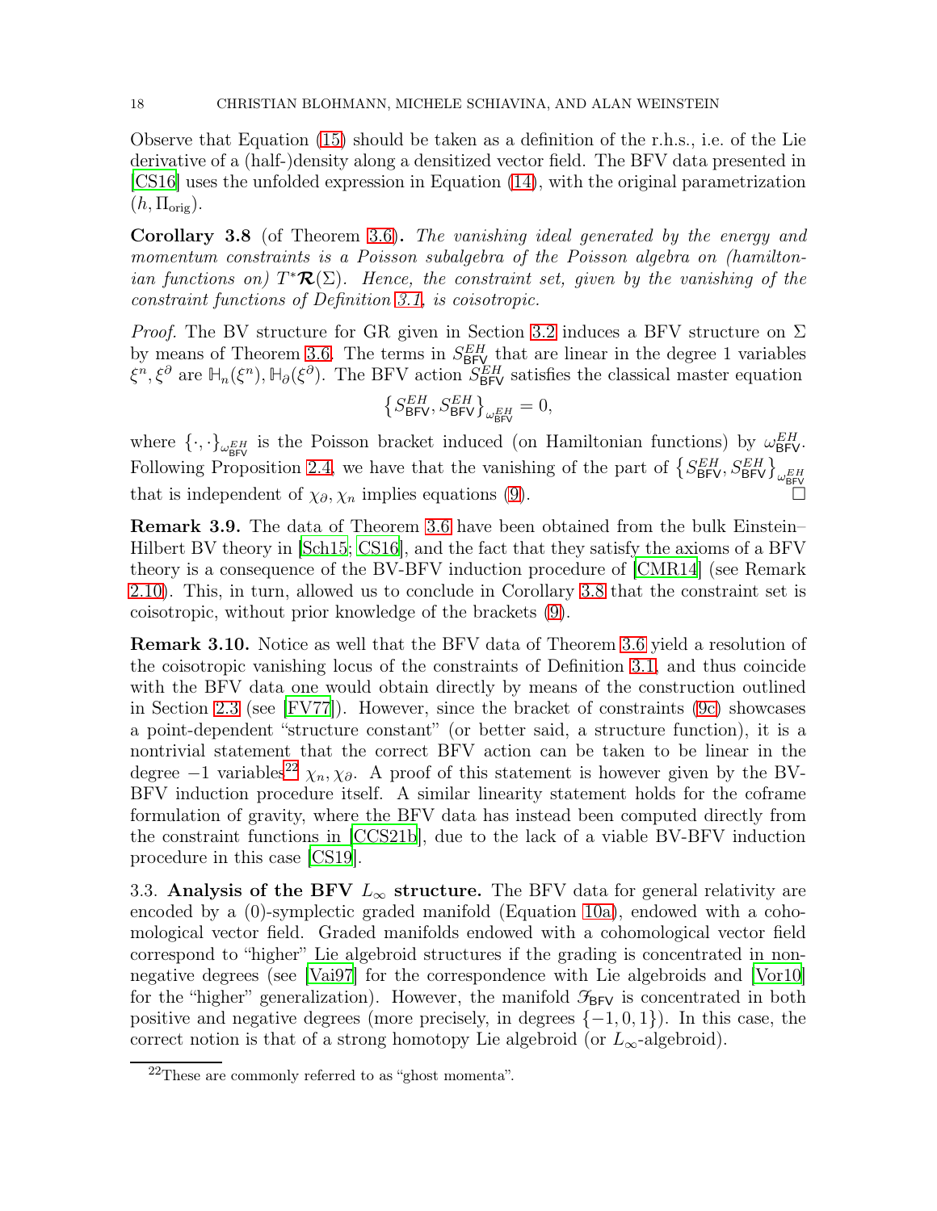Observe that Equation (15) should be taken as a definition of the r.h.s., i.e. of the Lie derivative of a (half-)density along a densitized vector field. The BFV data presented in [CS16] uses the unfolded expression in Equation (14), with the original parametrization $(h, \Pi_{\text{orig}})$.

**Corollary 3.8** (of Theorem 3.6)**.** *The vanishing ideal generated by the energy and momentum constraints is a Poisson subalgebra of the Poisson algebra on (hamiltonian functions on) $T^*\boldsymbol{\mathcal{R}}(\Sigma)$. Hence, the constraint set, given by the vanishing of the constraint functions of Definition 3.1, is coisotropic.*

*Proof.* The BV structure for GR given in Section 3.2 induces a BFV structure on $\Sigma$ by means of Theorem 3.6. The terms in $S^{EH}_{\mathsf{BFV}}$ that are linear in the degree 1 variables $\xi^n, \xi^\partial$ are $\mathbb{H}_n(\xi^n), \mathbb{H}_\partial(\xi^\partial)$. The BFV action $S^{EH}_{\mathsf{BFV}}$ satisfies the classical master equation

$$\left\{S^{EH}_{\mathsf{BFV}}, S^{EH}_{\mathsf{BFV}}\right\}_{\omega^{EH}_{\mathsf{BFV}}} = 0,$$

where $\{\cdot,\cdot\}_{\omega^{EH}_{\mathsf{BFV}}}$ is the Poisson bracket induced (on Hamiltonian functions) by $\omega^{EH}_{\mathsf{BFV}}$. Following Proposition 2.4, we have that the vanishing of the part of $\left\{S^{EH}_{\mathsf{BFV}}, S^{EH}_{\mathsf{BFV}}\right\}_{\omega^{EH}_{\mathsf{BFV}}}$ that is independent of $\chi_\partial, \chi_n$ implies equations (9). $\square$

**Remark 3.9.** The data of Theorem 3.6 have been obtained from the bulk Einstein–Hilbert BV theory in [Sch15; CS16], and the fact that they satisfy the axioms of a BFV theory is a consequence of the BV-BFV induction procedure of [CMR14] (see Remark 2.10). This, in turn, allowed us to conclude in Corollary 3.8 that the constraint set is coisotropic, without prior knowledge of the brackets (9).

**Remark 3.10.** Notice as well that the BFV data of Theorem 3.6 yield a resolution of the coisotropic vanishing locus of the constraints of Definition 3.1, and thus coincide with the BFV data one would obtain directly by means of the construction outlined in Section 2.3 (see [FV77]). However, since the bracket of constraints (9c) showcases a point-dependent "structure constant" (or better said, a structure function), it is a nontrivial statement that the correct BFV action can be taken to be linear in the degree $-1$ variables[22] $\chi_n, \chi_\partial$. A proof of this statement is however given by the BV-BFV induction procedure itself. A similar linearity statement holds for the coframe formulation of gravity, where the BFV data has instead been computed directly from the constraint functions in [CCS21b], due to the lack of a viable BV-BFV induction procedure in this case [CS19].

3.3. **Analysis of the BFV $L_\infty$ structure.** The BFV data for general relativity are encoded by a (0)-symplectic graded manifold (Equation 10a), endowed with a cohomological vector field. Graded manifolds endowed with a cohomological vector field correspond to "higher" Lie algebroid structures if the grading is concentrated in non-negative degrees (see [Vai97] for the correspondence with Lie algebroids and [Vor10] for the "higher" generalization). However, the manifold $\mathcal{F}_{\mathsf{BFV}}$ is concentrated in both positive and negative degrees (more precisely, in degrees $\{-1, 0, 1\}$). In this case, the correct notion is that of a strong homotopy Lie algebroid (or $L_\infty$-algebroid).

[22] These are commonly referred to as "ghost momenta".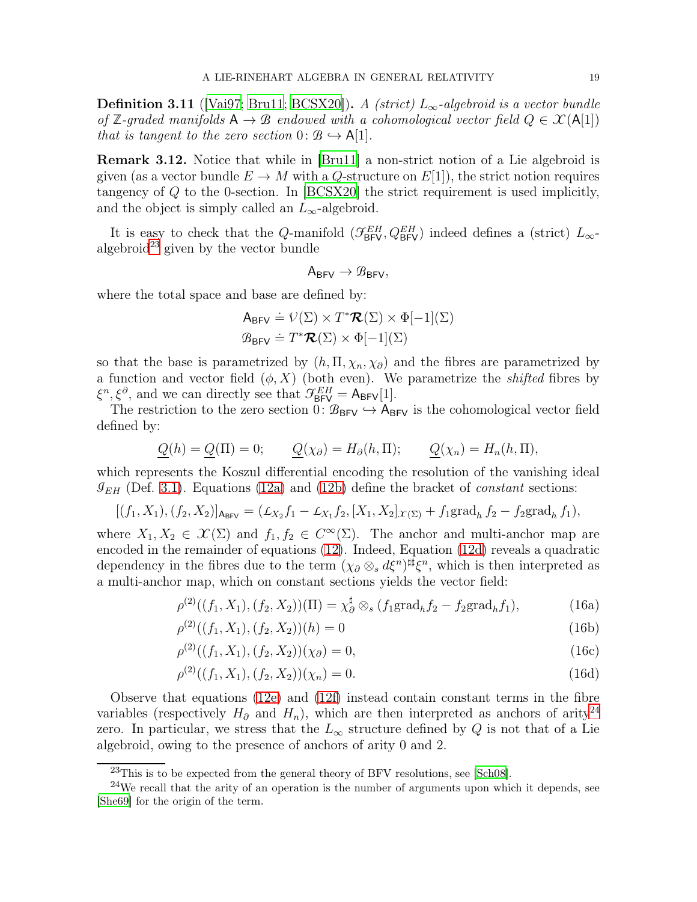**Definition 3.11** ([Vai97; Bru11; BCSX20]). *A (strict) $L_\infty$-algebroid is a vector bundle of $\mathbb{Z}$-graded manifolds $\mathsf{A} \to \mathcal{B}$ endowed with a cohomological vector field $Q \in \mathcal{X}(\mathsf{A}[1])$ that is tangent to the zero section $0\colon \mathcal{B} \hookrightarrow \mathsf{A}[1]$.*

**Remark 3.12.** Notice that while in [Bru11] a non-strict notion of a Lie algebroid is given (as a vector bundle $E \to M$ with a $Q$-structure on $E[1]$), the strict notion requires tangency of $Q$ to the 0-section. In [BCSX20] the strict requirement is used implicitly, and the object is simply called an $L_\infty$-algebroid.

It is easy to check that the $Q$-manifold $(\mathcal{F}^{EH}_{\mathsf{BFV}}, Q^{EH}_{\mathsf{BFV}})$ indeed defines a (strict) $L_\infty$-algebroid[23] given by the vector bundle

$$\mathsf{A}_{\mathsf{BFV}} \to \mathcal{B}_{\mathsf{BFV}},$$

where the total space and base are defined by:

$$\mathsf{A}_{\mathsf{BFV}} \doteq \mathcal{V}(\Sigma) \times T^*\boldsymbol{\mathcal{R}}(\Sigma) \times \Phi[-1](\Sigma)$$
$$\mathcal{B}_{\mathsf{BFV}} \doteq T^*\boldsymbol{\mathcal{R}}(\Sigma) \times \Phi[-1](\Sigma)$$

so that the base is parametrized by $(h, \Pi, \chi_n, \chi_\partial)$ and the fibres are parametrized by a function and vector field $(\phi, X)$ (both even). We parametrize the *shifted* fibres by $\xi^n, \xi^\partial$, and we can directly see that $\mathcal{F}^{EH}_{\mathsf{BFV}} = \mathsf{A}_{\mathsf{BFV}}[1]$.

The restriction to the zero section $0\colon \mathcal{B}_{\mathsf{BFV}} \hookrightarrow \mathsf{A}_{\mathsf{BFV}}$ is the cohomological vector field defined by:

$$\underline{Q}(h) = \underline{Q}(\Pi) = 0; \qquad \underline{Q}(\chi_\partial) = H_\partial(h, \Pi); \qquad \underline{Q}(\chi_n) = H_n(h, \Pi),$$

which represents the Koszul differential encoding the resolution of the vanishing ideal $\mathcal{I}_{EH}$ (Def. 3.1). Equations (12a) and (12b) define the bracket of *constant* sections:

$$[(f_1, X_1), (f_2, X_2)]_{\mathsf{A}_{\mathsf{BFV}}} = (L_{X_2} f_1 - L_{X_1} f_2, [X_1, X_2]_{\mathcal{X}(\Sigma)} + f_1 \mathrm{grad}_h\, f_2 - f_2 \mathrm{grad}_h\, f_1),$$

where $X_1, X_2 \in \mathcal{X}(\Sigma)$ and $f_1, f_2 \in C^\infty(\Sigma)$. The anchor and multi-anchor map are encoded in the remainder of equations (12). Indeed, Equation (12d) reveals a quadratic dependency in the fibres due to the term $(\chi_\partial \otimes_s d\xi^n)^{\sharp\sharp}\xi^n$, which is then interpreted as a multi-anchor map, which on constant sections yields the vector field:

$$\rho^{(2)}((f_1, X_1), (f_2, X_2))(\Pi) = \chi_\partial^\sharp \otimes_s (f_1 \mathrm{grad}_h f_2 - f_2 \mathrm{grad}_h f_1), \tag{16a}$$
$$\rho^{(2)}((f_1, X_1), (f_2, X_2))(h) = 0 \tag{16b}$$
$$\rho^{(2)}((f_1, X_1), (f_2, X_2))(\chi_\partial) = 0, \tag{16c}$$
$$\rho^{(2)}((f_1, X_1), (f_2, X_2))(\chi_n) = 0. \tag{16d}$$

Observe that equations (12e) and (12f) instead contain constant terms in the fibre variables (respectively $H_\partial$ and $H_n$), which are then interpreted as anchors of arity[24] zero. In particular, we stress that the $L_\infty$ structure defined by $Q$ is not that of a Lie algebroid, owing to the presence of anchors of arity 0 and 2.

---

[23] This is to be expected from the general theory of BFV resolutions, see [Sch08].

[24] We recall that the arity of an operation is the number of arguments upon which it depends, see [She69] for the origin of the term.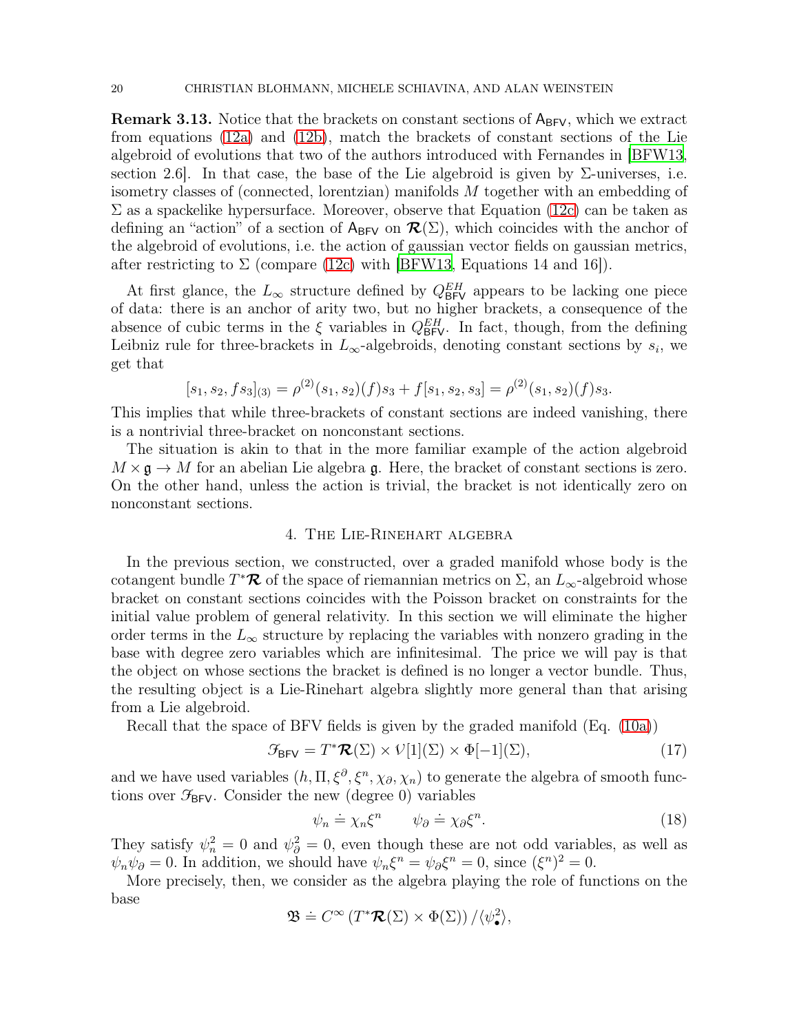**Remark 3.13.** Notice that the brackets on constant sections of $\mathsf{A}_{\mathsf{BFV}}$, which we extract from equations (12a) and (12b), match the brackets of constant sections of the Lie algebroid of evolutions that two of the authors introduced with Fernandes in [BFW13, section 2.6]. In that case, the base of the Lie algebroid is given by $\Sigma$-universes, i.e. isometry classes of (connected, lorentzian) manifolds $M$ together with an embedding of $\Sigma$ as a spackelike hypersurface. Moreover, observe that Equation (12c) can be taken as defining an "action" of a section of $\mathsf{A}_{\mathsf{BFV}}$ on $\boldsymbol{\mathcal{R}}(\Sigma)$, which coincides with the anchor of the algebroid of evolutions, i.e. the action of gaussian vector fields on gaussian metrics, after restricting to $\Sigma$ (compare (12c) with [BFW13, Equations 14 and 16]).

At first glance, the $L_\infty$ structure defined by $Q^{EH}_{\mathsf{BFV}}$ appears to be lacking one piece of data: there is an anchor of arity two, but no higher brackets, a consequence of the absence of cubic terms in the $\xi$ variables in $Q^{EH}_{\mathsf{BFV}}$. In fact, though, from the defining Leibniz rule for three-brackets in $L_\infty$-algebroids, denoting constant sections by $s_i$, we get that

$$[s_1, s_2, f s_3]_{(3)} = \rho^{(2)}(s_1, s_2)(f) s_3 + f[s_1, s_2, s_3] = \rho^{(2)}(s_1, s_2)(f) s_3.$$

This implies that while three-brackets of constant sections are indeed vanishing, there is a nontrivial three-bracket on nonconstant sections.

The situation is akin to that in the more familiar example of the action algebroid $M \times \mathfrak{g} \to M$ for an abelian Lie algebra $\mathfrak{g}$. Here, the bracket of constant sections is zero. On the other hand, unless the action is trivial, the bracket is not identically zero on nonconstant sections.

## 4. The Lie-Rinehart algebra

In the previous section, we constructed, over a graded manifold whose body is the cotangent bundle $T^*\boldsymbol{\mathcal{R}}$ of the space of riemannian metrics on $\Sigma$, an $L_\infty$-algebroid whose bracket on constant sections coincides with the Poisson bracket on constraints for the initial value problem of general relativity. In this section we will eliminate the higher order terms in the $L_\infty$ structure by replacing the variables with nonzero grading in the base with degree zero variables which are infinitesimal. The price we will pay is that the object on whose sections the bracket is defined is no longer a vector bundle. Thus, the resulting object is a Lie-Rinehart algebra slightly more general than that arising from a Lie algebroid.

Recall that the space of BFV fields is given by the graded manifold (Eq. (10a))

$$\mathcal{F}_{\mathsf{BFV}} = T^*\boldsymbol{\mathcal{R}}(\Sigma) \times \mathcal{V}[1](\Sigma) \times \Phi[-1](\Sigma), \tag{17}$$

and we have used variables $(h, \Pi, \xi^\partial, \xi^n, \chi_\partial, \chi_n)$ to generate the algebra of smooth functions over $\mathcal{F}_{\mathsf{BFV}}$. Consider the new (degree 0) variables

$$\psi_n \doteq \chi_n \xi^n \qquad \psi_\partial \doteq \chi_\partial \xi^n. \tag{18}$$

They satisfy $\psi_n^2 = 0$ and $\psi_\partial^2 = 0$, even though these are not odd variables, as well as $\psi_n \psi_\partial = 0$. In addition, we should have $\psi_n \xi^n = \psi_\partial \xi^n = 0$, since $(\xi^n)^2 = 0$.

More precisely, then, we consider as the algebra playing the role of functions on the base

$$\mathfrak{B} \doteq C^\infty\left(T^*\boldsymbol{\mathcal{R}}(\Sigma) \times \Phi(\Sigma)\right)/\langle \psi_\bullet^2 \rangle,$$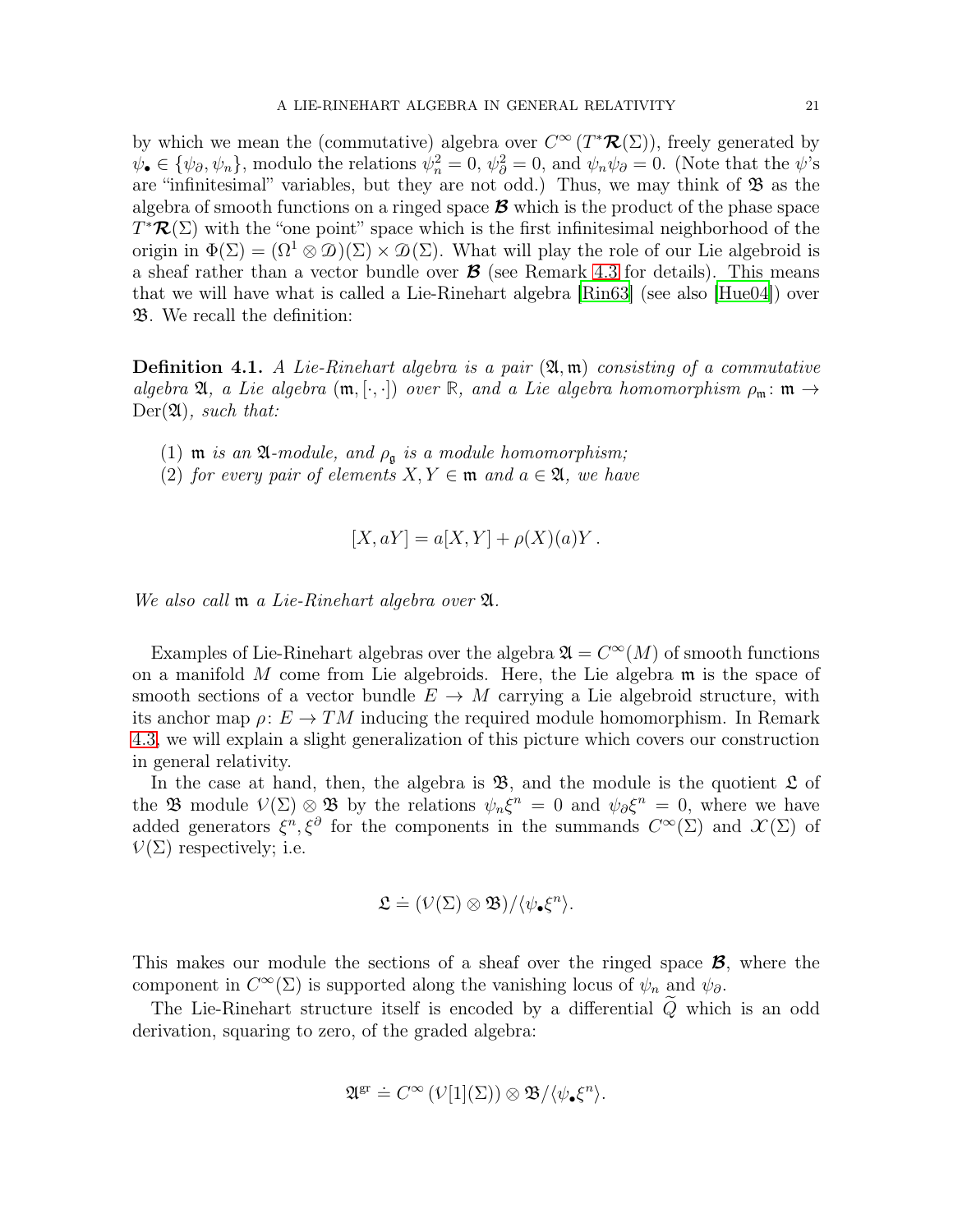by which we mean the (commutative) algebra over $C^\infty(T^*\boldsymbol{\mathcal{R}}(\Sigma))$, freely generated by $\psi_\bullet \in \{\psi_\partial, \psi_n\}$, modulo the relations $\psi_n^2 = 0$, $\psi_\partial^2 = 0$, and $\psi_n\psi_\partial = 0$. (Note that the $\psi$'s are "infinitesimal" variables, but they are not odd.) Thus, we may think of $\mathfrak{B}$ as the algebra of smooth functions on a ringed space $\boldsymbol{\mathcal{B}}$ which is the product of the phase space $T^*\boldsymbol{\mathcal{R}}(\Sigma)$ with the "one point" space which is the first infinitesimal neighborhood of the origin in $\Phi(\Sigma) = (\Omega^1 \otimes \mathcal{D})(\Sigma) \times \mathcal{D}(\Sigma)$. What will play the role of our Lie algebroid is a sheaf rather than a vector bundle over $\boldsymbol{\mathcal{B}}$ (see Remark 4.3 for details). This means that we will have what is called a Lie-Rinehart algebra [Rin63] (see also [Hue04]) over $\mathfrak{B}$. We recall the definition:

**Definition 4.1.** *A Lie-Rinehart algebra is a pair $(\mathfrak{A}, \mathfrak{m})$ consisting of a commutative algebra $\mathfrak{A}$, a Lie algebra $(\mathfrak{m}, [\cdot,\cdot])$ over $\mathbb{R}$, and a Lie algebra homomorphism $\rho_\mathfrak{m} \colon \mathfrak{m} \to \mathrm{Der}(\mathfrak{A})$, such that:*

1. *$\mathfrak{m}$ is an $\mathfrak{A}$-module, and $\rho_\mathfrak{g}$ is a module homomorphism;*
2. *for every pair of elements $X, Y \in \mathfrak{m}$ and $a \in \mathfrak{A}$, we have*

$$[X, aY] = a[X, Y] + \rho(X)(a)Y\,.$$

*We also call $\mathfrak{m}$ a Lie-Rinehart algebra over $\mathfrak{A}$.*

Examples of Lie-Rinehart algebras over the algebra $\mathfrak{A} = C^\infty(M)$ of smooth functions on a manifold $M$ come from Lie algebroids. Here, the Lie algebra $\mathfrak{m}$ is the space of smooth sections of a vector bundle $E \to M$ carrying a Lie algebroid structure, with its anchor map $\rho \colon E \to TM$ inducing the required module homomorphism. In Remark 4.3, we will explain a slight generalization of this picture which covers our construction in general relativity.

In the case at hand, then, the algebra is $\mathfrak{B}$, and the module is the quotient $\mathfrak{L}$ of the $\mathfrak{B}$ module $\mathcal{V}(\Sigma) \otimes \mathfrak{B}$ by the relations $\psi_n\xi^n = 0$ and $\psi_\partial\xi^n = 0$, where we have added generators $\xi^n, \xi^\partial$ for the components in the summands $C^\infty(\Sigma)$ and $\mathcal{X}(\Sigma)$ of $\mathcal{V}(\Sigma)$ respectively; i.e.

$$\mathfrak{L} \doteq (\mathcal{V}(\Sigma) \otimes \mathfrak{B})/\langle \psi_\bullet \xi^n \rangle.$$

This makes our module the sections of a sheaf over the ringed space $\boldsymbol{\mathcal{B}}$, where the component in $C^\infty(\Sigma)$ is supported along the vanishing locus of $\psi_n$ and $\psi_\partial$.

The Lie-Rinehart structure itself is encoded by a differential $\widetilde{Q}$ which is an odd derivation, squaring to zero, of the graded algebra:

$$\mathfrak{A}^{\mathrm{gr}} \doteq C^\infty(\mathcal{V}[1](\Sigma)) \otimes \mathfrak{B}/\langle \psi_\bullet \xi^n \rangle.$$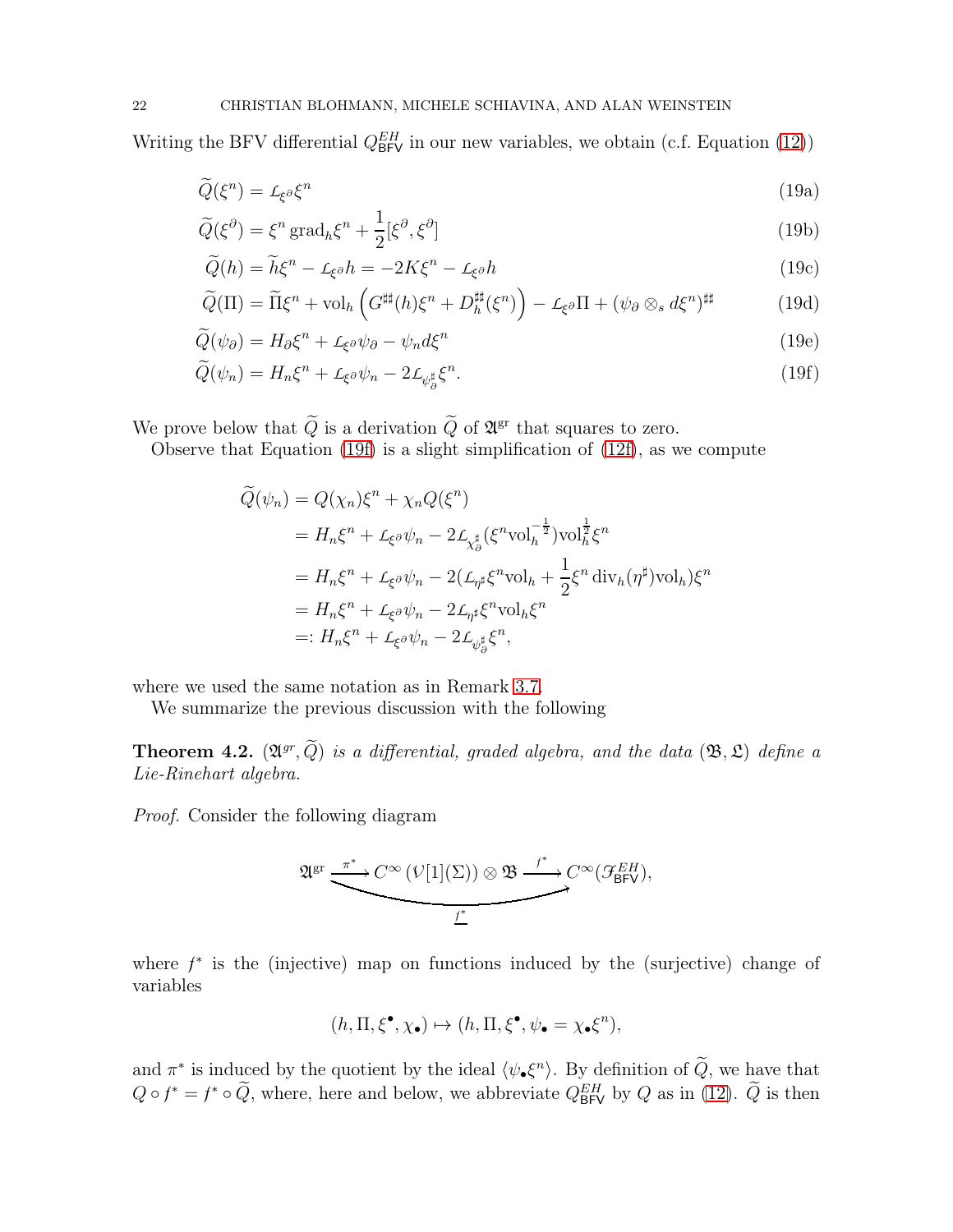Writing the BFV differential $Q^{EH}_{\mathsf{BFV}}$ in our new variables, we obtain (c.f. Equation (12))

$$\widetilde{Q}(\xi^n) = \mathcal{L}_{\xi^\partial}\xi^n \tag{19a}$$

$$\widetilde{Q}(\xi^\partial) = \xi^n \operatorname{grad}_h \xi^n + \frac{1}{2}[\xi^\partial, \xi^\partial] \tag{19b}$$

$$\widetilde{Q}(h) = \widetilde{h}\xi^n - \mathcal{L}_{\xi^\partial} h = -2K\xi^n - \mathcal{L}_{\xi^\partial} h \tag{19c}$$

$$\widetilde{Q}(\Pi) = \widetilde{\Pi}\xi^n + \mathrm{vol}_h \left( G^{\sharp\sharp}(h)\xi^n + D_h^{\sharp\sharp}(\xi^n) \right) - \mathcal{L}_{\xi^\partial}\Pi + (\psi_\partial \otimes_s d\xi^n)^{\sharp\sharp} \tag{19d}$$

$$\widetilde{Q}(\psi_\partial) = H_\partial \xi^n + \mathcal{L}_{\xi^\partial}\psi_\partial - \psi_n d\xi^n \tag{19e}$$

$$\widetilde{Q}(\psi_n) = H_n \xi^n + \mathcal{L}_{\xi^\partial}\psi_n - 2\mathcal{L}_{\psi_\partial^\sharp}\xi^n. \tag{19f}$$

We prove below that $\widetilde{Q}$ is a derivation $\widetilde{Q}$ of $\mathfrak{A}^{\mathrm{gr}}$ that squares to zero.

Observe that Equation (19f) is a slight simplification of (12f), as we compute

$$\begin{aligned}
\widetilde{Q}(\psi_n) &= Q(\chi_n)\xi^n + \chi_n Q(\xi^n) \\
&= H_n\xi^n + \mathcal{L}_{\xi^\partial}\psi_n - 2\mathcal{L}_{\chi_\partial^\sharp}(\xi^n \mathrm{vol}_h^{-\frac{1}{2}})\mathrm{vol}_h^{\frac{1}{2}}\xi^n \\
&= H_n\xi^n + \mathcal{L}_{\xi^\partial}\psi_n - 2(\mathcal{L}_{\eta^\sharp}\xi^n \mathrm{vol}_h + \frac{1}{2}\xi^n \operatorname{div}_h(\eta^\sharp)\mathrm{vol}_h)\xi^n \\
&= H_n\xi^n + \mathcal{L}_{\xi^\partial}\psi_n - 2\mathcal{L}_{\eta^\sharp}\xi^n \mathrm{vol}_h \xi^n \\
&=: H_n\xi^n + \mathcal{L}_{\xi^\partial}\psi_n - 2\mathcal{L}_{\psi_\partial^\sharp}\xi^n,
\end{aligned}$$

where we used the same notation as in Remark 3.7.

We summarize the previous discussion with the following

**Theorem 4.2.** *$(\mathfrak{A}^{gr}, \widetilde{Q})$ is a differential, graded algebra, and the data $(\mathfrak{B}, \mathfrak{L})$ define a Lie-Rinehart algebra.*

*Proof.* Consider the following diagram

$$\mathfrak{A}^{\mathrm{gr}} \xrightarrow{\pi^*} C^\infty(\mathcal{V}[1](\Sigma)) \otimes \mathfrak{B} \xrightarrow{f^*} C^\infty(\mathcal{F}^{EH}_{\mathsf{BFV}}), \qquad \underline{f^*}: \mathfrak{A}^{\mathrm{gr}} \to C^\infty(\mathcal{F}^{EH}_{\mathsf{BFV}})$$

where $f^*$ is the (injective) map on functions induced by the (surjective) change of variables

$$(h, \Pi, \xi^\bullet, \chi_\bullet) \mapsto (h, \Pi, \xi^\bullet, \psi_\bullet = \chi_\bullet \xi^n),$$

and $\pi^*$ is induced by the quotient by the ideal $\langle \psi_\bullet \xi^n \rangle$. By definition of $\widetilde{Q}$, we have that $Q \circ f^* = f^* \circ \widetilde{Q}$, where, here and below, we abbreviate $Q^{EH}_{\mathsf{BFV}}$ by $Q$ as in (12). $\widetilde{Q}$ is then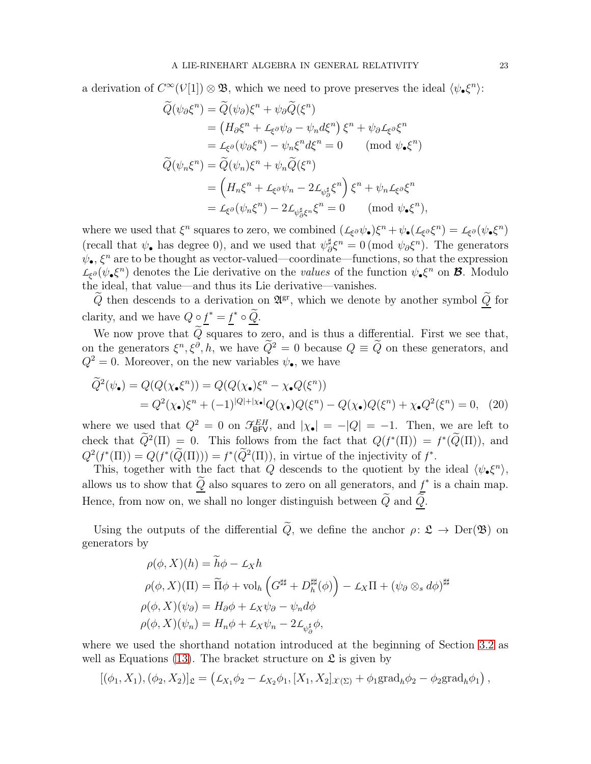a derivation of $C^\infty(\mathcal{V}[1]) \otimes \mathfrak{B}$, which we need to prove preserves the ideal $\langle \psi_\bullet \xi^n \rangle$:

$$
\begin{aligned}
\widetilde{Q}(\psi_\partial \xi^n) &= \widetilde{Q}(\psi_\partial)\xi^n + \psi_\partial \widetilde{Q}(\xi^n) \\
&= \left(H_\partial \xi^n + L_{\xi^\partial}\psi_\partial - \psi_n d\xi^n\right)\xi^n + \psi_\partial L_{\xi^\partial}\xi^n \\
&= L_{\xi^\partial}(\psi_\partial \xi^n) - \psi_n \xi^n d\xi^n = 0 \qquad (\text{mod } \psi_\bullet \xi^n) \\
\widetilde{Q}(\psi_n \xi^n) &= \widetilde{Q}(\psi_n)\xi^n + \psi_n \widetilde{Q}(\xi^n) \\
&= \left(H_n \xi^n + L_{\xi^\partial}\psi_n - 2L_{\psi_\partial^\sharp}\xi^n\right)\xi^n + \psi_n L_{\xi^\partial}\xi^n \\
&= L_{\xi^\partial}(\psi_n \xi^n) - 2L_{\psi_\partial^\sharp \xi^n}\xi^n = 0 \qquad (\text{mod } \psi_\bullet \xi^n),
\end{aligned}
$$

where we used that $\xi^n$ squares to zero, we combined $(L_{\xi^\partial}\psi_\bullet)\xi^n + \psi_\bullet(L_{\xi^\partial}\xi^n) = L_{\xi^\partial}(\psi_\bullet \xi^n)$ (recall that $\psi_\bullet$ has degree 0), and we used that $\psi_\partial^\sharp \xi^n = 0\,(\text{mod } \psi_\partial \xi^n)$. The generators $\psi_\bullet$, $\xi^n$ are to be thought as vector-valued—coordinate—functions, so that the expression $L_{\xi^\partial}(\psi_\bullet \xi^n)$ denotes the Lie derivative on the *values* of the function $\psi_\bullet \xi^n$ on $\boldsymbol{\mathcal{B}}$. Modulo the ideal, that value—and thus its Lie derivative—vanishes.

$\widetilde{Q}$ then descends to a derivation on $\mathfrak{A}^{\text{gr}}$, which we denote by another symbol $\underline{\widetilde{Q}}$ for clarity, and we have $Q \circ \underline{f}^* = \underline{f}^* \circ \underline{\widetilde{Q}}$.

We now prove that $\widetilde{Q}$ squares to zero, and is thus a differential. First we see that, on the generators $\xi^n, \xi^\partial, h$, we have $\widetilde{Q}^2 = 0$ because $Q \equiv \widetilde{Q}$ on these generators, and $Q^2 = 0$. Moreover, on the new variables $\psi_\bullet$, we have

$$
\begin{aligned}
\widetilde{Q}^2(\psi_\bullet) &= Q(Q(\chi_\bullet \xi^n)) = Q(Q(\chi_\bullet)\xi^n - \chi_\bullet Q(\xi^n)) \\
&= Q^2(\chi_\bullet)\xi^n + (-1)^{|Q|+|\chi_\bullet|}Q(\chi_\bullet)Q(\xi^n) - Q(\chi_\bullet)Q(\xi^n) + \chi_\bullet Q^2(\xi^n) = 0, \quad (20)
\end{aligned}
$$

where we used that $Q^2 = 0$ on $\mathcal{F}^{EH}_{\mathsf{BFV}}$, and $|\chi_\bullet| = -|Q| = -1$. Then, we are left to check that $\widetilde{Q}^2(\Pi) = 0$. This follows from the fact that $Q(f^*(\Pi)) = f^*(\widetilde{Q}(\Pi))$, and $Q^2(f^*(\Pi)) = Q(f^*(\widetilde{Q}(\Pi))) = f^*(\widetilde{Q}^2(\Pi))$, in virtue of the injectivity of $f^*$.

This, together with the fact that $Q$ descends to the quotient by the ideal $\langle \psi_\bullet \xi^n \rangle$, allows us to show that $\underline{\widetilde{Q}}$ also squares to zero on all generators, and $\underline{f}^*$ is a chain map. Hence, from now on, we shall no longer distinguish between $\widetilde{Q}$ and $\underline{\widetilde{Q}}$.

Using the outputs of the differential $\widetilde{Q}$, we define the anchor $\rho\colon \mathfrak{L} \to \mathrm{Der}(\mathfrak{B})$ on generators by

$$
\begin{aligned}
\rho(\phi, X)(h) &= \widetilde{h}\phi - L_X h \\
\rho(\phi, X)(\Pi) &= \widetilde{\Pi}\phi + \mathrm{vol}_h\left(G^{\sharp\sharp} + D_h^{\sharp\sharp}(\phi)\right) - L_X \Pi + (\psi_\partial \otimes_s d\phi)^{\sharp\sharp} \\
\rho(\phi, X)(\psi_\partial) &= H_\partial \phi + L_X \psi_\partial - \psi_n d\phi \\
\rho(\phi, X)(\psi_n) &= H_n \phi + L_X \psi_n - 2L_{\psi_\partial^\sharp}\phi,
\end{aligned}
$$

where we used the shorthand notation introduced at the beginning of Section 3.2 as well as Equations (13). The bracket structure on $\mathfrak{L}$ is given by

$$
[(\phi_1, X_1), (\phi_2, X_2)]_{\mathfrak{L}} = \left(L_{X_1}\phi_2 - L_{X_2}\phi_1, [X_1, X_2]_{\mathcal{X}(\Sigma)} + \phi_1 \mathrm{grad}_h \phi_2 - \phi_2 \mathrm{grad}_h \phi_1\right),
$$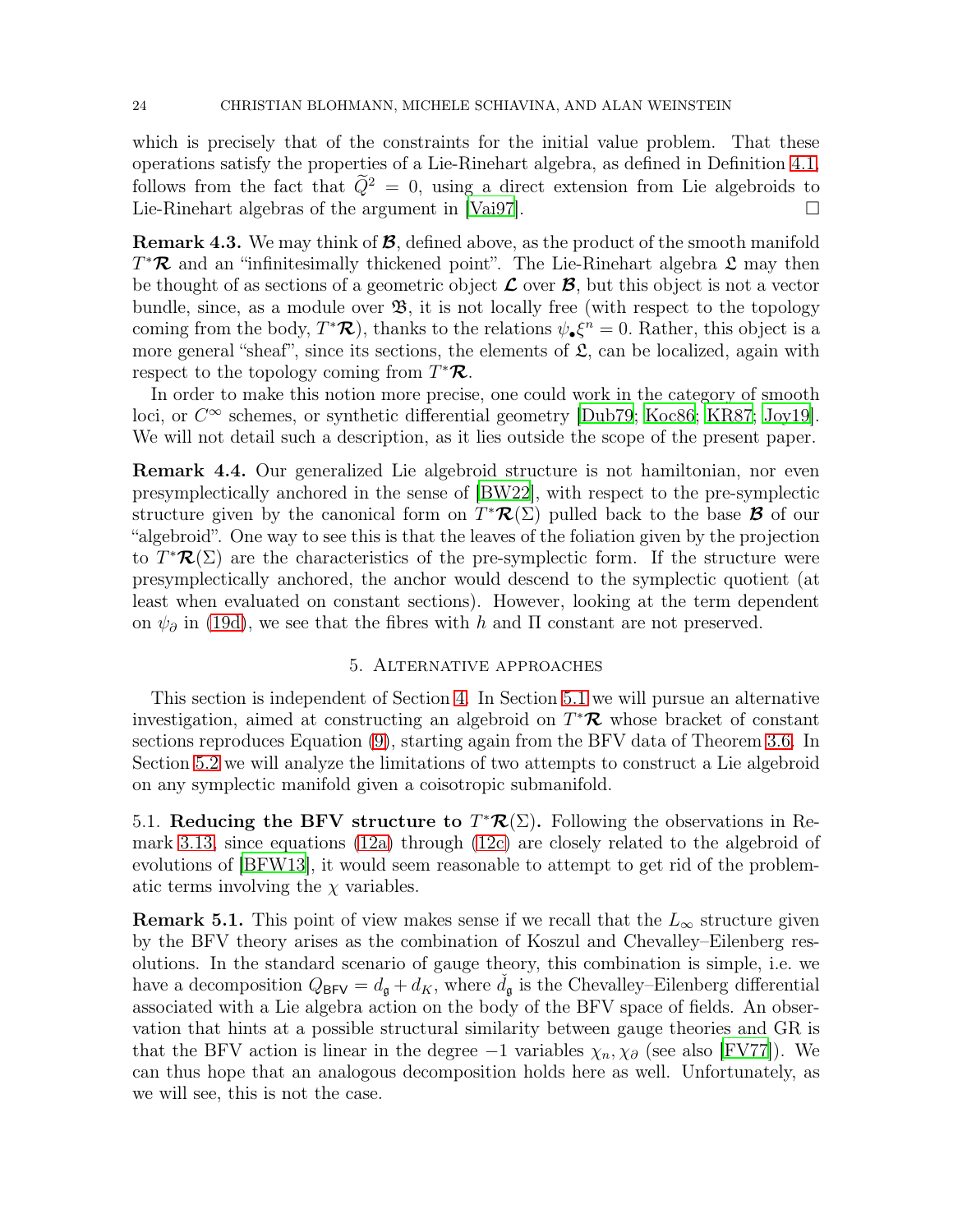which is precisely that of the constraints for the initial value problem. That these operations satisfy the properties of a Lie-Rinehart algebra, as defined in Definition 4.1, follows from the fact that $\widetilde{Q}^2 = 0$, using a direct extension from Lie algebroids to Lie-Rinehart algebras of the argument in [Vai97]. □

**Remark 4.3.** We may think of $\boldsymbol{\mathcal{B}}$, defined above, as the product of the smooth manifold $T^*\boldsymbol{\mathcal{R}}$ and an "infinitesimally thickened point". The Lie-Rinehart algebra $\mathfrak{L}$ may then be thought of as sections of a geometric object $\boldsymbol{\mathcal{L}}$ over $\boldsymbol{\mathcal{B}}$, but this object is not a vector bundle, since, as a module over $\mathfrak{B}$, it is not locally free (with respect to the topology coming from the body, $T^*\boldsymbol{\mathcal{R}}$), thanks to the relations $\psi_\bullet \xi^n = 0$. Rather, this object is a more general "sheaf", since its sections, the elements of $\mathfrak{L}$, can be localized, again with respect to the topology coming from $T^*\boldsymbol{\mathcal{R}}$.

In order to make this notion more precise, one could work in the category of smooth loci, or $C^\infty$ schemes, or synthetic differential geometry [Dub79; Koc86; KR87; Joy19]. We will not detail such a description, as it lies outside the scope of the present paper.

**Remark 4.4.** Our generalized Lie algebroid structure is not hamiltonian, nor even presymplectically anchored in the sense of [BW22], with respect to the pre-symplectic structure given by the canonical form on $T^*\boldsymbol{\mathcal{R}}(\Sigma)$ pulled back to the base $\boldsymbol{\mathcal{B}}$ of our "algebroid". One way to see this is that the leaves of the foliation given by the projection to $T^*\boldsymbol{\mathcal{R}}(\Sigma)$ are the characteristics of the pre-symplectic form. If the structure were presymplectically anchored, the anchor would descend to the symplectic quotient (at least when evaluated on constant sections). However, looking at the term dependent on $\psi_\partial$ in (19d), we see that the fibres with $h$ and $\Pi$ constant are not preserved.

## 5. Alternative approaches

This section is independent of Section 4. In Section 5.1 we will pursue an alternative investigation, aimed at constructing an algebroid on $T^*\boldsymbol{\mathcal{R}}$ whose bracket of constant sections reproduces Equation (9), starting again from the BFV data of Theorem 3.6. In Section 5.2 we will analyze the limitations of two attempts to construct a Lie algebroid on any symplectic manifold given a coisotropic submanifold.

### 5.1. Reducing the BFV structure to $T^*\boldsymbol{\mathcal{R}}(\Sigma)$.

Following the observations in Remark 3.13, since equations (12a) through (12c) are closely related to the algebroid of evolutions of [BFW13], it would seem reasonable to attempt to get rid of the problematic terms involving the $\chi$ variables.

**Remark 5.1.** This point of view makes sense if we recall that the $L_\infty$ structure given by the BFV theory arises as the combination of Koszul and Chevalley–Eilenberg resolutions. In the standard scenario of gauge theory, this combination is simple, i.e. we have a decomposition $Q_{\mathsf{BFV}} = d_{\mathfrak{g}} + d_K$, where $\check{d}_{\mathfrak{g}}$ is the Chevalley–Eilenberg differential associated with a Lie algebra action on the body of the BFV space of fields. An observation that hints at a possible structural similarity between gauge theories and GR is that the BFV action is linear in the degree $-1$ variables $\chi_n, \chi_\partial$ (see also [FV77]). We can thus hope that an analogous decomposition holds here as well. Unfortunately, as we will see, this is not the case.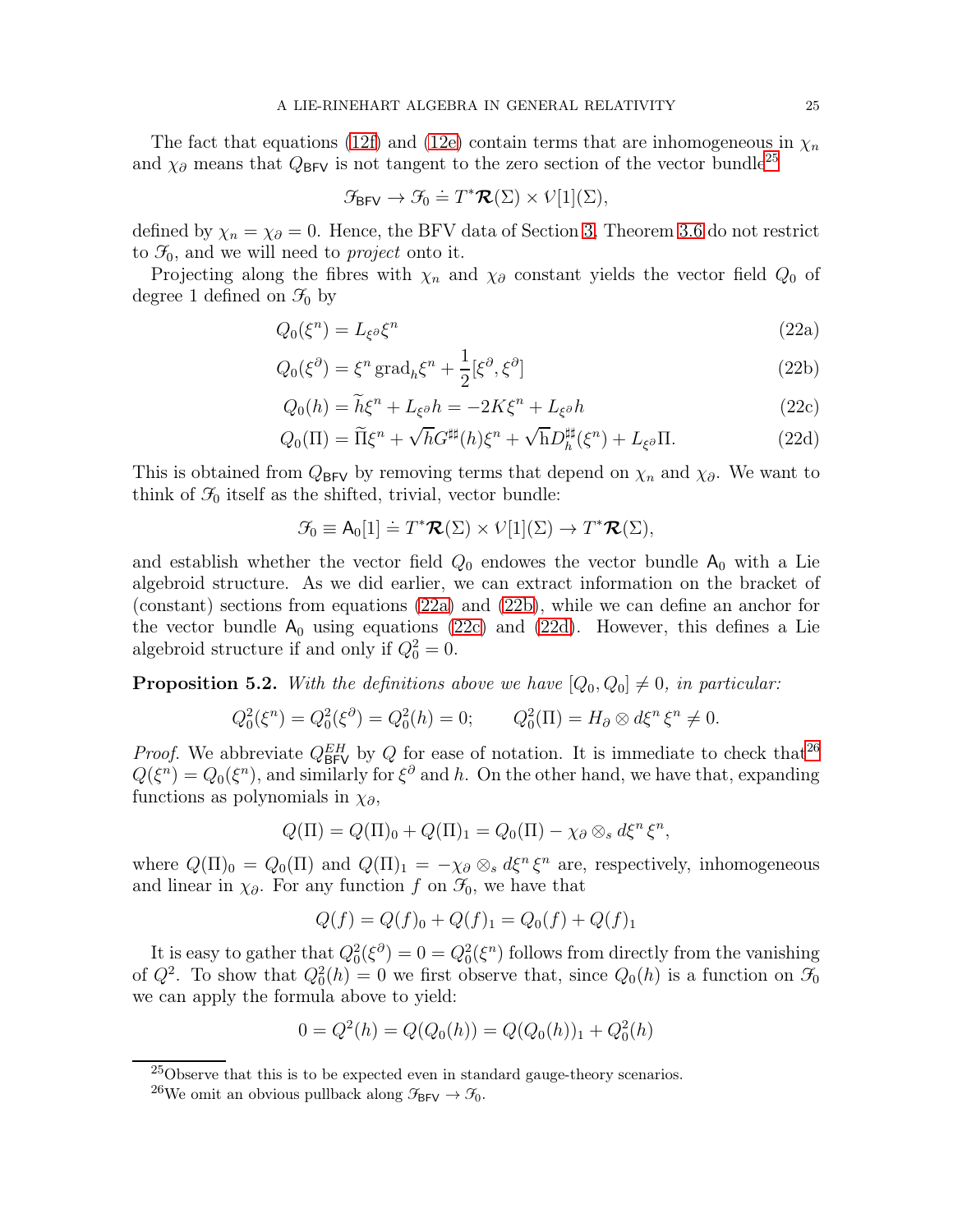The fact that equations (12f) and (12e) contain terms that are inhomogeneous in $\chi_n$ and $\chi_\partial$ means that $Q_{\mathsf{BFV}}$ is not tangent to the zero section of the vector bundle[25]

$$\mathscr{F}_{\mathsf{BFV}} \to \mathscr{F}_0 \doteq T^*\boldsymbol{\mathcal{R}}(\Sigma) \times \mathcal{V}[1](\Sigma),$$

defined by $\chi_n = \chi_\partial = 0$. Hence, the BFV data of Section 3, Theorem 3.6 do not restrict to $\mathscr{F}_0$, and we will need to *project* onto it.

Projecting along the fibres with $\chi_n$ and $\chi_\partial$ constant yields the vector field $Q_0$ of degree 1 defined on $\mathscr{F}_0$ by

$$Q_0(\xi^n) = L_{\xi^\partial}\xi^n \tag{22a}$$

$$Q_0(\xi^\partial) = \xi^n \operatorname{grad}_h \xi^n + \frac{1}{2}[\xi^\partial, \xi^\partial] \tag{22b}$$

$$Q_0(h) = \widetilde{h}\xi^n + L_{\xi^\partial} h = -2K\xi^n + L_{\xi^\partial} h \tag{22c}$$

$$Q_0(\Pi) = \widetilde{\Pi}\xi^n + \sqrt{h}G^{\sharp\sharp}(h)\xi^n + \sqrt{\mathrm{h}}D_h^{\sharp\sharp}(\xi^n) + L_{\xi^\partial}\Pi. \tag{22d}$$

This is obtained from $Q_{\mathsf{BFV}}$ by removing terms that depend on $\chi_n$ and $\chi_\partial$. We want to think of $\mathscr{F}_0$ itself as the shifted, trivial, vector bundle:

$$\mathscr{F}_0 \equiv \mathsf{A}_0[1] \doteq T^*\boldsymbol{\mathcal{R}}(\Sigma) \times \mathcal{V}[1](\Sigma) \to T^*\boldsymbol{\mathcal{R}}(\Sigma),$$

and establish whether the vector field $Q_0$ endowes the vector bundle $\mathsf{A}_0$ with a Lie algebroid structure. As we did earlier, we can extract information on the bracket of (constant) sections from equations (22a) and (22b), while we can define an anchor for the vector bundle $\mathsf{A}_0$ using equations (22c) and (22d). However, this defines a Lie algebroid structure if and only if $Q_0^2 = 0$.

**Proposition 5.2.** *With the definitions above we have $[Q_0, Q_0] \neq 0$, in particular:*

$$Q_0^2(\xi^n) = Q_0^2(\xi^\partial) = Q_0^2(h) = 0; \qquad Q_0^2(\Pi) = H_\partial \otimes d\xi^n\, \xi^n \neq 0.$$

*Proof.* We abbreviate $Q_{\mathsf{BFV}}^{EH}$ by $Q$ for ease of notation. It is immediate to check that[26] $Q(\xi^n) = Q_0(\xi^n)$, and similarly for $\xi^\partial$ and $h$. On the other hand, we have that, expanding functions as polynomials in $\chi_\partial$,

$$Q(\Pi) = Q(\Pi)_0 + Q(\Pi)_1 = Q_0(\Pi) - \chi_\partial \otimes_s d\xi^n\, \xi^n,$$

where $Q(\Pi)_0 = Q_0(\Pi)$ and $Q(\Pi)_1 = -\chi_\partial \otimes_s d\xi^n\, \xi^n$ are, respectively, inhomogeneous and linear in $\chi_\partial$. For any function $f$ on $\mathscr{F}_0$, we have that

$$Q(f) = Q(f)_0 + Q(f)_1 = Q_0(f) + Q(f)_1$$

It is easy to gather that $Q_0^2(\xi^\partial) = 0 = Q_0^2(\xi^n)$ follows from directly from the vanishing of $Q^2$. To show that $Q_0^2(h) = 0$ we first observe that, since $Q_0(h)$ is a function on $\mathscr{F}_0$ we can apply the formula above to yield:

$$0 = Q^2(h) = Q(Q_0(h)) = Q(Q_0(h))_1 + Q_0^2(h)$$

---

[25] Observe that this is to be expected even in standard gauge-theory scenarios.

[26] We omit an obvious pullback along $\mathscr{F}_{\mathsf{BFV}} \to \mathscr{F}_0$.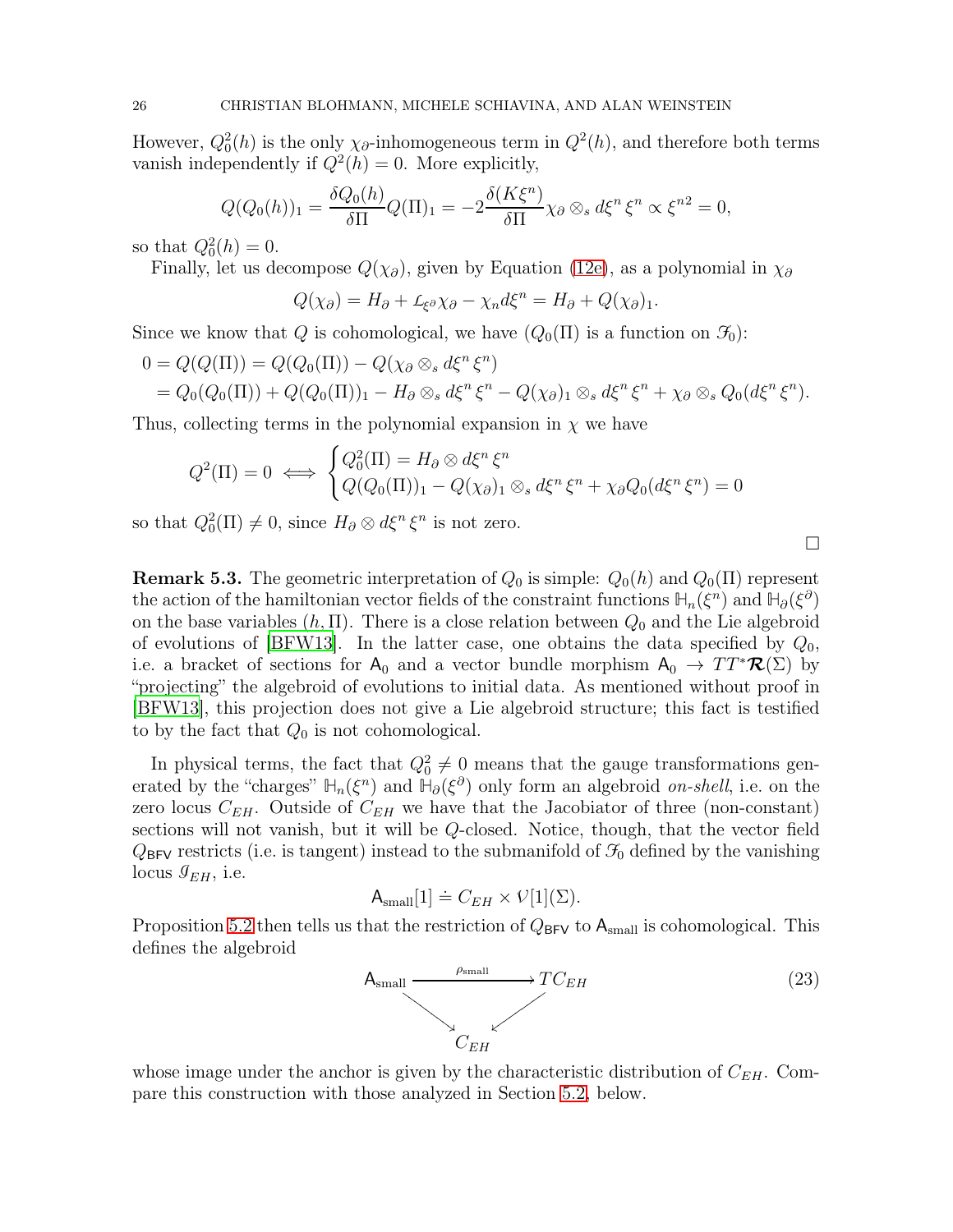However, $Q_0^2(h)$ is the only $\chi_\partial$-inhomogeneous term in $Q^2(h)$, and therefore both terms vanish independently if $Q^2(h) = 0$. More explicitly,

$$Q(Q_0(h))_1 = \frac{\delta Q_0(h)}{\delta \Pi} Q(\Pi)_1 = -2\frac{\delta(K\xi^n)}{\delta \Pi}\chi_\partial \otimes_s d\xi^n \xi^n \propto \xi^{n2} = 0,$$

so that $Q_0^2(h) = 0$.

Finally, let us decompose $Q(\chi_\partial)$, given by Equation (12e), as a polynomial in $\chi_\partial$

$$Q(\chi_\partial) = H_\partial + L_{\xi^\partial}\chi_\partial - \chi_n d\xi^n = H_\partial + Q(\chi_\partial)_1.$$

Since we know that $Q$ is cohomological, we have ($Q_0(\Pi)$ is a function on $\mathcal{F}_0$):

$$\begin{aligned}0 &= Q(Q(\Pi)) = Q(Q_0(\Pi)) - Q(\chi_\partial \otimes_s d\xi^n \xi^n)\\ &= Q_0(Q_0(\Pi)) + Q(Q_0(\Pi))_1 - H_\partial \otimes_s d\xi^n \xi^n - Q(\chi_\partial)_1 \otimes_s d\xi^n \xi^n + \chi_\partial \otimes_s Q_0(d\xi^n \xi^n).\end{aligned}$$

Thus, collecting terms in the polynomial expansion in $\chi$ we have

$$Q^2(\Pi) = 0 \iff \begin{cases} Q_0^2(\Pi) = H_\partial \otimes d\xi^n \xi^n \\ Q(Q_0(\Pi))_1 - Q(\chi_\partial)_1 \otimes_s d\xi^n \xi^n + \chi_\partial Q_0(d\xi^n \xi^n) = 0 \end{cases}$$

so that $Q_0^2(\Pi) \neq 0$, since $H_\partial \otimes d\xi^n \xi^n$ is not zero.

□

**Remark 5.3.** The geometric interpretation of $Q_0$ is simple: $Q_0(h)$ and $Q_0(\Pi)$ represent the action of the hamiltonian vector fields of the constraint functions $\mathbb{H}_n(\xi^n)$ and $\mathbb{H}_\partial(\xi^\partial)$ on the base variables $(h, \Pi)$. There is a close relation between $Q_0$ and the Lie algebroid of evolutions of [BFW13]. In the latter case, one obtains the data specified by $Q_0$, i.e. a bracket of sections for $\mathsf{A}_0$ and a vector bundle morphism $\mathsf{A}_0 \to TT^*\boldsymbol{\mathcal{R}}(\Sigma)$ by "projecting" the algebroid of evolutions to initial data. As mentioned without proof in [BFW13], this projection does not give a Lie algebroid structure; this fact is testified to by the fact that $Q_0$ is not cohomological.

In physical terms, the fact that $Q_0^2 \neq 0$ means that the gauge transformations generated by the "charges" $\mathbb{H}_n(\xi^n)$ and $\mathbb{H}_\partial(\xi^\partial)$ only form an algebroid *on-shell*, i.e. on the zero locus $C_{EH}$. Outside of $C_{EH}$ we have that the Jacobiator of three (non-constant) sections will not vanish, but it will be $Q$-closed. Notice, though, that the vector field $Q_{\mathsf{BFV}}$ restricts (i.e. is tangent) instead to the submanifold of $\mathcal{F}_0$ defined by the vanishing locus $\mathcal{G}_{EH}$, i.e.

$$\mathsf{A}_{\text{small}}[1] \doteq C_{EH} \times \mathcal{V}[1](\Sigma).$$

Proposition 5.2 then tells us that the restriction of $Q_{\mathsf{BFV}}$ to $\mathsf{A}_{\text{small}}$ is cohomological. This defines the algebroid

$$\begin{array}{ccc} \mathsf{A}_{\text{small}} & \xrightarrow{\rho_{\text{small}}} & TC_{EH} \\ & \searrow \quad \swarrow & \\ & C_{EH} & \end{array} \tag{23}$$

whose image under the anchor is given by the characteristic distribution of $C_{EH}$. Compare this construction with those analyzed in Section 5.2, below.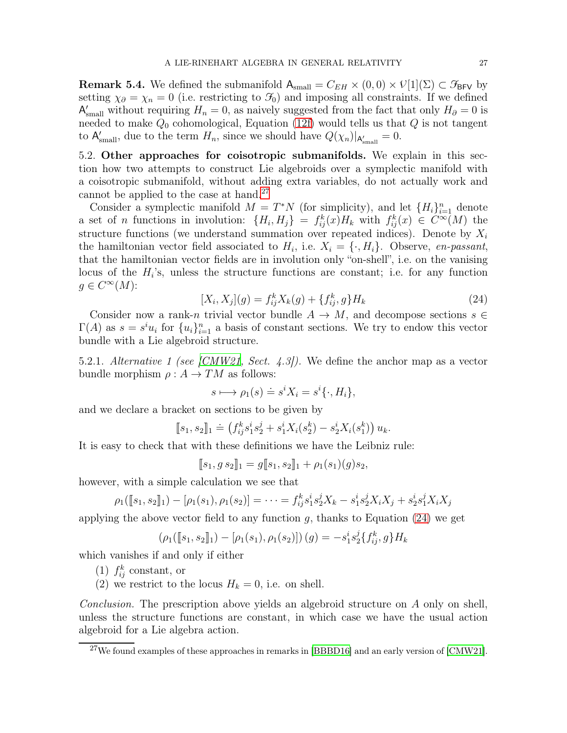**Remark 5.4.** We defined the submanifold $\mathsf{A}_{\text{small}} = C_{EH} \times (0,0) \times \mathcal{V}[1](\Sigma) \subset \mathcal{F}_{\mathsf{BFV}}$ by setting $\chi_\partial = \chi_n = 0$ (i.e. restricting to $\mathcal{F}_0$) and imposing all constraints. If we defined $\mathsf{A}'_{\text{small}}$ without requiring $H_n = 0$, as naively suggested from the fact that only $H_\partial = 0$ is needed to make $Q_0$ cohomological, Equation (12f) would tells us that $Q$ is not tangent to $\mathsf{A}'_{\text{small}}$, due to the term $H_n$, since we should have $Q(\chi_n)|_{\mathsf{A}'_{\text{small}}} = 0$.

5.2. **Other approaches for coisotropic submanifolds.** We explain in this section how two attempts to construct Lie algebroids over a symplectic manifold with a coisotropic submanifold, without adding extra variables, do not actually work and cannot be applied to the case at hand.[27]

Consider a symplectic manifold $M = T^*N$ (for simplicity), and let $\{H_i\}_{i=1}^n$ denote a set of $n$ functions in involution: $\{H_i, H_j\} = f_{ij}^k(x) H_k$ with $f_{ij}^k(x) \in C^\infty(M)$ the structure functions (we understand summation over repeated indices). Denote by $X_i$ the hamiltonian vector field associated to $H_i$, i.e. $X_i = \{\cdot, H_i\}$. Observe, *en-passant*, that the hamiltonian vector fields are in involution only "on-shell", i.e. on the vanising locus of the $H_i$'s, unless the structure functions are constant; i.e. for any function $g \in C^\infty(M)$:

$$[X_i, X_j](g) = f_{ij}^k X_k(g) + \{f_{ij}^k, g\} H_k \tag{24}$$

Consider now a rank-$n$ trivial vector bundle $A \to M$, and decompose sections $s \in \Gamma(A)$ as $s = s^i u_i$ for $\{u_i\}_{i=1}^n$ a basis of constant sections. We try to endow this vector bundle with a Lie algebroid structure.

5.2.1. *Alternative 1 (see [CMW21, Sect. 4.3]).* We define the anchor map as a vector bundle morphism $\rho : A \to TM$ as follows:

$$s \longmapsto \rho_1(s) \doteq s^i X_i = s^i \{\cdot, H_i\},$$

and we declare a bracket on sections to be given by

$$[\![s_1, s_2]\!]_1 \doteq \left( f_{ij}^k s_1^i s_2^j + s_1^i X_i(s_2^k) - s_2^i X_i(s_1^k) \right) u_k.$$

It is easy to check that with these definitions we have the Leibniz rule:

$$[\![s_1, g\, s_2]\!]_1 = g[\![s_1, s_2]\!]_1 + \rho_1(s_1)(g) s_2,$$

however, with a simple calculation we see that

$$\rho_1([\![s_1, s_2]\!]_1) - [\rho_1(s_1), \rho_1(s_2)] = \cdots = f_{ij}^k s_1^i s_2^j X_k - s_1^i s_2^j X_i X_j + s_2^i s_1^j X_i X_j$$

applying the above vector field to any function $g$, thanks to Equation (24) we get

$$\left(\rho_1([\![s_1, s_2]\!]_1) - [\rho_1(s_1), \rho_1(s_2)]\right)(g) = -s_1^i s_2^j \{f_{ij}^k, g\} H_k$$

which vanishes if and only if either

(1) $f_{ij}^k$ constant, or
(2) we restrict to the locus $H_k = 0$, i.e. on shell.

*Conclusion.* The prescription above yields an algebroid structure on $A$ only on shell, unless the structure functions are constant, in which case we have the usual action algebroid for a Lie algebra action.

[27] We found examples of these approaches in remarks in [BBBD16] and an early version of [CMW21].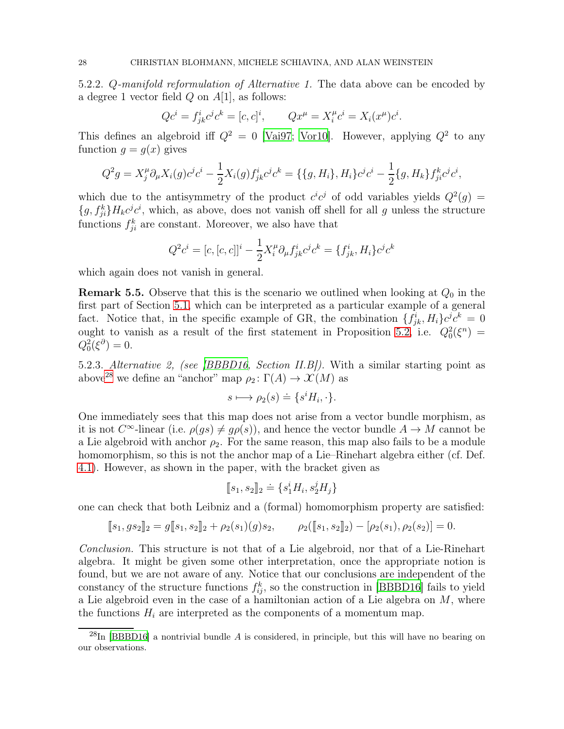5.2.2. *Q-manifold reformulation of Alternative 1.* The data above can be encoded by a degree 1 vector field $Q$ on $A[1]$, as follows:

$$Qc^i = f^i_{jk}c^jc^k = [c,c]^i, \qquad Qx^\mu = X^\mu_i c^i = X_i(x^\mu)c^i.$$

This defines an algebroid iff $Q^2 = 0$ [Vai97; Vor10]. However, applying $Q^2$ to any function $g = g(x)$ gives

$$Q^2 g = X^\mu_j \partial_\mu X_i(g)c^jc^i - \frac{1}{2}X_i(g)f^i_{jk}c^jc^k = \{\{g,H_i\},H_i\}c^jc^i - \frac{1}{2}\{g,H_k\}f^k_{ji}c^jc^i,$$

which due to the antisymmetry of the product $c^ic^j$ of odd variables yields $Q^2(g) = \{g, f^k_{ji}\}H_k c^jc^i$, which, as above, does not vanish off shell for all $g$ unless the structure functions $f^k_{ji}$ are constant. Moreover, we also have that

$$Q^2c^i = [c,[c,c]]^i - \frac{1}{2}X^\mu_i\partial_\mu f^i_{jk}c^jc^k = \{f^i_{jk},H_i\}c^jc^k$$

which again does not vanish in general.

**Remark 5.5.** Observe that this is the scenario we outlined when looking at $Q_0$ in the first part of Section 5.1, which can be interpreted as a particular example of a general fact. Notice that, in the specific example of GR, the combination $\{f^i_{jk},H_i\}c^jc^k = 0$ ought to vanish as a result of the first statement in Proposition 5.2, i.e. $Q_0^2(\xi^n) = Q_0^2(\xi^\partial) = 0$.

5.2.3. *Alternative 2, (see [BBBD16, Section II.B]).* With a similar starting point as above[28] we define an "anchor" map $\rho_2 \colon \Gamma(A) \to \mathcal{X}(M)$ as

$$s \longmapsto \rho_2(s) \doteq \{s^iH_i, \cdot\}.$$

One immediately sees that this map does not arise from a vector bundle morphism, as it is not $C^\infty$-linear (i.e. $\rho(gs) \neq g\rho(s)$), and hence the vector bundle $A \to M$ cannot be a Lie algebroid with anchor $\rho_2$. For the same reason, this map also fails to be a module homomorphism, so this is not the anchor map of a Lie–Rinehart algebra either (cf. Def. 4.1). However, as shown in the paper, with the bracket given as

$$[\![s_1,s_2]\!]_2 \doteq \{s_1^iH_i, s_2^jH_j\}$$

one can check that both Leibniz and a (formal) homomorphism property are satisfied:

$$[\![s_1, gs_2]\!]_2 = g[\![s_1,s_2]\!]_2 + \rho_2(s_1)(g)s_2, \qquad \rho_2([\![s_1,s_2]\!]_2) - [\rho_2(s_1),\rho_2(s_2)] = 0.$$

*Conclusion.* This structure is not that of a Lie algebroid, nor that of a Lie-Rinehart algebra. It might be given some other interpretation, once the appropriate notion is found, but we are not aware of any. Notice that our conclusions are independent of the constancy of the structure functions $f^k_{ij}$, so the construction in [BBBD16] fails to yield a Lie algebroid even in the case of a hamiltonian action of a Lie algebra on $M$, where the functions $H_i$ are interpreted as the components of a momentum map.

[28] In [BBBD16] a nontrivial bundle $A$ is considered, in principle, but this will have no bearing on our observations.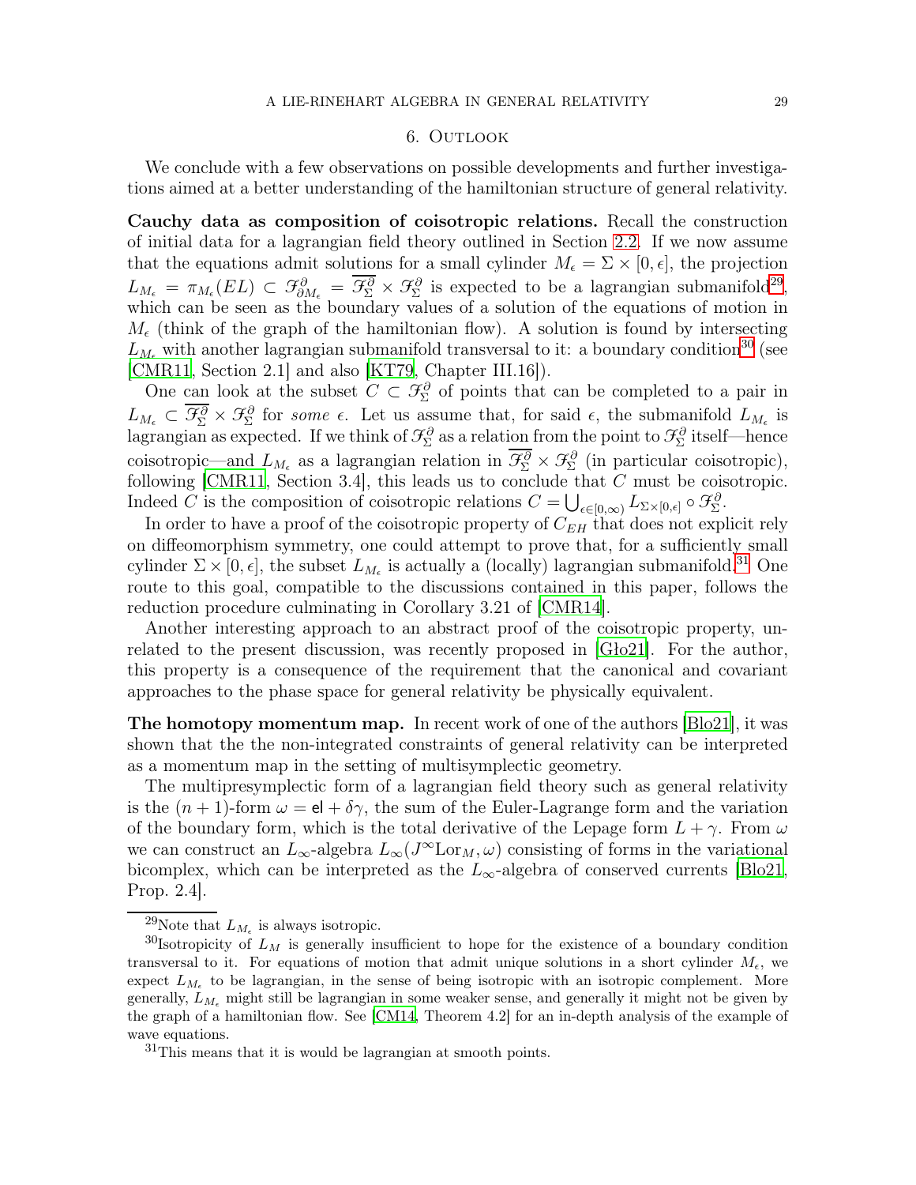## 6. Outlook

We conclude with a few observations on possible developments and further investigations aimed at a better understanding of the hamiltonian structure of general relativity.

**Cauchy data as composition of coisotropic relations.** Recall the construction of initial data for a lagrangian field theory outlined in Section 2.2. If we now assume that the equations admit solutions for a small cylinder $M_\epsilon = \Sigma \times [0, \epsilon]$, the projection $L_{M_\epsilon} = \pi_{M_\epsilon}(EL) \subset \mathcal{F}^\partial_{\partial M_\epsilon} = \overline{\mathcal{F}^\partial_\Sigma} \times \mathcal{F}^\partial_\Sigma$ is expected to be a lagrangian submanifold[29], which can be seen as the boundary values of a solution of the equations of motion in $M_\epsilon$ (think of the graph of the hamiltonian flow). A solution is found by intersecting $L_{M_\epsilon}$ with another lagrangian submanifold transversal to it: a boundary condition[30] (see [CMR11, Section 2.1] and also [KT79, Chapter III.16]).

One can look at the subset $C \subset \mathcal{F}^\partial_\Sigma$ of points that can be completed to a pair in $L_{M_\epsilon} \subset \overline{\mathcal{F}^\partial_\Sigma} \times \mathcal{F}^\partial_\Sigma$ for *some* $\epsilon$. Let us assume that, for said $\epsilon$, the submanifold $L_{M_\epsilon}$ is lagrangian as expected. If we think of $\mathcal{F}^\partial_\Sigma$ as a relation from the point to $\mathcal{F}^\partial_\Sigma$ itself—hence coisotropic—and $L_{M_\epsilon}$ as a lagrangian relation in $\overline{\mathcal{F}^\partial_\Sigma} \times \mathcal{F}^\partial_\Sigma$ (in particular coisotropic), following [CMR11, Section 3.4], this leads us to conclude that $C$ must be coisotropic. Indeed $C$ is the composition of coisotropic relations $C = \bigcup_{\epsilon \in [0,\infty)} L_{\Sigma \times [0,\epsilon]} \circ \mathcal{F}^\partial_\Sigma$.

In order to have a proof of the coisotropic property of $C_{EH}$ that does not explicit rely on diffeomorphism symmetry, one could attempt to prove that, for a sufficiently small cylinder $\Sigma \times [0, \epsilon]$, the subset $L_{M_\epsilon}$ is actually a (locally) lagrangian submanifold.[31] One route to this goal, compatible to the discussions contained in this paper, follows the reduction procedure culminating in Corollary 3.21 of [CMR14].

Another interesting approach to an abstract proof of the coisotropic property, unrelated to the present discussion, was recently proposed in [Gło21]. For the author, this property is a consequence of the requirement that the canonical and covariant approaches to the phase space for general relativity be physically equivalent.

**The homotopy momentum map.** In recent work of one of the authors [Blo21], it was shown that the the non-integrated constraints of general relativity can be interpreted as a momentum map in the setting of multisymplectic geometry.

The multipresymplectic form of a lagrangian field theory such as general relativity is the $(n+1)$-form $\omega = \mathsf{el} + \delta\gamma$, the sum of the Euler-Lagrange form and the variation of the boundary form, which is the total derivative of the Lepage form $L + \gamma$. From $\omega$ we can construct an $L_\infty$-algebra $L_\infty(J^\infty \mathrm{Lor}_M, \omega)$ consisting of forms in the variational bicomplex, which can be interpreted as the $L_\infty$-algebra of conserved currents [Blo21, Prop. 2.4].

---

[29] Note that $L_{M_\epsilon}$ is always isotropic.

[30] Isotropicity of $L_M$ is generally insufficient to hope for the existence of a boundary condition transversal to it. For equations of motion that admit unique solutions in a short cylinder $M_\epsilon$, we expect $L_{M_\epsilon}$ to be lagrangian, in the sense of being isotropic with an isotropic complement. More generally, $L_{M_\epsilon}$ might still be lagrangian in some weaker sense, and generally it might not be given by the graph of a hamiltonian flow. See [CM14, Theorem 4.2] for an in-depth analysis of the example of wave equations.

[31] This means that it is would be lagrangian at smooth points.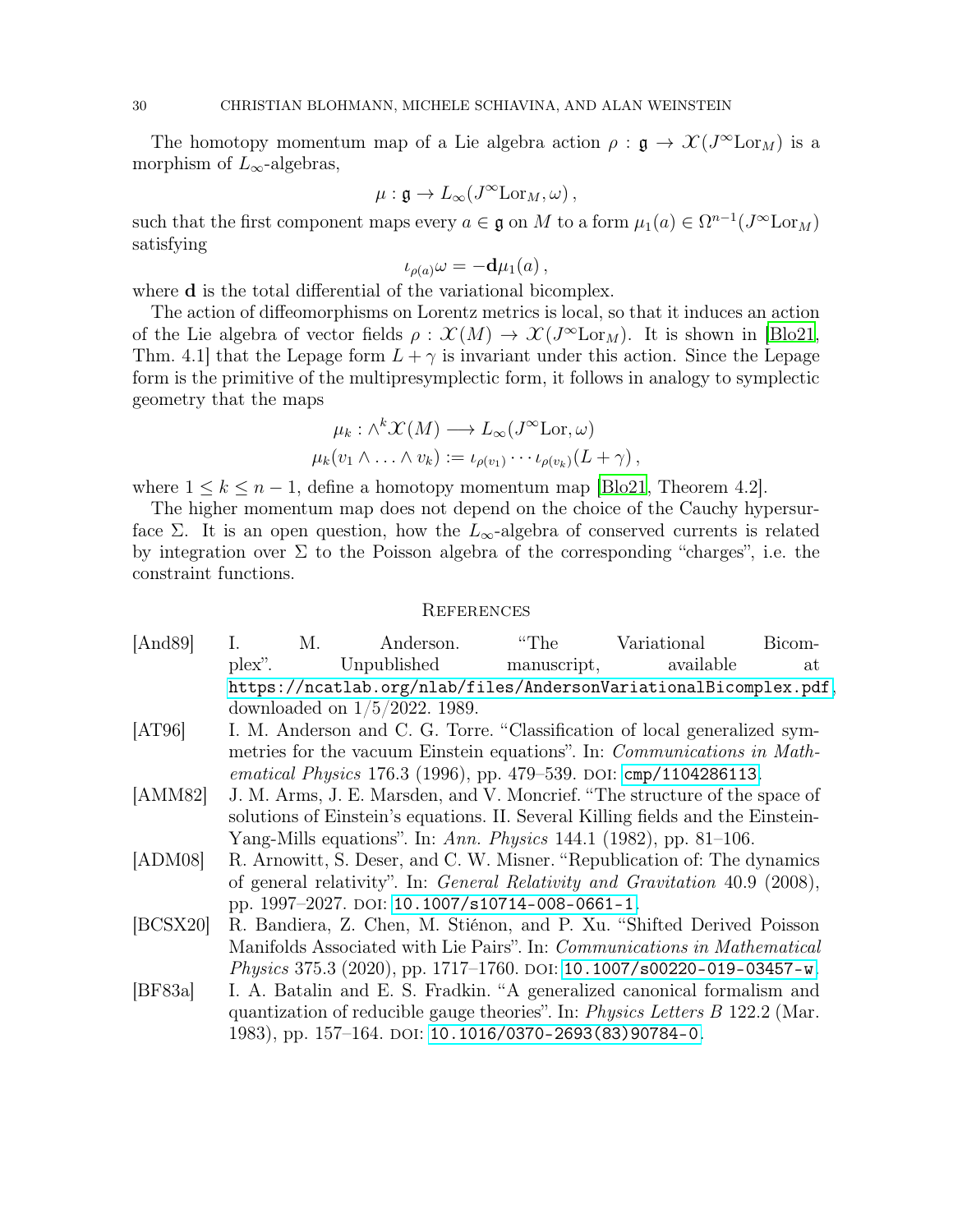The homotopy momentum map of a Lie algebra action $\rho : \mathfrak{g} \to \mathcal{X}(J^\infty \mathrm{Lor}_M)$ is a morphism of $L_\infty$-algebras,

$$\mu : \mathfrak{g} \to L_\infty(J^\infty \mathrm{Lor}_M, \omega)\,,$$

such that the first component maps every $a \in \mathfrak{g}$ on $M$ to a form $\mu_1(a) \in \Omega^{n-1}(J^\infty \mathrm{Lor}_M)$ satisfying

$$\iota_{\rho(a)}\omega = -\mathbf{d}\mu_1(a)\,,$$

where $\mathbf{d}$ is the total differential of the variational bicomplex.

The action of diffeomorphisms on Lorentz metrics is local, so that it induces an action of the Lie algebra of vector fields $\rho : \mathcal{X}(M) \to \mathcal{X}(J^\infty \mathrm{Lor}_M)$. It is shown in [Blo21, Thm. 4.1] that the Lepage form $L + \gamma$ is invariant under this action. Since the Lepage form is the primitive of the multipresymplectic form, it follows in analogy to symplectic geometry that the maps

$$\begin{aligned}
\mu_k : \wedge^k \mathcal{X}(M) &\longrightarrow L_\infty(J^\infty \mathrm{Lor}, \omega) \\
\mu_k(v_1 \wedge \ldots \wedge v_k) &:= \iota_{\rho(v_1)} \cdots \iota_{\rho(v_k)}(L + \gamma)\,,
\end{aligned}$$

where $1 \leq k \leq n-1$, define a homotopy momentum map [Blo21, Theorem 4.2].

The higher momentum map does not depend on the choice of the Cauchy hypersurface $\Sigma$. It is an open question, how the $L_\infty$-algebra of conserved currents is related by integration over $\Sigma$ to the Poisson algebra of the corresponding "charges", i.e. the constraint functions.

## References

[And89] I. M. Anderson. "The Variational Bicomplex". Unpublished manuscript, available at https://ncatlab.org/nlab/files/AndersonVariationalBicomplex.pdf, downloaded on 1/5/2022. 1989.

[AT96] I. M. Anderson and C. G. Torre. "Classification of local generalized symmetries for the vacuum Einstein equations". In: *Communications in Mathematical Physics* 176.3 (1996), pp. 479–539. DOI: cmp/1104286113.

[AMM82] J. M. Arms, J. E. Marsden, and V. Moncrief. "The structure of the space of solutions of Einstein's equations. II. Several Killing fields and the Einstein-Yang-Mills equations". In: *Ann. Physics* 144.1 (1982), pp. 81–106.

[ADM08] R. Arnowitt, S. Deser, and C. W. Misner. "Republication of: The dynamics of general relativity". In: *General Relativity and Gravitation* 40.9 (2008), pp. 1997–2027. DOI: 10.1007/s10714-008-0661-1.

[BCSX20] R. Bandiera, Z. Chen, M. Stiénon, and P. Xu. "Shifted Derived Poisson Manifolds Associated with Lie Pairs". In: *Communications in Mathematical Physics* 375.3 (2020), pp. 1717–1760. DOI: 10.1007/s00220-019-03457-w.

[BF83a] I. A. Batalin and E. S. Fradkin. "A generalized canonical formalism and quantization of reducible gauge theories". In: *Physics Letters B* 122.2 (Mar. 1983), pp. 157–164. DOI: 10.1016/0370-2693(83)90784-0.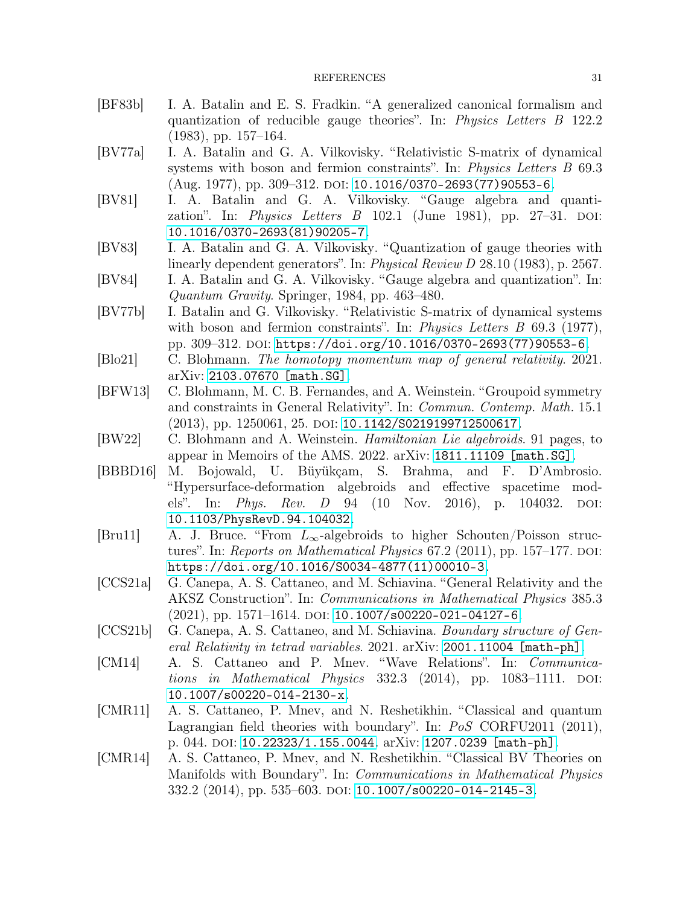[BF83b] I. A. Batalin and E. S. Fradkin. "A generalized canonical formalism and quantization of reducible gauge theories". In: *Physics Letters B* 122.2 (1983), pp. 157–164.

[BV77a] I. A. Batalin and G. A. Vilkovisky. "Relativistic S-matrix of dynamical systems with boson and fermion constraints". In: *Physics Letters B* 69.3 (Aug. 1977), pp. 309–312. DOI: 10.1016/0370-2693(77)90553-6.

[BV81] I. A. Batalin and G. A. Vilkovisky. "Gauge algebra and quantization". In: *Physics Letters B* 102.1 (June 1981), pp. 27–31. DOI: 10.1016/0370-2693(81)90205-7.

[BV83] I. A. Batalin and G. A. Vilkovisky. "Quantization of gauge theories with linearly dependent generators". In: *Physical Review D* 28.10 (1983), p. 2567.

[BV84] I. A. Batalin and G. A. Vilkovisky. "Gauge algebra and quantization". In: *Quantum Gravity*. Springer, 1984, pp. 463–480.

[BV77b] I. Batalin and G. Vilkovisky. "Relativistic S-matrix of dynamical systems with boson and fermion constraints". In: *Physics Letters B* 69.3 (1977), pp. 309–312. DOI: https://doi.org/10.1016/0370-2693(77)90553-6.

[Blo21] C. Blohmann. *The homotopy momentum map of general relativity*. 2021. arXiv: 2103.07670 [math.SG].

[BFW13] C. Blohmann, M. C. B. Fernandes, and A. Weinstein. "Groupoid symmetry and constraints in General Relativity". In: *Commun. Contemp. Math.* 15.1 (2013), pp. 1250061, 25. DOI: 10.1142/S0219199712500617.

[BW22] C. Blohmann and A. Weinstein. *Hamiltonian Lie algebroids*. 91 pages, to appear in Memoirs of the AMS. 2022. arXiv: 1811.11109 [math.SG].

[BBBD16] M. Bojowald, U. Büyükçam, S. Brahma, and F. D'Ambrosio. "Hypersurface-deformation algebroids and effective spacetime models". In: *Phys. Rev. D* 94 (10 Nov. 2016), p. 104032. DOI: 10.1103/PhysRevD.94.104032.

[Bru11] A. J. Bruce. "From $L_\infty$-algebroids to higher Schouten/Poisson structures". In: *Reports on Mathematical Physics* 67.2 (2011), pp. 157–177. DOI: https://doi.org/10.1016/S0034-4877(11)00010-3.

[CCS21a] G. Canepa, A. S. Cattaneo, and M. Schiavina. "General Relativity and the AKSZ Construction". In: *Communications in Mathematical Physics* 385.3 (2021), pp. 1571–1614. DOI: 10.1007/s00220-021-04127-6.

[CCS21b] G. Canepa, A. S. Cattaneo, and M. Schiavina. *Boundary structure of General Relativity in tetrad variables*. 2021. arXiv: 2001.11004 [math-ph].

[CM14] A. S. Cattaneo and P. Mnev. "Wave Relations". In: *Communications in Mathematical Physics* 332.3 (2014), pp. 1083–1111. DOI: 10.1007/s00220-014-2130-x.

[CMR11] A. S. Cattaneo, P. Mnev, and N. Reshetikhin. "Classical and quantum Lagrangian field theories with boundary". In: *PoS* CORFU2011 (2011), p. 044. DOI: 10.22323/1.155.0044. arXiv: 1207.0239 [math-ph].

[CMR14] A. S. Cattaneo, P. Mnev, and N. Reshetikhin. "Classical BV Theories on Manifolds with Boundary". In: *Communications in Mathematical Physics* 332.2 (2014), pp. 535–603. DOI: 10.1007/s00220-014-2145-3.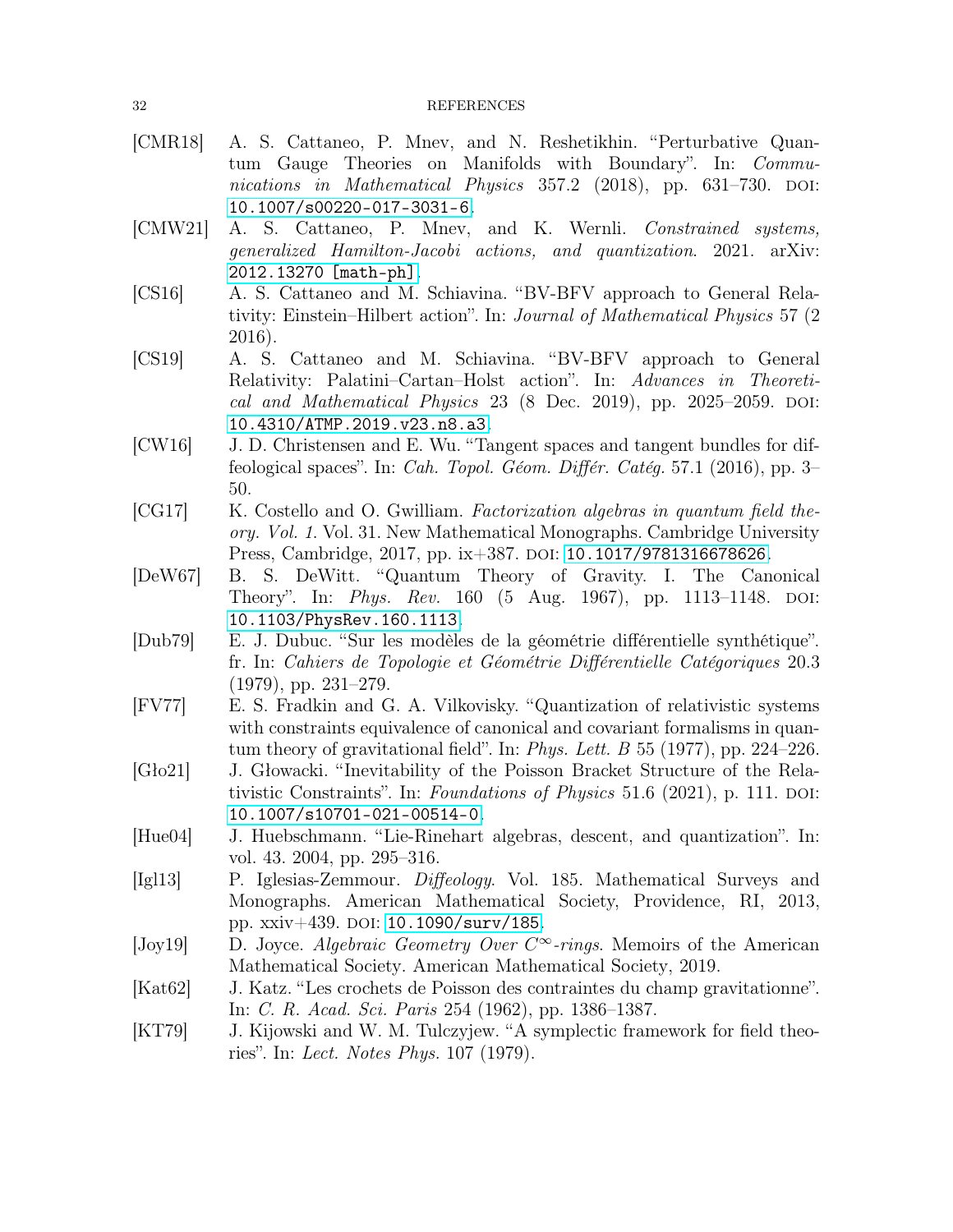- [CMR18] A. S. Cattaneo, P. Mnev, and N. Reshetikhin. "Perturbative Quantum Gauge Theories on Manifolds with Boundary". In: *Communications in Mathematical Physics* 357.2 (2018), pp. 631–730. DOI: 10.1007/s00220-017-3031-6.
- [CMW21] A. S. Cattaneo, P. Mnev, and K. Wernli. *Constrained systems, generalized Hamilton-Jacobi actions, and quantization*. 2021. arXiv: 2012.13270 [math-ph].
- [CS16] A. S. Cattaneo and M. Schiavina. "BV-BFV approach to General Relativity: Einstein–Hilbert action". In: *Journal of Mathematical Physics* 57 (2 2016).
- [CS19] A. S. Cattaneo and M. Schiavina. "BV-BFV approach to General Relativity: Palatini–Cartan–Holst action". In: *Advances in Theoretical and Mathematical Physics* 23 (8 Dec. 2019), pp. 2025–2059. DOI: 10.4310/ATMP.2019.v23.n8.a3.
- [CW16] J. D. Christensen and E. Wu. "Tangent spaces and tangent bundles for diffeological spaces". In: *Cah. Topol. Géom. Différ. Catég.* 57.1 (2016), pp. 3–50.
- [CG17] K. Costello and O. Gwilliam. *Factorization algebras in quantum field theory. Vol. 1*. Vol. 31. New Mathematical Monographs. Cambridge University Press, Cambridge, 2017, pp. ix+387. DOI: 10.1017/9781316678626.
- [DeW67] B. S. DeWitt. "Quantum Theory of Gravity. I. The Canonical Theory". In: *Phys. Rev.* 160 (5 Aug. 1967), pp. 1113–1148. DOI: 10.1103/PhysRev.160.1113.
- [Dub79] E. J. Dubuc. "Sur les modèles de la géométrie différentielle synthétique". fr. In: *Cahiers de Topologie et Géométrie Différentielle Catégoriques* 20.3 (1979), pp. 231–279.
- [FV77] E. S. Fradkin and G. A. Vilkovisky. "Quantization of relativistic systems with constraints equivalence of canonical and covariant formalisms in quantum theory of gravitational field". In: *Phys. Lett. B* 55 (1977), pp. 224–226.
- [Gło21] J. Głowacki. "Inevitability of the Poisson Bracket Structure of the Relativistic Constraints". In: *Foundations of Physics* 51.6 (2021), p. 111. DOI: 10.1007/s10701-021-00514-0.
- [Hue04] J. Huebschmann. "Lie-Rinehart algebras, descent, and quantization". In: vol. 43. 2004, pp. 295–316.
- [Igl13] P. Iglesias-Zemmour. *Diffeology*. Vol. 185. Mathematical Surveys and Monographs. American Mathematical Society, Providence, RI, 2013, pp. xxiv+439. DOI: 10.1090/surv/185.
- [Joy19] D. Joyce. *Algebraic Geometry Over $C^\infty$-rings*. Memoirs of the American Mathematical Society. American Mathematical Society, 2019.
- [Kat62] J. Katz. "Les crochets de Poisson des contraintes du champ gravitationne". In: *C. R. Acad. Sci. Paris* 254 (1962), pp. 1386–1387.
- [KT79] J. Kijowski and W. M. Tulczyjew. "A symplectic framework for field theories". In: *Lect. Notes Phys.* 107 (1979).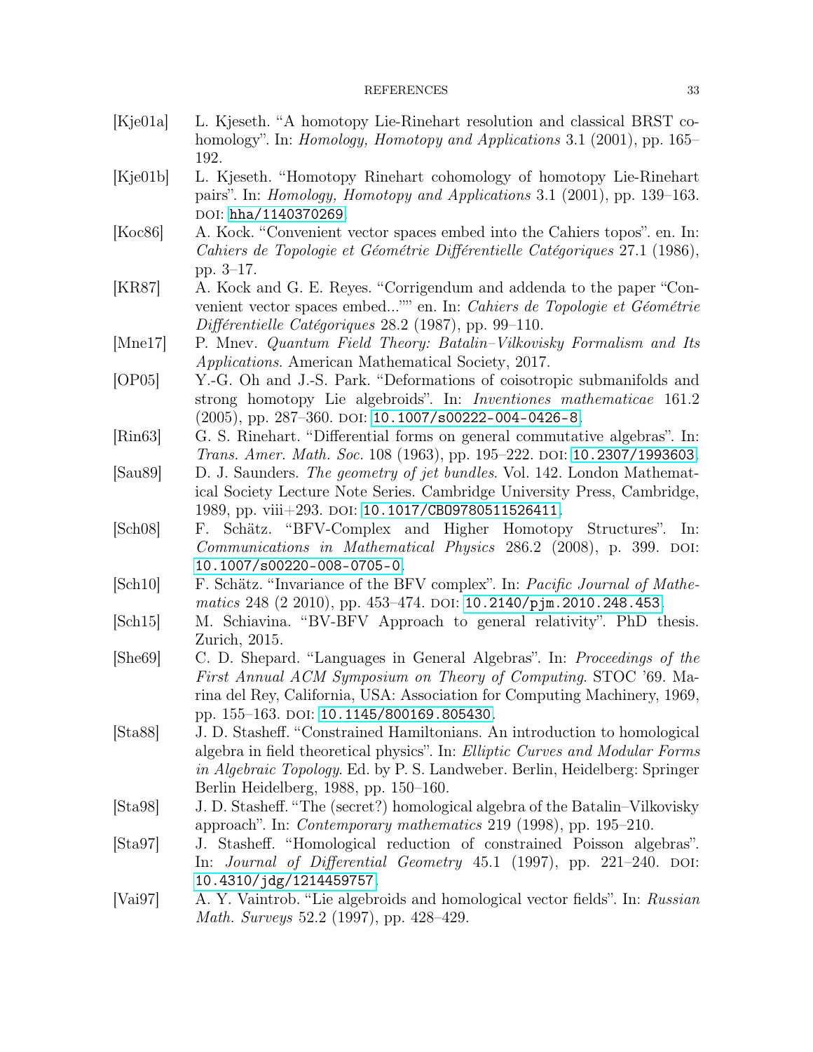[Kje01a] L. Kjeseth. "A homotopy Lie-Rinehart resolution and classical BRST cohomology". In: *Homology, Homotopy and Applications* 3.1 (2001), pp. 165–192.

[Kje01b] L. Kjeseth. "Homotopy Rinehart cohomology of homotopy Lie-Rinehart pairs". In: *Homology, Homotopy and Applications* 3.1 (2001), pp. 139–163. DOI: hha/1140370269.

[Koc86] A. Kock. "Convenient vector spaces embed into the Cahiers topos". en. In: *Cahiers de Topologie et Géométrie Différentielle Catégoriques* 27.1 (1986), pp. 3–17.

[KR87] A. Kock and G. E. Reyes. "Corrigendum and addenda to the paper "Convenient vector spaces embed..."" en. In: *Cahiers de Topologie et Géométrie Différentielle Catégoriques* 28.2 (1987), pp. 99–110.

[Mne17] P. Mnev. *Quantum Field Theory: Batalin–Vilkovisky Formalism and Its Applications*. American Mathematical Society, 2017.

[OP05] Y.-G. Oh and J.-S. Park. "Deformations of coisotropic submanifolds and strong homotopy Lie algebroids". In: *Inventiones mathematicae* 161.2 (2005), pp. 287–360. DOI: 10.1007/s00222-004-0426-8.

[Rin63] G. S. Rinehart. "Differential forms on general commutative algebras". In: *Trans. Amer. Math. Soc.* 108 (1963), pp. 195–222. DOI: 10.2307/1993603.

[Sau89] D. J. Saunders. *The geometry of jet bundles*. Vol. 142. London Mathematical Society Lecture Note Series. Cambridge University Press, Cambridge, 1989, pp. viii+293. DOI: 10.1017/CBO9780511526411.

[Sch08] F. Schätz. "BFV-Complex and Higher Homotopy Structures". In: *Communications in Mathematical Physics* 286.2 (2008), p. 399. DOI: 10.1007/s00220-008-0705-0.

[Sch10] F. Schätz. "Invariance of the BFV complex". In: *Pacific Journal of Mathematics* 248 (2 2010), pp. 453–474. DOI: 10.2140/pjm.2010.248.453.

[Sch15] M. Schiavina. "BV-BFV Approach to general relativity". PhD thesis. Zurich, 2015.

[She69] C. D. Shepard. "Languages in General Algebras". In: *Proceedings of the First Annual ACM Symposium on Theory of Computing*. STOC '69. Marina del Rey, California, USA: Association for Computing Machinery, 1969, pp. 155–163. DOI: 10.1145/800169.805430.

[Sta88] J. D. Stasheff. "Constrained Hamiltonians. An introduction to homological algebra in field theoretical physics". In: *Elliptic Curves and Modular Forms in Algebraic Topology*. Ed. by P. S. Landweber. Berlin, Heidelberg: Springer Berlin Heidelberg, 1988, pp. 150–160.

[Sta98] J. D. Stasheff. "The (secret?) homological algebra of the Batalin–Vilkovisky approach". In: *Contemporary mathematics* 219 (1998), pp. 195–210.

[Sta97] J. Stasheff. "Homological reduction of constrained Poisson algebras". In: *Journal of Differential Geometry* 45.1 (1997), pp. 221–240. DOI: 10.4310/jdg/1214459757.

[Vai97] A. Y. Vaintrob. "Lie algebroids and homological vector fields". In: *Russian Math. Surveys* 52.2 (1997), pp. 428–429.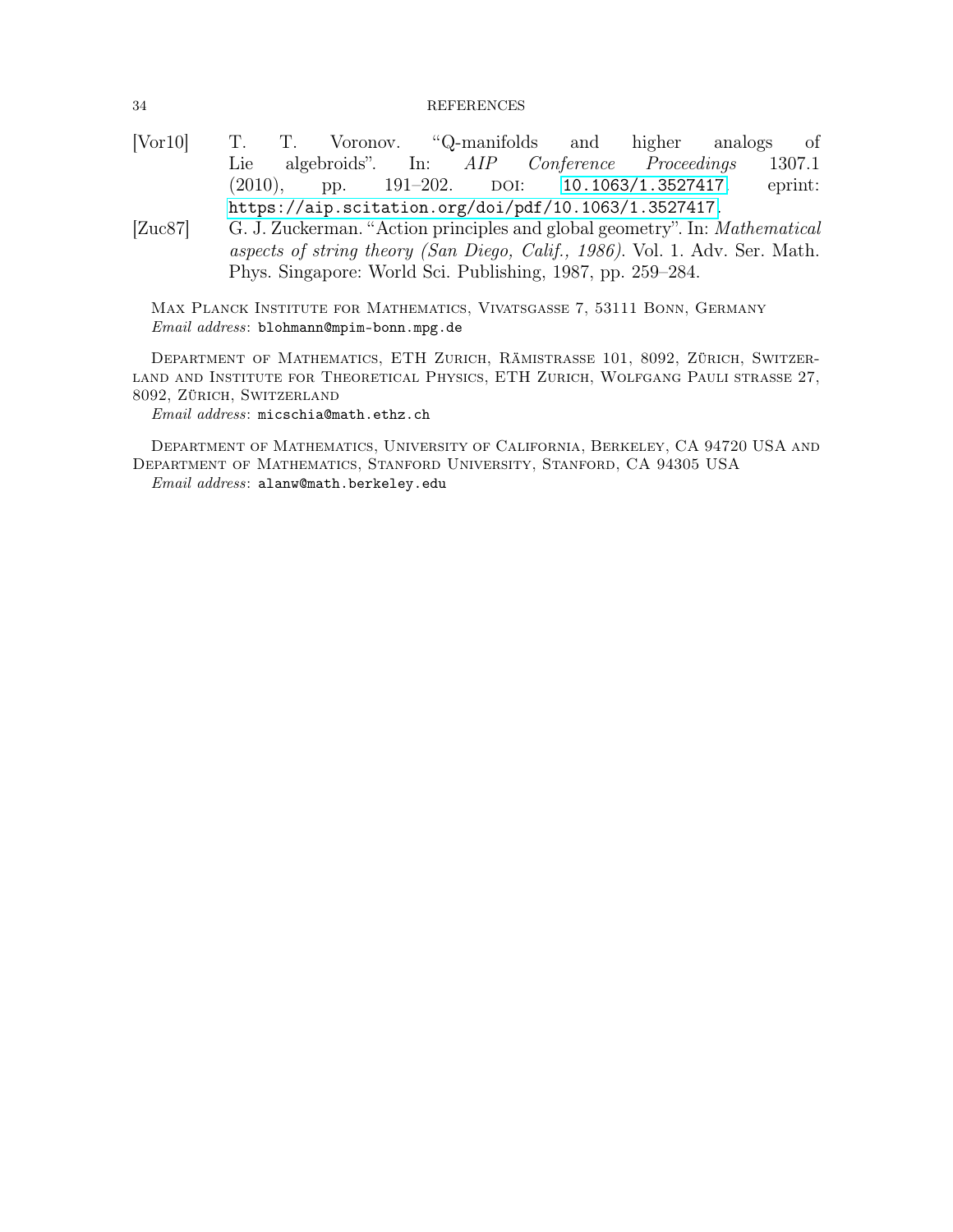[Vor10] T. T. Voronov. "Q-manifolds and higher analogs of Lie algebroids". In: *AIP Conference Proceedings* 1307.1 (2010), pp. 191–202. DOI: 10.1063/1.3527417. eprint: https://aip.scitation.org/doi/pdf/10.1063/1.3527417.

[Zuc87] G. J. Zuckerman. "Action principles and global geometry". In: *Mathematical aspects of string theory (San Diego, Calif., 1986)*. Vol. 1. Adv. Ser. Math. Phys. Singapore: World Sci. Publishing, 1987, pp. 259–284.

Max Planck Institute for Mathematics, Vivatsgasse 7, 53111 Bonn, Germany
*Email address*: blohmann@mpim-bonn.mpg.de

Department of Mathematics, ETH Zurich, Rämistrasse 101, 8092, Zürich, Switzerland and Institute for Theoretical Physics, ETH Zurich, Wolfgang Pauli strasse 27, 8092, Zürich, Switzerland
*Email address*: micschia@math.ethz.ch

Department of Mathematics, University of California, Berkeley, CA 94720 USA and Department of Mathematics, Stanford University, Stanford, CA 94305 USA
*Email address*: alanw@math.berkeley.edu